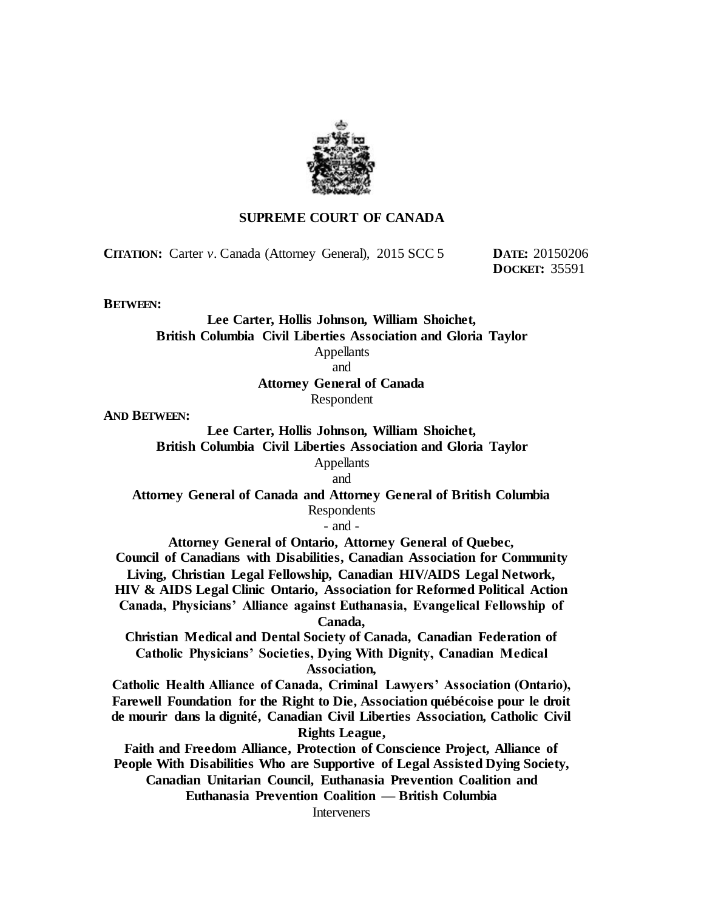**SUPREME COURT OF CANADA**

**CITATION:** Carter *v*. Canada (Attorney General), 2015 SCC 5 **DATE:** 20150206
**DOCKET:** 35591

**BETWEEN:**

**Lee Carter, Hollis Johnson, William Shoichet,**
**British Columbia Civil Liberties Association and Gloria Taylor**
Appellants
and
**Attorney General of Canada**
Respondent

**AND BETWEEN:**

**Lee Carter, Hollis Johnson, William Shoichet,**
**British Columbia Civil Liberties Association and Gloria Taylor**
Appellants
and
**Attorney General of Canada and Attorney General of British Columbia**
Respondents
- and -
**Attorney General of Ontario, Attorney General of Quebec,**
**Council of Canadians with Disabilities, Canadian Association for Community Living, Christian Legal Fellowship, Canadian HIV/AIDS Legal Network, HIV & AIDS Legal Clinic Ontario, Association for Reformed Political Action Canada, Physicians' Alliance against Euthanasia, Evangelical Fellowship of Canada,**
**Christian Medical and Dental Society of Canada, Canadian Federation of Catholic Physicians' Societies, Dying With Dignity, Canadian Medical Association,**
**Catholic Health Alliance of Canada, Criminal Lawyers' Association (Ontario), Farewell Foundation for the Right to Die, Association québécoise pour le droit de mourir dans la dignité, Canadian Civil Liberties Association, Catholic Civil Rights League,**
**Faith and Freedom Alliance, Protection of Conscience Project, Alliance of People With Disabilities Who are Supportive of Legal Assisted Dying Society, Canadian Unitarian Council, Euthanasia Prevention Coalition and Euthanasia Prevention Coalition — British Columbia**
Interveners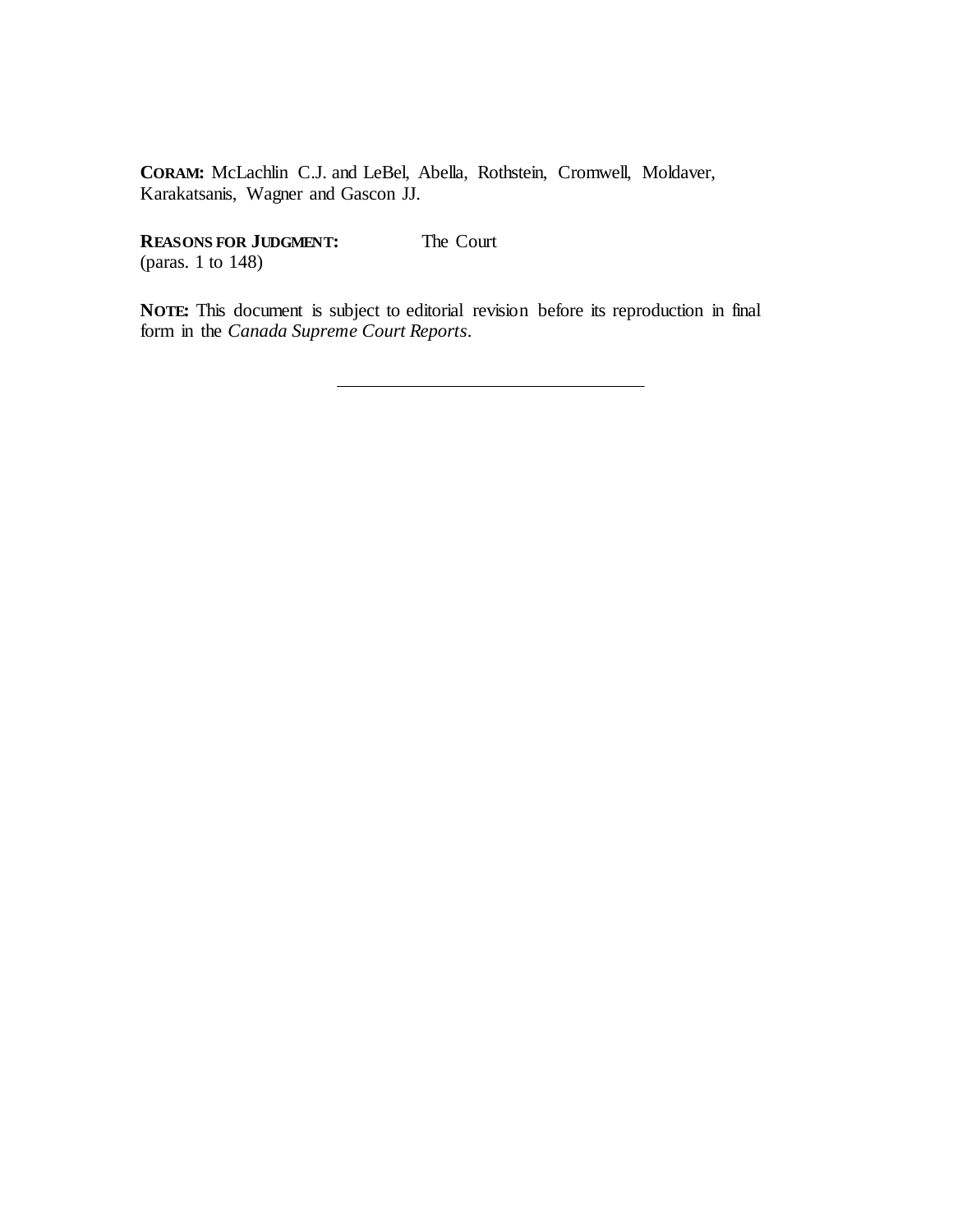**CORAM:** McLachlin C.J. and LeBel, Abella, Rothstein, Cromwell, Moldaver, Karakatsanis, Wagner and Gascon JJ.

**REASONS FOR JUDGMENT:** The Court
(paras. 1 to 148)

**NOTE:** This document is subject to editorial revision before its reproduction in final form in the *Canada Supreme Court Reports*.

---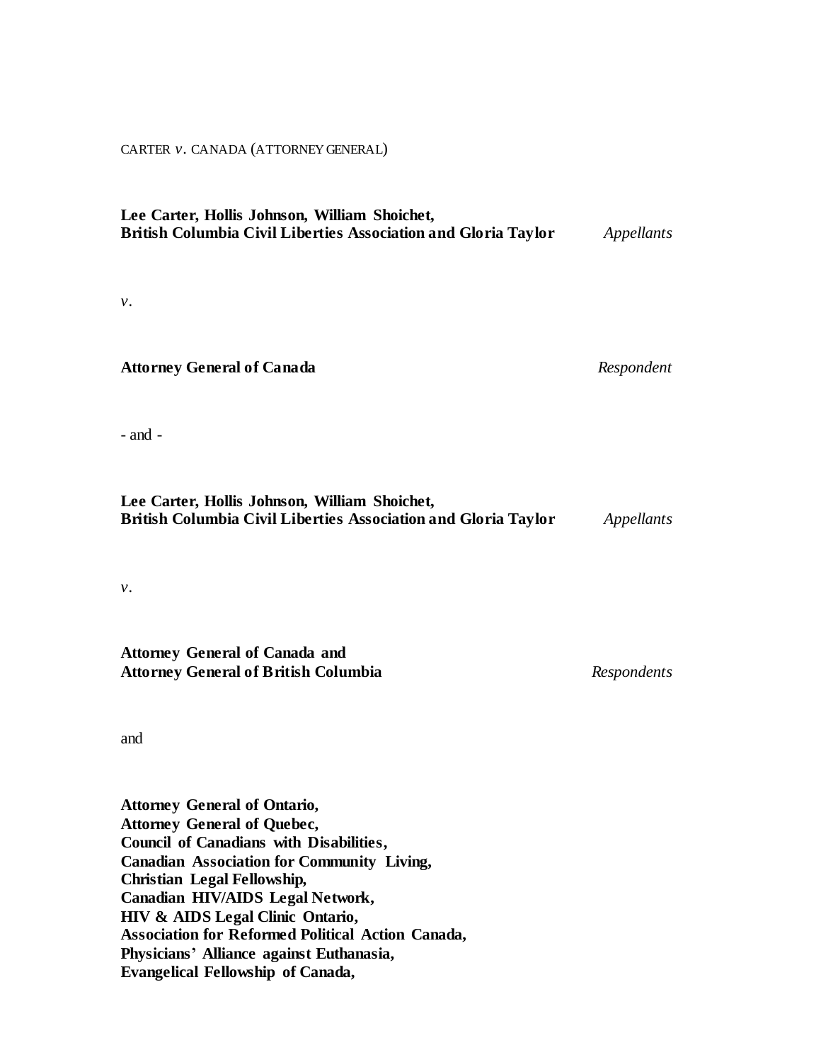CARTER *v.* CANADA (ATTORNEY GENERAL)

**Lee Carter, Hollis Johnson, William Shoichet,**
**British Columbia Civil Liberties Association and Gloria Taylor** *Appellants*

*v.*

**Attorney General of Canada** *Respondent*

- and -

**Lee Carter, Hollis Johnson, William Shoichet,**
**British Columbia Civil Liberties Association and Gloria Taylor** *Appellants*

*v.*

**Attorney General of Canada and**
**Attorney General of British Columbia** *Respondents*

and

**Attorney General of Ontario,**
**Attorney General of Quebec,**
**Council of Canadians with Disabilities,**
**Canadian Association for Community Living,**
**Christian Legal Fellowship,**
**Canadian HIV/AIDS Legal Network,**
**HIV & AIDS Legal Clinic Ontario,**
**Association for Reformed Political Action Canada,**
**Physicians' Alliance against Euthanasia,**
**Evangelical Fellowship of Canada,**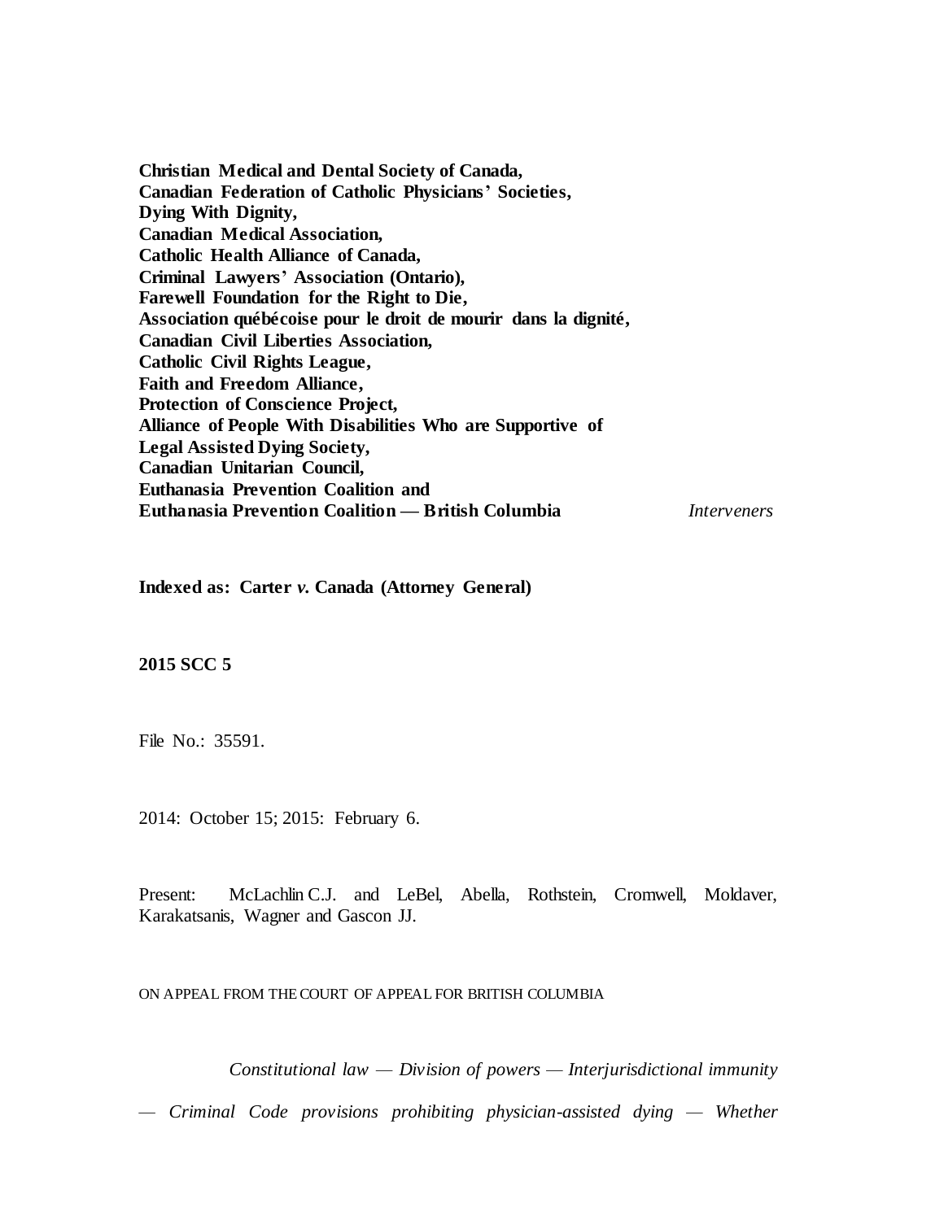**Christian Medical and Dental Society of Canada,**
**Canadian Federation of Catholic Physicians' Societies,**
**Dying With Dignity,**
**Canadian Medical Association,**
**Catholic Health Alliance of Canada,**
**Criminal Lawyers' Association (Ontario),**
**Farewell Foundation for the Right to Die,**
**Association québécoise pour le droit de mourir dans la dignité,**
**Canadian Civil Liberties Association,**
**Catholic Civil Rights League,**
**Faith and Freedom Alliance,**
**Protection of Conscience Project,**
**Alliance of People With Disabilities Who are Supportive of Legal Assisted Dying Society,**
**Canadian Unitarian Council,**
**Euthanasia Prevention Coalition and**
**Euthanasia Prevention Coalition — British Columbia** *Interveners*

**Indexed as: Carter *v.* Canada (Attorney General)**

**2015 SCC 5**

File No.: 35591.

2014: October 15; 2015: February 6.

Present: McLachlin C.J. and LeBel, Abella, Rothstein, Cromwell, Moldaver, Karakatsanis, Wagner and Gascon JJ.

ON APPEAL FROM THE COURT OF APPEAL FOR BRITISH COLUMBIA

*Constitutional law — Division of powers — Interjurisdictional immunity — Criminal Code provisions prohibiting physician-assisted dying — Whether*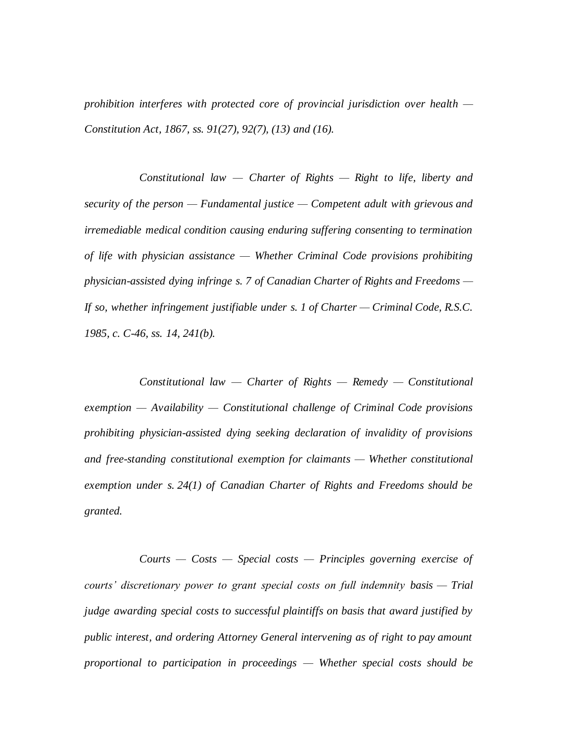*prohibition interferes with protected core of provincial jurisdiction over health — Constitution Act, 1867, ss. 91(27), 92(7), (13) and (16).*

*Constitutional law — Charter of Rights — Right to life, liberty and security of the person — Fundamental justice — Competent adult with grievous and irremediable medical condition causing enduring suffering consenting to termination of life with physician assistance — Whether Criminal Code provisions prohibiting physician-assisted dying infringe s. 7 of Canadian Charter of Rights and Freedoms — If so, whether infringement justifiable under s. 1 of Charter — Criminal Code, R.S.C. 1985, c. C-46, ss. 14, 241(b).*

*Constitutional law — Charter of Rights — Remedy — Constitutional exemption — Availability — Constitutional challenge of Criminal Code provisions prohibiting physician-assisted dying seeking declaration of invalidity of provisions and free-standing constitutional exemption for claimants — Whether constitutional exemption under s. 24(1) of Canadian Charter of Rights and Freedoms should be granted.*

*Courts — Costs — Special costs — Principles governing exercise of courts' discretionary power to grant special costs on full indemnity basis — Trial judge awarding special costs to successful plaintiffs on basis that award justified by public interest, and ordering Attorney General intervening as of right to pay amount proportional to participation in proceedings — Whether special costs should be*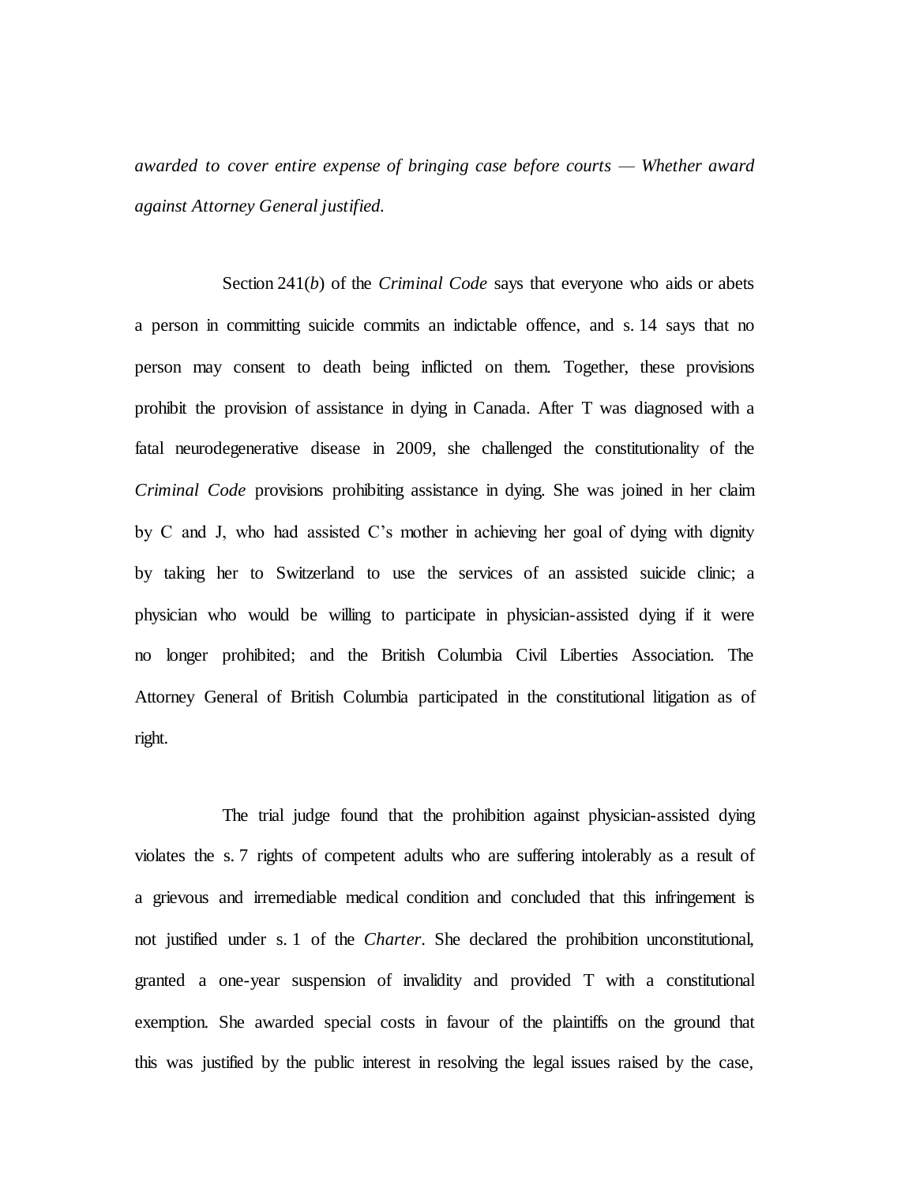*awarded to cover entire expense of bringing case before courts — Whether award against Attorney General justified.*

Section 241(*b*) of the *Criminal Code* says that everyone who aids or abets a person in committing suicide commits an indictable offence, and s. 14 says that no person may consent to death being inflicted on them. Together, these provisions prohibit the provision of assistance in dying in Canada. After T was diagnosed with a fatal neurodegenerative disease in 2009, she challenged the constitutionality of the *Criminal Code* provisions prohibiting assistance in dying. She was joined in her claim by C and J, who had assisted C's mother in achieving her goal of dying with dignity by taking her to Switzerland to use the services of an assisted suicide clinic; a physician who would be willing to participate in physician-assisted dying if it were no longer prohibited; and the British Columbia Civil Liberties Association. The Attorney General of British Columbia participated in the constitutional litigation as of right.

The trial judge found that the prohibition against physician-assisted dying violates the s. 7 rights of competent adults who are suffering intolerably as a result of a grievous and irremediable medical condition and concluded that this infringement is not justified under s. 1 of the *Charter*. She declared the prohibition unconstitutional, granted a one-year suspension of invalidity and provided T with a constitutional exemption. She awarded special costs in favour of the plaintiffs on the ground that this was justified by the public interest in resolving the legal issues raised by the case,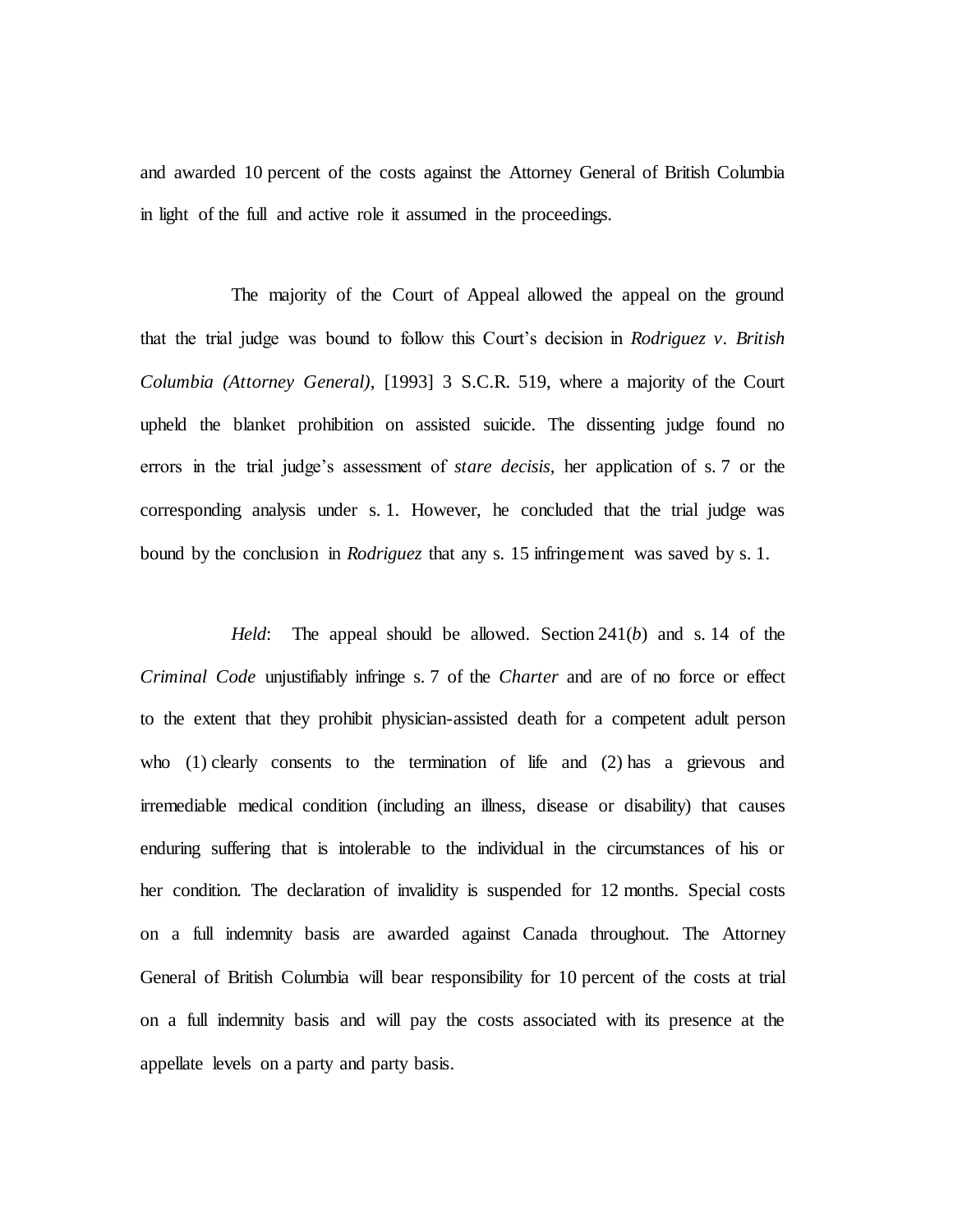and awarded 10 percent of the costs against the Attorney General of British Columbia in light of the full and active role it assumed in the proceedings.

The majority of the Court of Appeal allowed the appeal on the ground that the trial judge was bound to follow this Court's decision in *Rodriguez v. British Columbia (Attorney General)*, [1993] 3 S.C.R. 519, where a majority of the Court upheld the blanket prohibition on assisted suicide. The dissenting judge found no errors in the trial judge's assessment of *stare decisis*, her application of s. 7 or the corresponding analysis under s. 1. However, he concluded that the trial judge was bound by the conclusion in *Rodriguez* that any s. 15 infringement was saved by s. 1.

*Held*: The appeal should be allowed. Section 241(*b*) and s. 14 of the *Criminal Code* unjustifiably infringe s. 7 of the *Charter* and are of no force or effect to the extent that they prohibit physician-assisted death for a competent adult person who (1) clearly consents to the termination of life and (2) has a grievous and irremediable medical condition (including an illness, disease or disability) that causes enduring suffering that is intolerable to the individual in the circumstances of his or her condition. The declaration of invalidity is suspended for 12 months. Special costs on a full indemnity basis are awarded against Canada throughout. The Attorney General of British Columbia will bear responsibility for 10 percent of the costs at trial on a full indemnity basis and will pay the costs associated with its presence at the appellate levels on a party and party basis.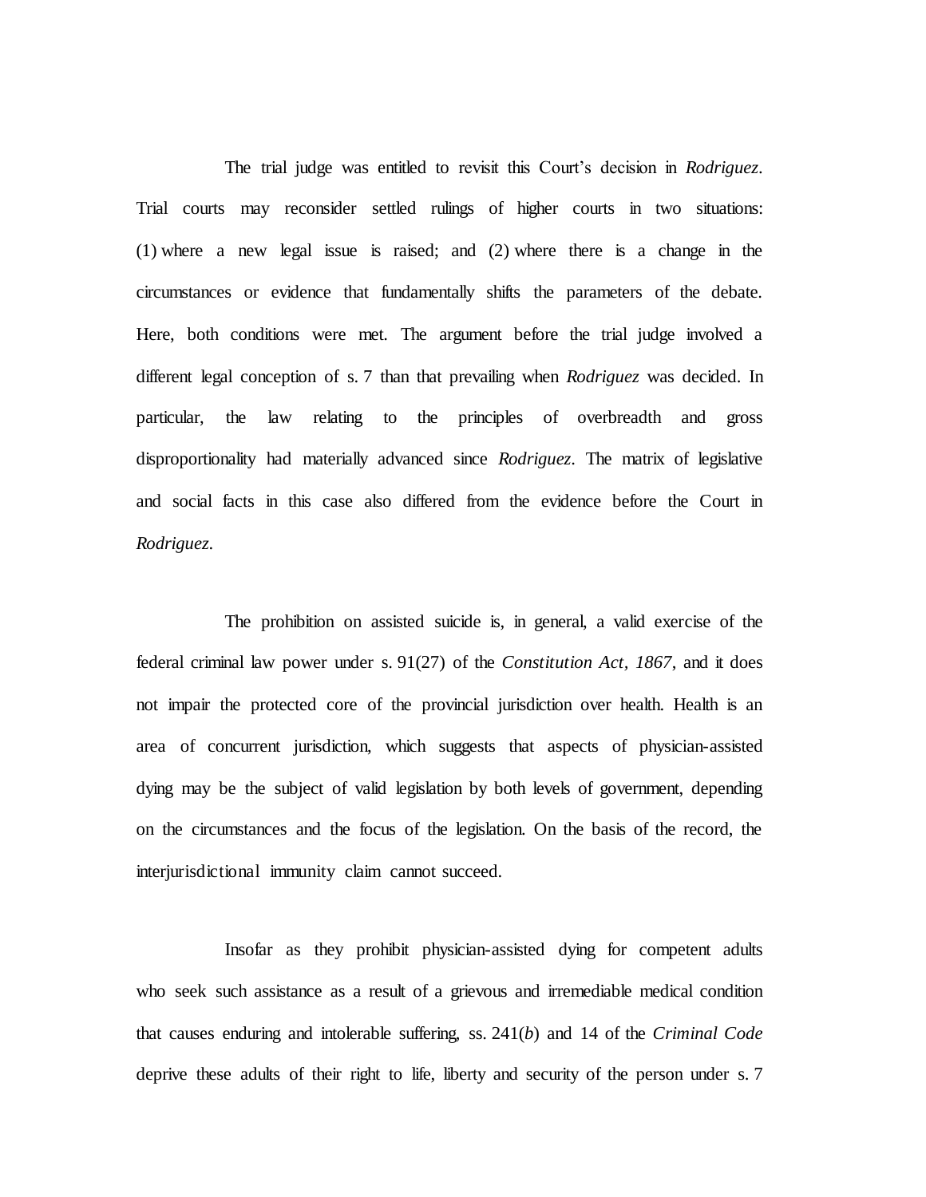The trial judge was entitled to revisit this Court's decision in *Rodriguez*. Trial courts may reconsider settled rulings of higher courts in two situations: (1) where a new legal issue is raised; and (2) where there is a change in the circumstances or evidence that fundamentally shifts the parameters of the debate. Here, both conditions were met. The argument before the trial judge involved a different legal conception of s. 7 than that prevailing when *Rodriguez* was decided. In particular, the law relating to the principles of overbreadth and gross disproportionality had materially advanced since *Rodriguez*. The matrix of legislative and social facts in this case also differed from the evidence before the Court in *Rodriguez*.

The prohibition on assisted suicide is, in general, a valid exercise of the federal criminal law power under s. 91(27) of the *Constitution Act, 1867*, and it does not impair the protected core of the provincial jurisdiction over health. Health is an area of concurrent jurisdiction, which suggests that aspects of physician-assisted dying may be the subject of valid legislation by both levels of government, depending on the circumstances and the focus of the legislation. On the basis of the record, the interjurisdictional immunity claim cannot succeed.

Insofar as they prohibit physician-assisted dying for competent adults who seek such assistance as a result of a grievous and irremediable medical condition that causes enduring and intolerable suffering, ss. 241(*b*) and 14 of the *Criminal Code* deprive these adults of their right to life, liberty and security of the person under s. 7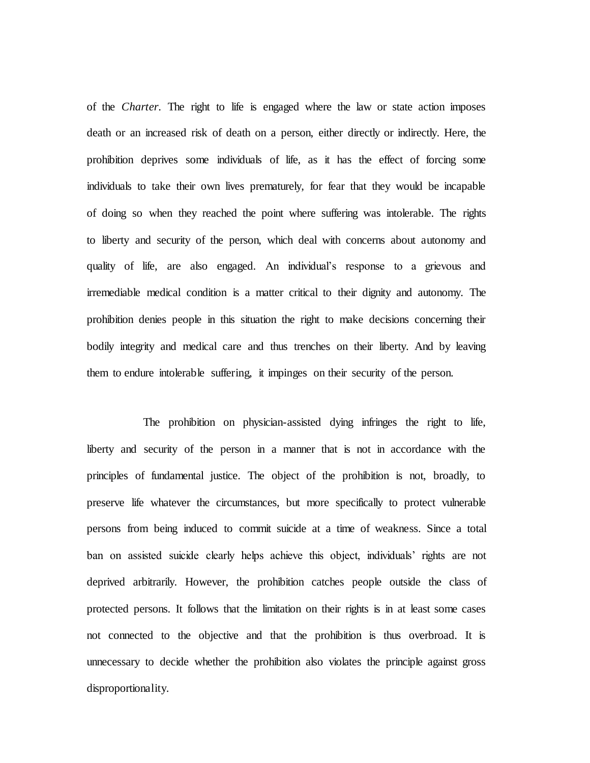of the *Charter*. The right to life is engaged where the law or state action imposes death or an increased risk of death on a person, either directly or indirectly. Here, the prohibition deprives some individuals of life, as it has the effect of forcing some individuals to take their own lives prematurely, for fear that they would be incapable of doing so when they reached the point where suffering was intolerable. The rights to liberty and security of the person, which deal with concerns about autonomy and quality of life, are also engaged. An individual's response to a grievous and irremediable medical condition is a matter critical to their dignity and autonomy. The prohibition denies people in this situation the right to make decisions concerning their bodily integrity and medical care and thus trenches on their liberty. And by leaving them to endure intolerable suffering, it impinges on their security of the person.

The prohibition on physician-assisted dying infringes the right to life, liberty and security of the person in a manner that is not in accordance with the principles of fundamental justice. The object of the prohibition is not, broadly, to preserve life whatever the circumstances, but more specifically to protect vulnerable persons from being induced to commit suicide at a time of weakness. Since a total ban on assisted suicide clearly helps achieve this object, individuals' rights are not deprived arbitrarily. However, the prohibition catches people outside the class of protected persons. It follows that the limitation on their rights is in at least some cases not connected to the objective and that the prohibition is thus overbroad. It is unnecessary to decide whether the prohibition also violates the principle against gross disproportionality.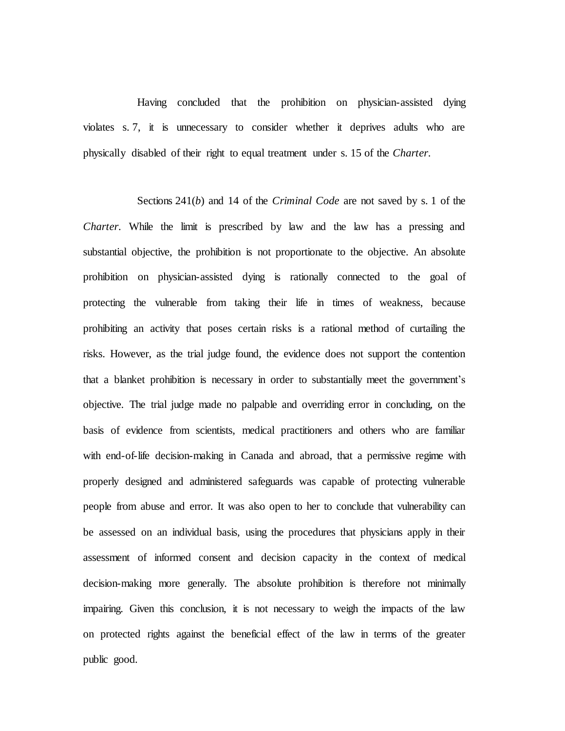Having concluded that the prohibition on physician-assisted dying violates s. 7, it is unnecessary to consider whether it deprives adults who are physically disabled of their right to equal treatment under s. 15 of the *Charter*.

Sections 241(*b*) and 14 of the *Criminal Code* are not saved by s. 1 of the *Charter*. While the limit is prescribed by law and the law has a pressing and substantial objective, the prohibition is not proportionate to the objective. An absolute prohibition on physician-assisted dying is rationally connected to the goal of protecting the vulnerable from taking their life in times of weakness, because prohibiting an activity that poses certain risks is a rational method of curtailing the risks. However, as the trial judge found, the evidence does not support the contention that a blanket prohibition is necessary in order to substantially meet the government's objective. The trial judge made no palpable and overriding error in concluding, on the basis of evidence from scientists, medical practitioners and others who are familiar with end-of-life decision-making in Canada and abroad, that a permissive regime with properly designed and administered safeguards was capable of protecting vulnerable people from abuse and error. It was also open to her to conclude that vulnerability can be assessed on an individual basis, using the procedures that physicians apply in their assessment of informed consent and decision capacity in the context of medical decision-making more generally. The absolute prohibition is therefore not minimally impairing. Given this conclusion, it is not necessary to weigh the impacts of the law on protected rights against the beneficial effect of the law in terms of the greater public good.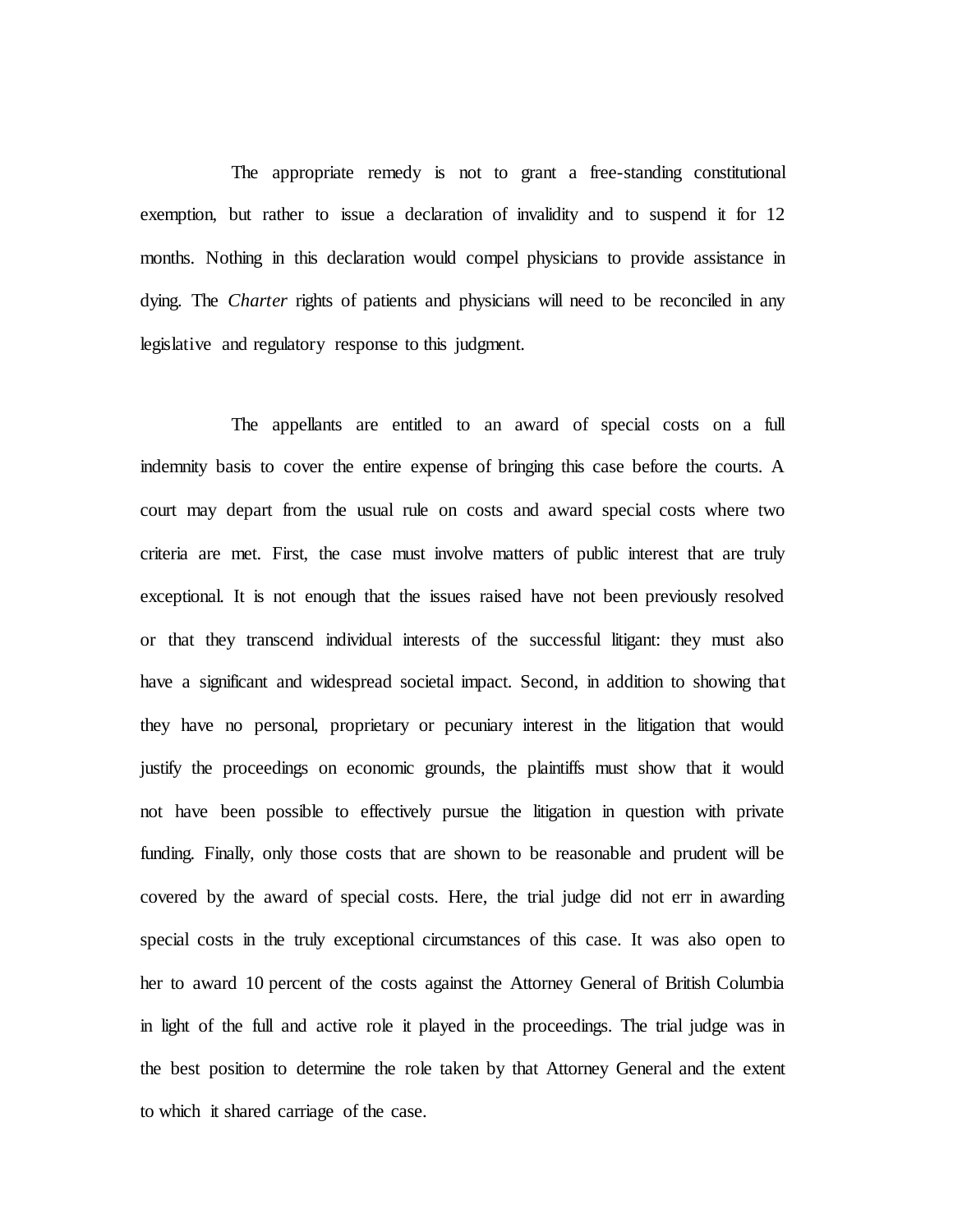The appropriate remedy is not to grant a free-standing constitutional exemption, but rather to issue a declaration of invalidity and to suspend it for 12 months. Nothing in this declaration would compel physicians to provide assistance in dying. The *Charter* rights of patients and physicians will need to be reconciled in any legislative and regulatory response to this judgment.

The appellants are entitled to an award of special costs on a full indemnity basis to cover the entire expense of bringing this case before the courts. A court may depart from the usual rule on costs and award special costs where two criteria are met. First, the case must involve matters of public interest that are truly exceptional. It is not enough that the issues raised have not been previously resolved or that they transcend individual interests of the successful litigant: they must also have a significant and widespread societal impact. Second, in addition to showing that they have no personal, proprietary or pecuniary interest in the litigation that would justify the proceedings on economic grounds, the plaintiffs must show that it would not have been possible to effectively pursue the litigation in question with private funding. Finally, only those costs that are shown to be reasonable and prudent will be covered by the award of special costs. Here, the trial judge did not err in awarding special costs in the truly exceptional circumstances of this case. It was also open to her to award 10 percent of the costs against the Attorney General of British Columbia in light of the full and active role it played in the proceedings. The trial judge was in the best position to determine the role taken by that Attorney General and the extent to which it shared carriage of the case.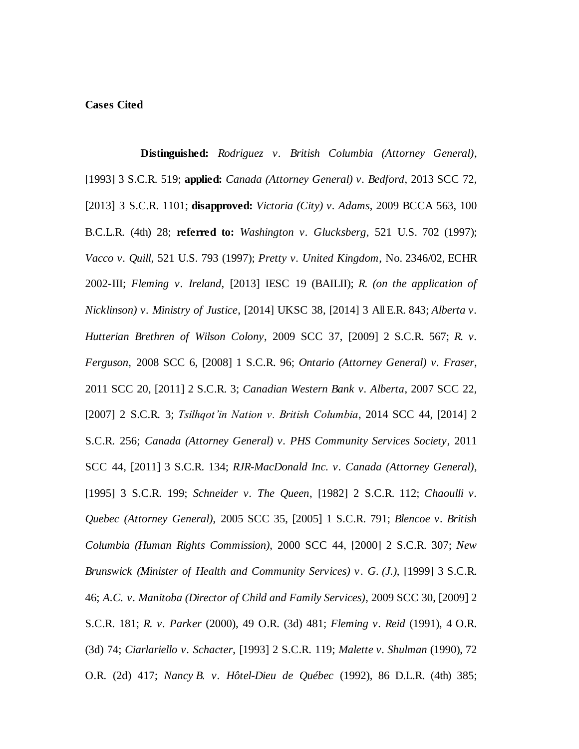**Cases Cited**

**Distinguished:** *Rodriguez v. British Columbia (Attorney General)*, [1993] 3 S.C.R. 519; **applied:** *Canada (Attorney General) v. Bedford*, 2013 SCC 72, [2013] 3 S.C.R. 1101; **disapproved:** *Victoria (City) v. Adams*, 2009 BCCA 563, 100 B.C.L.R. (4th) 28; **referred to:** *Washington v. Glucksberg*, 521 U.S. 702 (1997); *Vacco v. Quill*, 521 U.S. 793 (1997); *Pretty v. United Kingdom*, No. 2346/02, ECHR 2002-III; *Fleming v. Ireland*, [2013] IESC 19 (BAILII); *R. (on the application of Nicklinson) v. Ministry of Justice*, [2014] UKSC 38, [2014] 3 All E.R. 843; *Alberta v. Hutterian Brethren of Wilson Colony*, 2009 SCC 37, [2009] 2 S.C.R. 567; *R. v. Ferguson*, 2008 SCC 6, [2008] 1 S.C.R. 96; *Ontario (Attorney General) v. Fraser*, 2011 SCC 20, [2011] 2 S.C.R. 3; *Canadian Western Bank v. Alberta*, 2007 SCC 22, [2007] 2 S.C.R. 3; *Tsilhqot'in Nation v. British Columbia*, 2014 SCC 44, [2014] 2 S.C.R. 256; *Canada (Attorney General) v. PHS Community Services Society*, 2011 SCC 44, [2011] 3 S.C.R. 134; *RJR-MacDonald Inc. v. Canada (Attorney General)*, [1995] 3 S.C.R. 199; *Schneider v. The Queen*, [1982] 2 S.C.R. 112; *Chaoulli v. Quebec (Attorney General)*, 2005 SCC 35, [2005] 1 S.C.R. 791; *Blencoe v. British Columbia (Human Rights Commission)*, 2000 SCC 44, [2000] 2 S.C.R. 307; *New Brunswick (Minister of Health and Community Services) v. G. (J.)*, [1999] 3 S.C.R. 46; *A.C. v. Manitoba (Director of Child and Family Services)*, 2009 SCC 30, [2009] 2 S.C.R. 181; *R. v. Parker* (2000), 49 O.R. (3d) 481; *Fleming v. Reid* (1991), 4 O.R. (3d) 74; *Ciarlariello v. Schacter*, [1993] 2 S.C.R. 119; *Malette v. Shulman* (1990), 72 O.R. (2d) 417; *Nancy B. v. Hôtel-Dieu de Québec* (1992), 86 D.L.R. (4th) 385;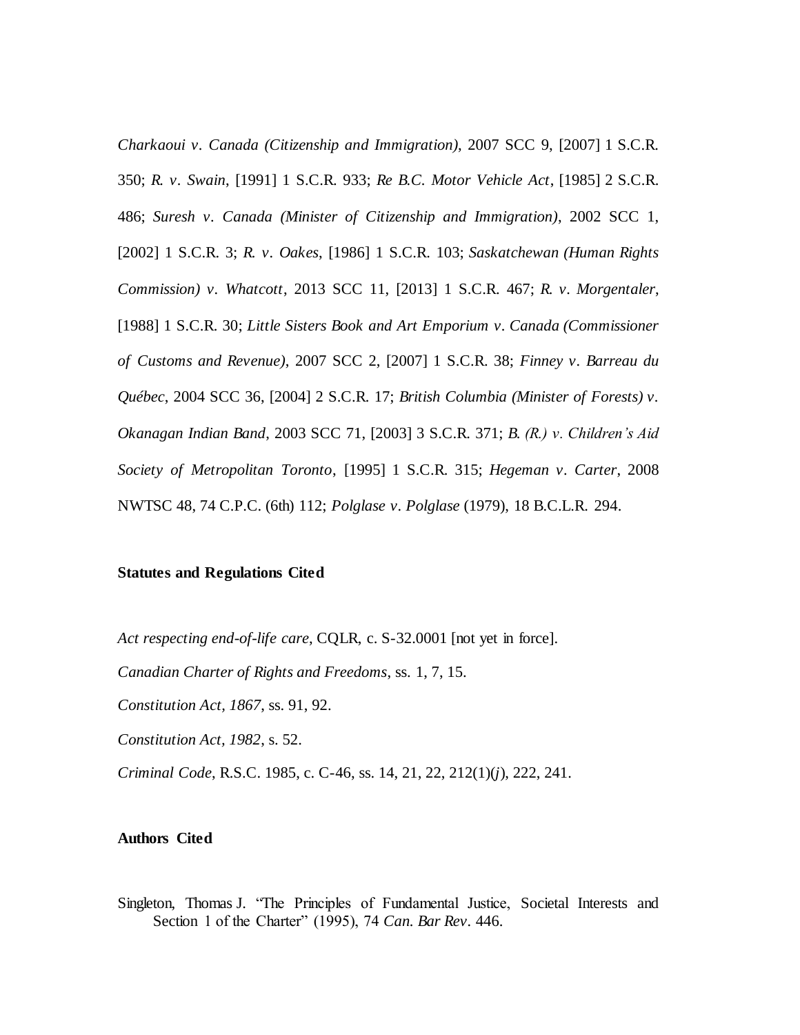*Charkaoui v. Canada (Citizenship and Immigration)*, 2007 SCC 9, [2007] 1 S.C.R. 350; *R. v. Swain*, [1991] 1 S.C.R. 933; *Re B.C. Motor Vehicle Act*, [1985] 2 S.C.R. 486; *Suresh v. Canada (Minister of Citizenship and Immigration)*, 2002 SCC 1, [2002] 1 S.C.R. 3; *R. v. Oakes*, [1986] 1 S.C.R. 103; *Saskatchewan (Human Rights Commission) v. Whatcott*, 2013 SCC 11, [2013] 1 S.C.R. 467; *R. v. Morgentaler*, [1988] 1 S.C.R. 30; *Little Sisters Book and Art Emporium v. Canada (Commissioner of Customs and Revenue)*, 2007 SCC 2, [2007] 1 S.C.R. 38; *Finney v. Barreau du Québec*, 2004 SCC 36, [2004] 2 S.C.R. 17; *British Columbia (Minister of Forests) v. Okanagan Indian Band*, 2003 SCC 71, [2003] 3 S.C.R. 371; *B. (R.) v. Children's Aid Society of Metropolitan Toronto*, [1995] 1 S.C.R. 315; *Hegeman v. Carter*, 2008 NWTSC 48, 74 C.P.C. (6th) 112; *Polglase v. Polglase* (1979), 18 B.C.L.R. 294.

**Statutes and Regulations Cited**

*Act respecting end-of-life care*, CQLR, c. S-32.0001 [not yet in force].

*Canadian Charter of Rights and Freedoms*, ss. 1, 7, 15.

*Constitution Act, 1867*, ss. 91, 92.

*Constitution Act, 1982*, s. 52.

*Criminal Code*, R.S.C. 1985, c. C-46, ss. 14, 21, 22, 212(1)(*j*), 222, 241.

**Authors Cited**

Singleton, Thomas J. "The Principles of Fundamental Justice, Societal Interests and Section 1 of the Charter" (1995), 74 *Can. Bar Rev*. 446.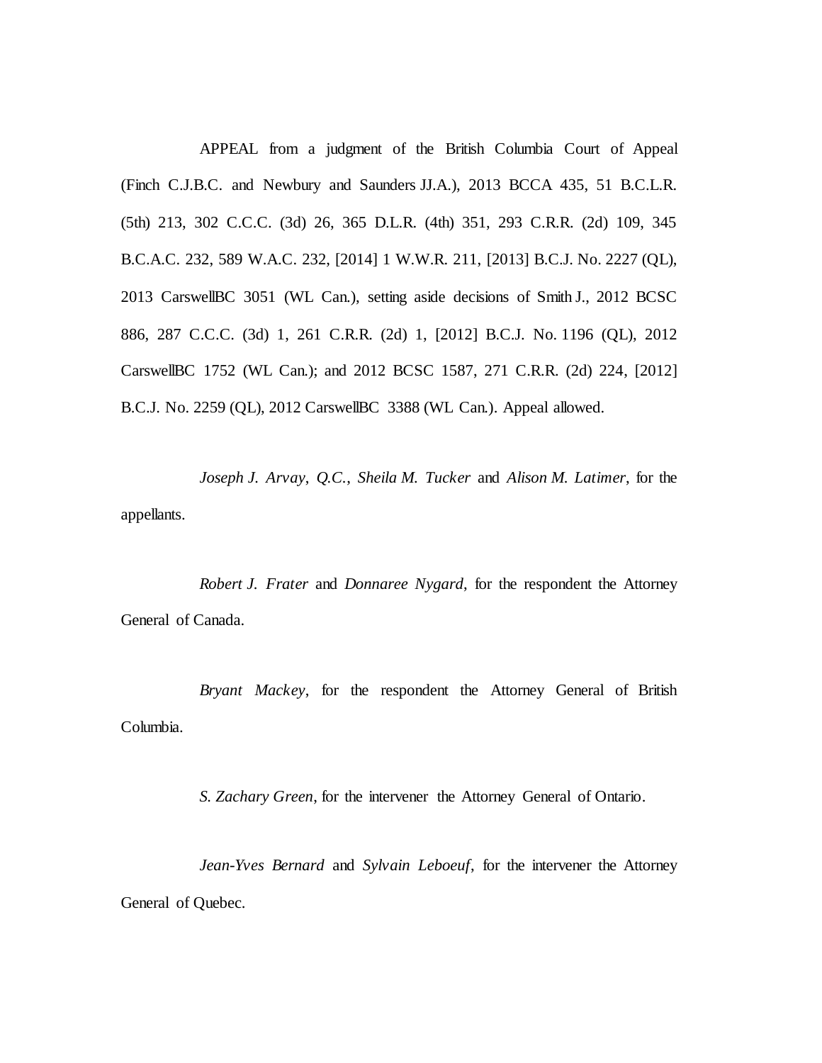APPEAL from a judgment of the British Columbia Court of Appeal (Finch C.J.B.C. and Newbury and Saunders JJ.A.), 2013 BCCA 435, 51 B.C.L.R. (5th) 213, 302 C.C.C. (3d) 26, 365 D.L.R. (4th) 351, 293 C.R.R. (2d) 109, 345 B.C.A.C. 232, 589 W.A.C. 232, [2014] 1 W.W.R. 211, [2013] B.C.J. No. 2227 (QL), 2013 CarswellBC 3051 (WL Can.), setting aside decisions of Smith J., 2012 BCSC 886, 287 C.C.C. (3d) 1, 261 C.R.R. (2d) 1, [2012] B.C.J. No. 1196 (QL), 2012 CarswellBC 1752 (WL Can.); and 2012 BCSC 1587, 271 C.R.R. (2d) 224, [2012] B.C.J. No. 2259 (QL), 2012 CarswellBC 3388 (WL Can.). Appeal allowed.

*Joseph J. Arvay, Q.C.*, *Sheila M. Tucker* and *Alison M. Latimer*, for the appellants.

*Robert J. Frater* and *Donnaree Nygard*, for the respondent the Attorney General of Canada.

*Bryant Mackey*, for the respondent the Attorney General of British Columbia.

*S. Zachary Green*, for the intervener the Attorney General of Ontario.

*Jean-Yves Bernard* and *Sylvain Leboeuf*, for the intervener the Attorney General of Quebec.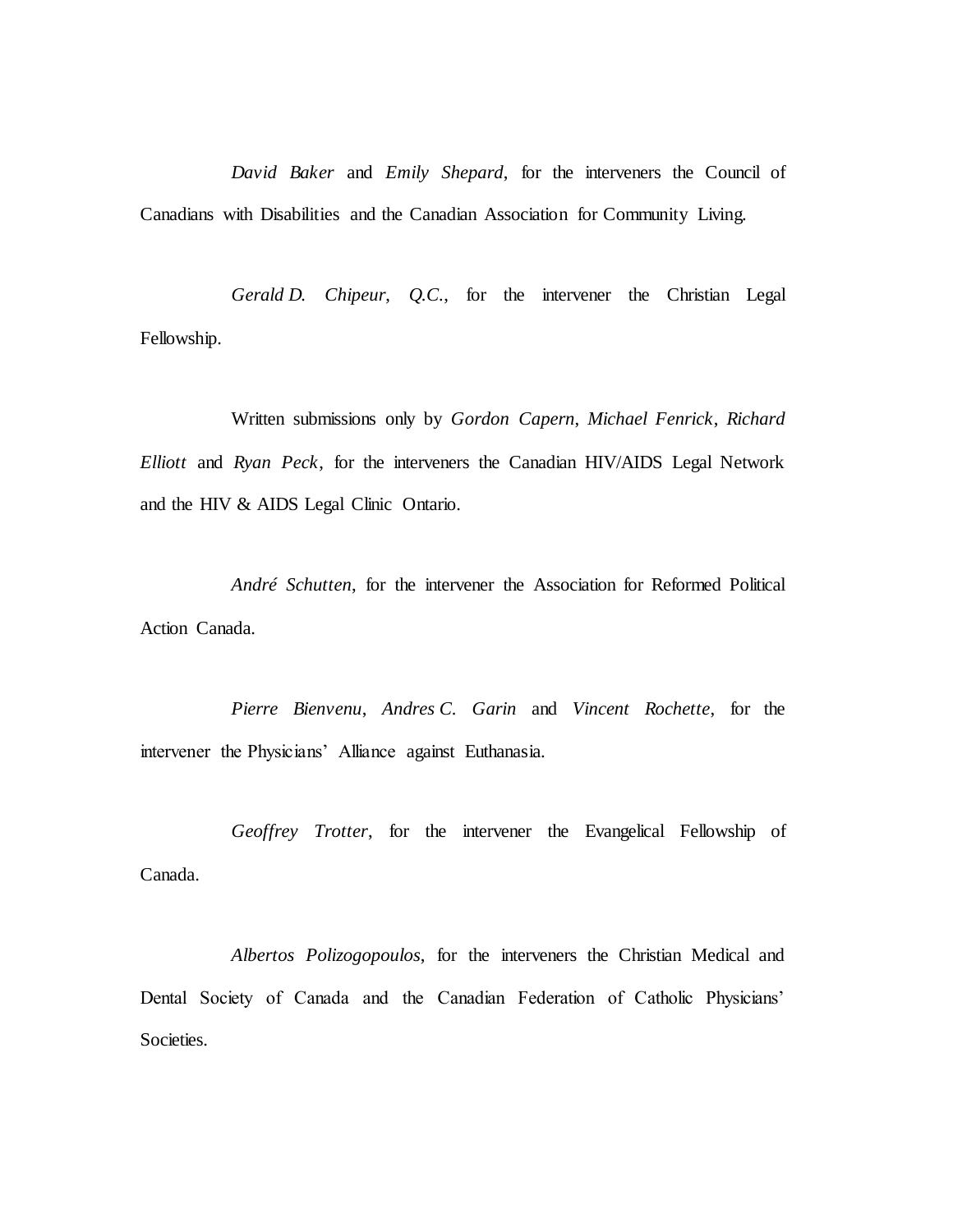*David Baker* and *Emily Shepard*, for the interveners the Council of Canadians with Disabilities and the Canadian Association for Community Living.

*Gerald D. Chipeur, Q.C.*, for the intervener the Christian Legal Fellowship.

Written submissions only by *Gordon Capern*, *Michael Fenrick*, *Richard Elliott* and *Ryan Peck*, for the interveners the Canadian HIV/AIDS Legal Network and the HIV & AIDS Legal Clinic Ontario.

*André Schutten*, for the intervener the Association for Reformed Political Action Canada.

*Pierre Bienvenu*, *Andres C. Garin* and *Vincent Rochette*, for the intervener the Physicians' Alliance against Euthanasia.

*Geoffrey Trotter*, for the intervener the Evangelical Fellowship of Canada.

*Albertos Polizogopoulos*, for the interveners the Christian Medical and Dental Society of Canada and the Canadian Federation of Catholic Physicians' Societies.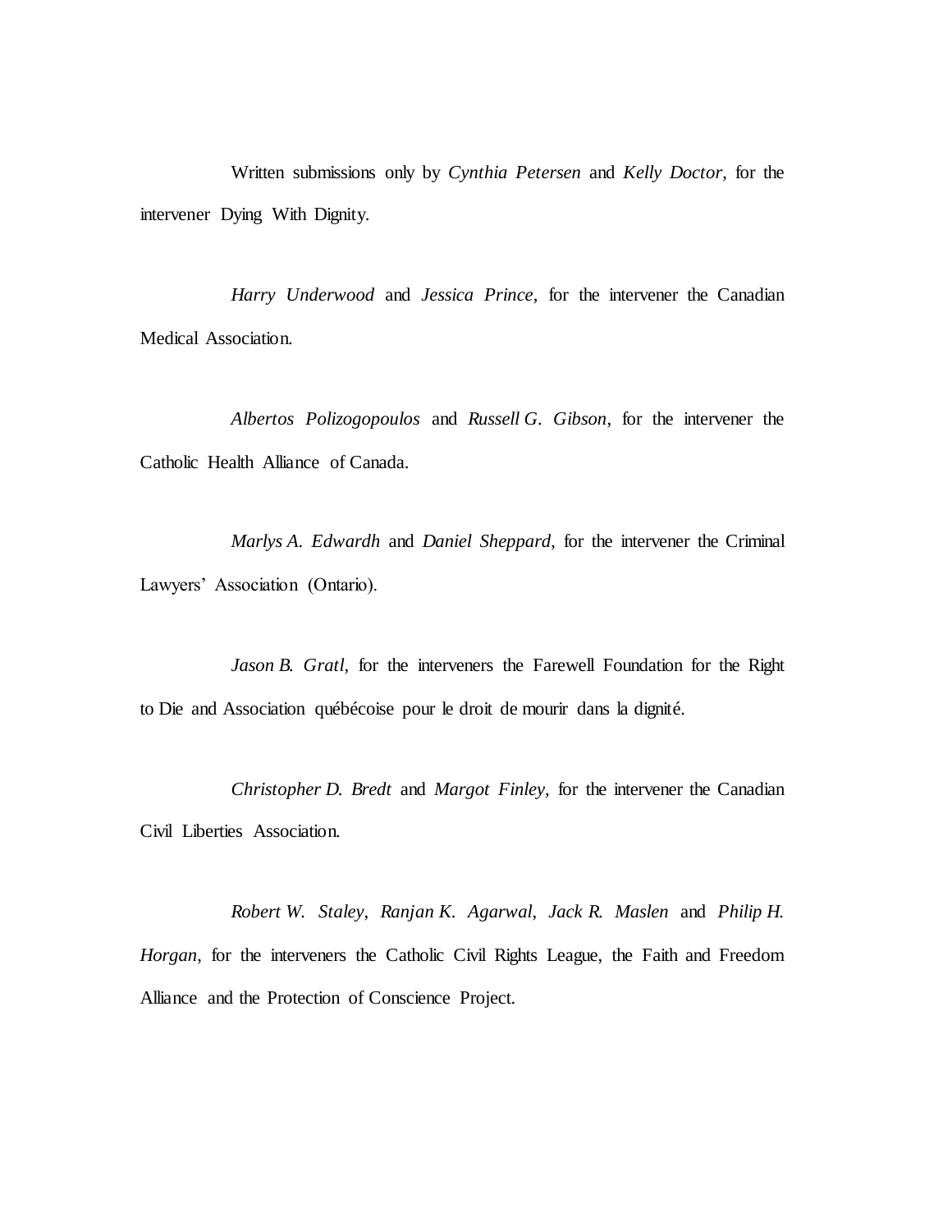Written submissions only by *Cynthia Petersen* and *Kelly Doctor*, for the intervener Dying With Dignity.

*Harry Underwood* and *Jessica Prince*, for the intervener the Canadian Medical Association.

*Albertos Polizogopoulos* and *Russell G. Gibson*, for the intervener the Catholic Health Alliance of Canada.

*Marlys A. Edwardh* and *Daniel Sheppard*, for the intervener the Criminal Lawyers' Association (Ontario).

*Jason B. Gratl*, for the interveners the Farewell Foundation for the Right to Die and Association québécoise pour le droit de mourir dans la dignité.

*Christopher D. Bredt* and *Margot Finley*, for the intervener the Canadian Civil Liberties Association.

*Robert W. Staley*, *Ranjan K. Agarwal*, *Jack R. Maslen* and *Philip H. Horgan*, for the interveners the Catholic Civil Rights League, the Faith and Freedom Alliance and the Protection of Conscience Project.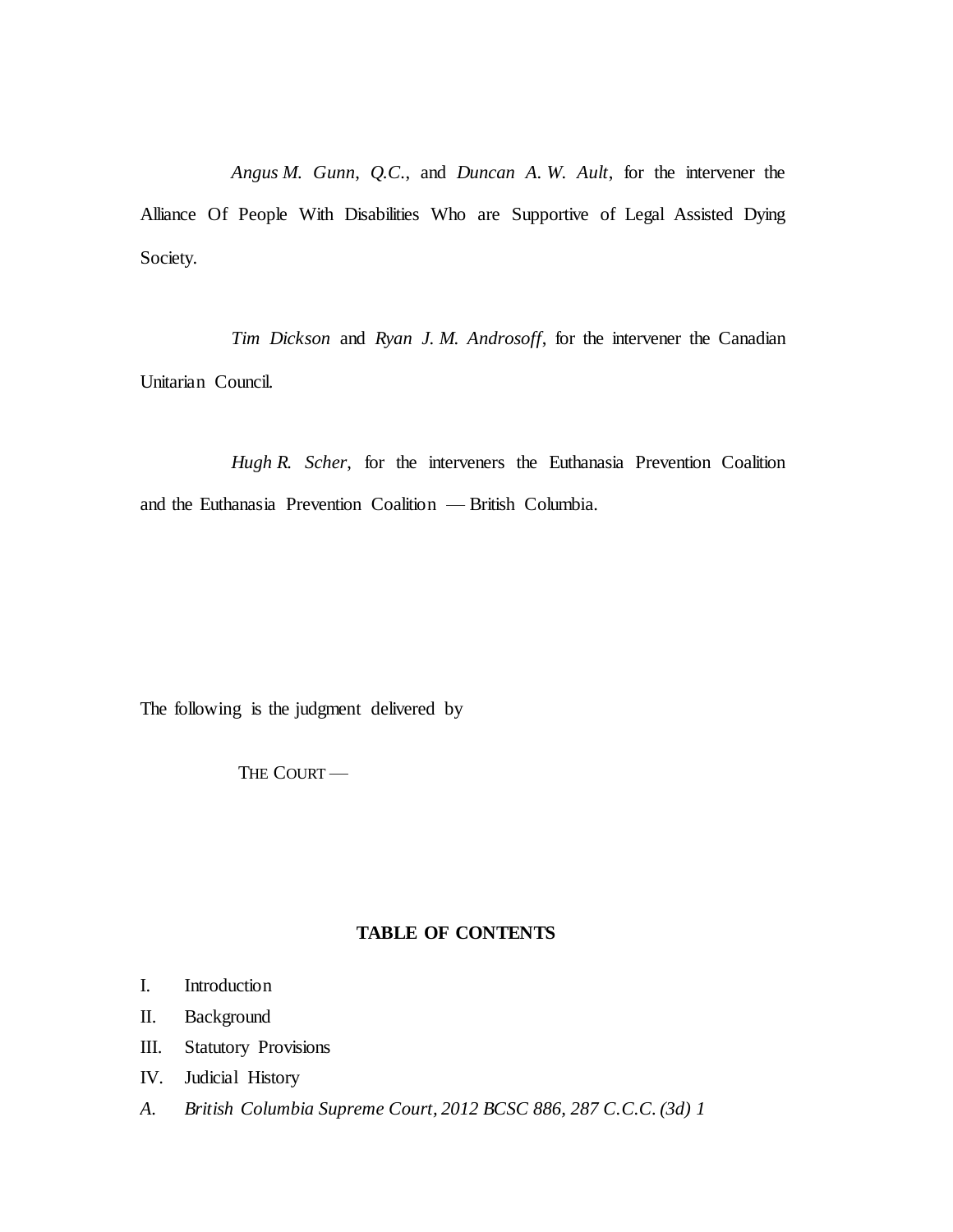*Angus M. Gunn, Q.C.*, and *Duncan A. W. Ault*, for the intervener the Alliance Of People With Disabilities Who are Supportive of Legal Assisted Dying Society.

*Tim Dickson* and *Ryan J. M. Androsoff*, for the intervener the Canadian Unitarian Council.

*Hugh R. Scher*, for the interveners the Euthanasia Prevention Coalition and the Euthanasia Prevention Coalition — British Columbia.

The following is the judgment delivered by

THE COURT —

**TABLE OF CONTENTS**

I. Introduction

II. Background

III. Statutory Provisions

IV. Judicial History

*A. British Columbia Supreme Court, 2012 BCSC 886, 287 C.C.C. (3d) 1*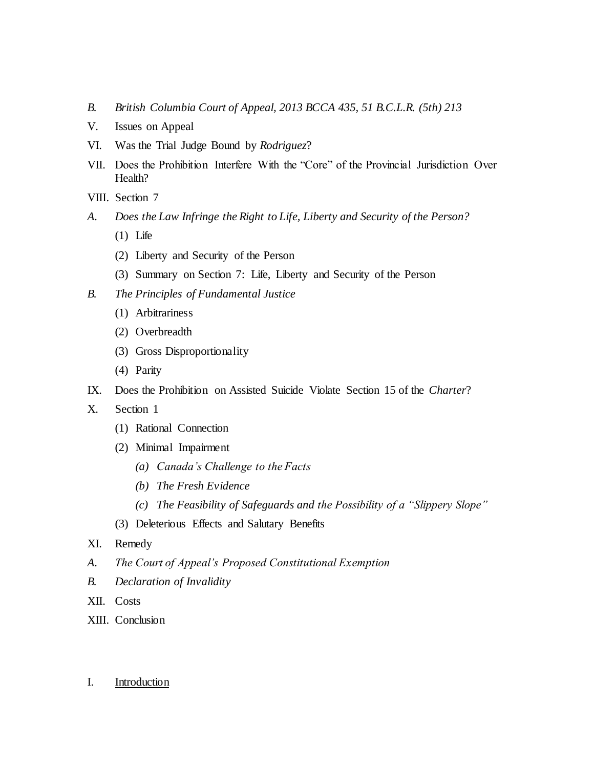*B. British Columbia Court of Appeal, 2013 BCCA 435, 51 B.C.L.R. (5th) 213*

V. Issues on Appeal

VI. Was the Trial Judge Bound by *Rodriguez*?

VII. Does the Prohibition Interfere With the "Core" of the Provincial Jurisdiction Over Health?

VIII. Section 7

*A. Does the Law Infringe the Right to Life, Liberty and Security of the Person?*

(1) Life

(2) Liberty and Security of the Person

(3) Summary on Section 7: Life, Liberty and Security of the Person

*B. The Principles of Fundamental Justice*

(1) Arbitrariness

(2) Overbreadth

(3) Gross Disproportionality

(4) Parity

IX. Does the Prohibition on Assisted Suicide Violate Section 15 of the *Charter*?

X. Section 1

(1) Rational Connection

(2) Minimal Impairment

*(a) Canada's Challenge to the Facts*

*(b) The Fresh Evidence*

*(c) The Feasibility of Safeguards and the Possibility of a "Slippery Slope"*

(3) Deleterious Effects and Salutary Benefits

XI. Remedy

*A. The Court of Appeal's Proposed Constitutional Exemption*

*B. Declaration of Invalidity*

XII. Costs

XIII. Conclusion

## I. Introduction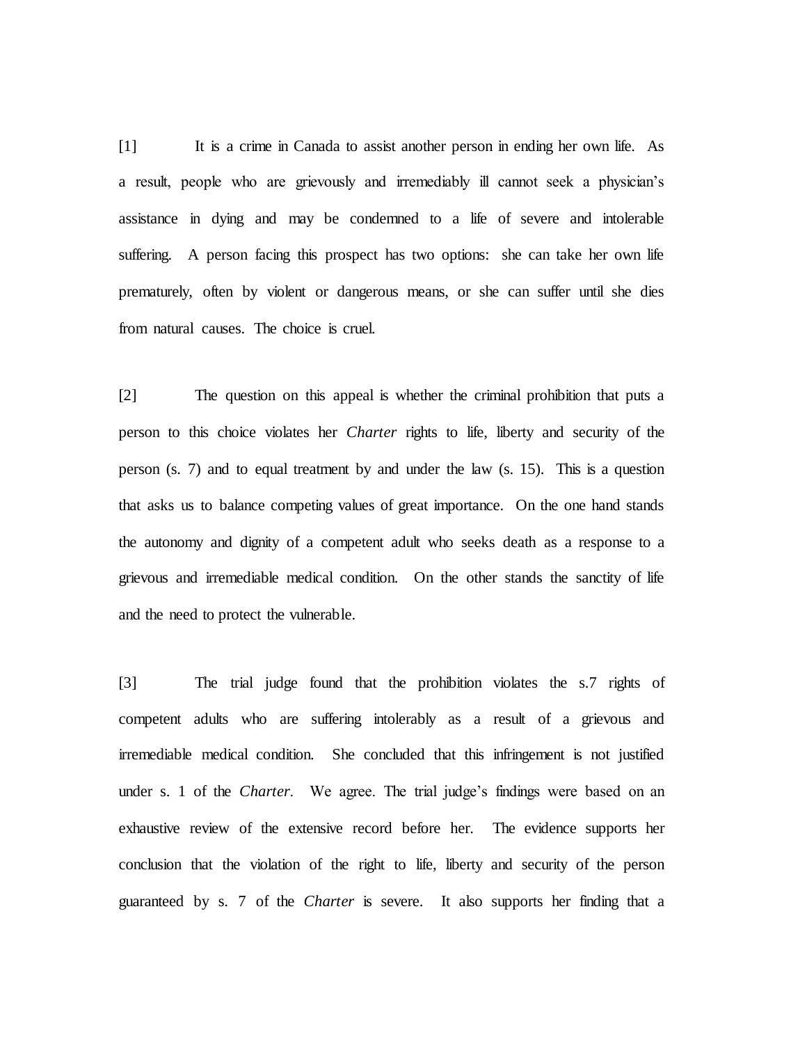[1] It is a crime in Canada to assist another person in ending her own life. As a result, people who are grievously and irremediably ill cannot seek a physician's assistance in dying and may be condemned to a life of severe and intolerable suffering. A person facing this prospect has two options: she can take her own life prematurely, often by violent or dangerous means, or she can suffer until she dies from natural causes. The choice is cruel.

[2] The question on this appeal is whether the criminal prohibition that puts a person to this choice violates her *Charter* rights to life, liberty and security of the person (s. 7) and to equal treatment by and under the law (s. 15). This is a question that asks us to balance competing values of great importance. On the one hand stands the autonomy and dignity of a competent adult who seeks death as a response to a grievous and irremediable medical condition. On the other stands the sanctity of life and the need to protect the vulnerable.

[3] The trial judge found that the prohibition violates the s.7 rights of competent adults who are suffering intolerably as a result of a grievous and irremediable medical condition. She concluded that this infringement is not justified under s. 1 of the *Charter*. We agree. The trial judge's findings were based on an exhaustive review of the extensive record before her. The evidence supports her conclusion that the violation of the right to life, liberty and security of the person guaranteed by s. 7 of the *Charter* is severe. It also supports her finding that a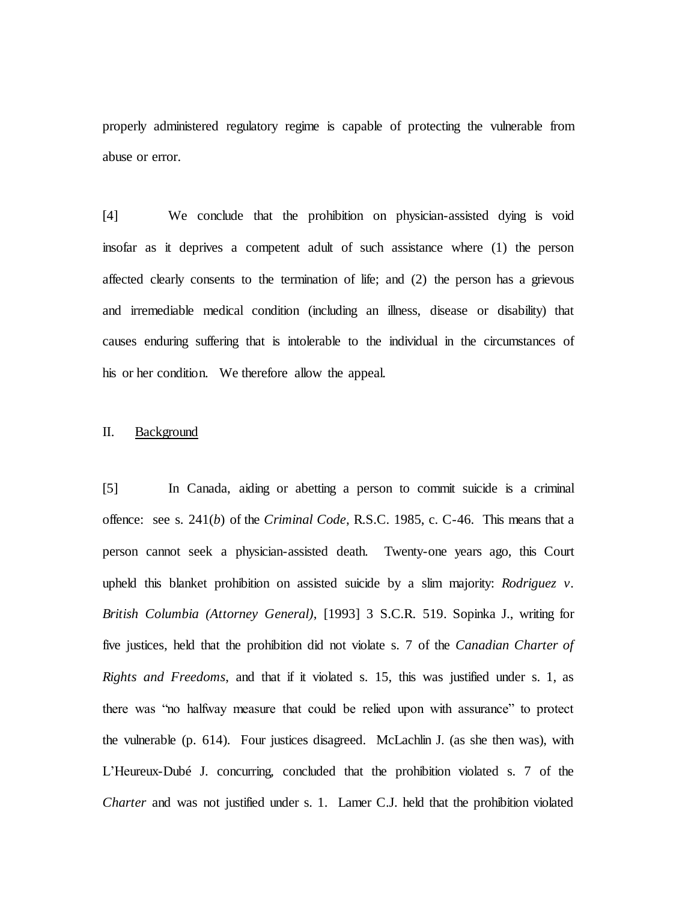properly administered regulatory regime is capable of protecting the vulnerable from abuse or error.

[4] We conclude that the prohibition on physician-assisted dying is void insofar as it deprives a competent adult of such assistance where (1) the person affected clearly consents to the termination of life; and (2) the person has a grievous and irremediable medical condition (including an illness, disease or disability) that causes enduring suffering that is intolerable to the individual in the circumstances of his or her condition. We therefore allow the appeal.

## II. Background

[5] In Canada, aiding or abetting a person to commit suicide is a criminal offence: see s. 241(*b*) of the *Criminal Code*, R.S.C. 1985, c. C-46. This means that a person cannot seek a physician-assisted death. Twenty-one years ago, this Court upheld this blanket prohibition on assisted suicide by a slim majority: *Rodriguez v. British Columbia (Attorney General)*, [1993] 3 S.C.R. 519. Sopinka J., writing for five justices, held that the prohibition did not violate s. 7 of the *Canadian Charter of Rights and Freedoms*, and that if it violated s. 15, this was justified under s. 1, as there was "no halfway measure that could be relied upon with assurance" to protect the vulnerable (p. 614). Four justices disagreed. McLachlin J. (as she then was), with L'Heureux-Dubé J. concurring, concluded that the prohibition violated s. 7 of the *Charter* and was not justified under s. 1. Lamer C.J. held that the prohibition violated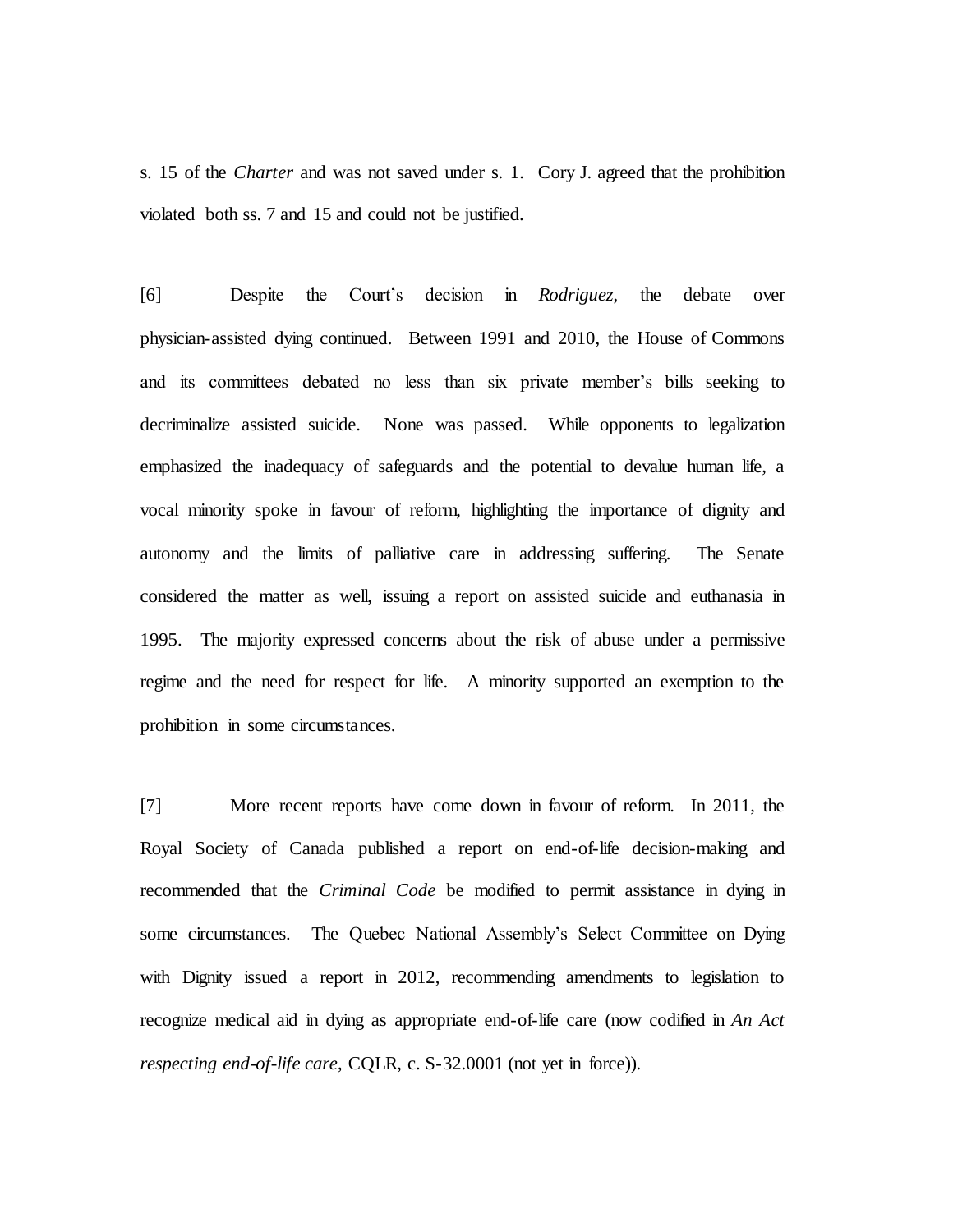s. 15 of the *Charter* and was not saved under s. 1. Cory J. agreed that the prohibition violated both ss. 7 and 15 and could not be justified.

[6] Despite the Court's decision in *Rodriguez*, the debate over physician-assisted dying continued. Between 1991 and 2010, the House of Commons and its committees debated no less than six private member's bills seeking to decriminalize assisted suicide. None was passed. While opponents to legalization emphasized the inadequacy of safeguards and the potential to devalue human life, a vocal minority spoke in favour of reform, highlighting the importance of dignity and autonomy and the limits of palliative care in addressing suffering. The Senate considered the matter as well, issuing a report on assisted suicide and euthanasia in 1995. The majority expressed concerns about the risk of abuse under a permissive regime and the need for respect for life. A minority supported an exemption to the prohibition in some circumstances.

[7] More recent reports have come down in favour of reform. In 2011, the Royal Society of Canada published a report on end-of-life decision-making and recommended that the *Criminal Code* be modified to permit assistance in dying in some circumstances. The Quebec National Assembly's Select Committee on Dying with Dignity issued a report in 2012, recommending amendments to legislation to recognize medical aid in dying as appropriate end-of-life care (now codified in *An Act respecting end-of-life care*, CQLR, c. S-32.0001 (not yet in force)).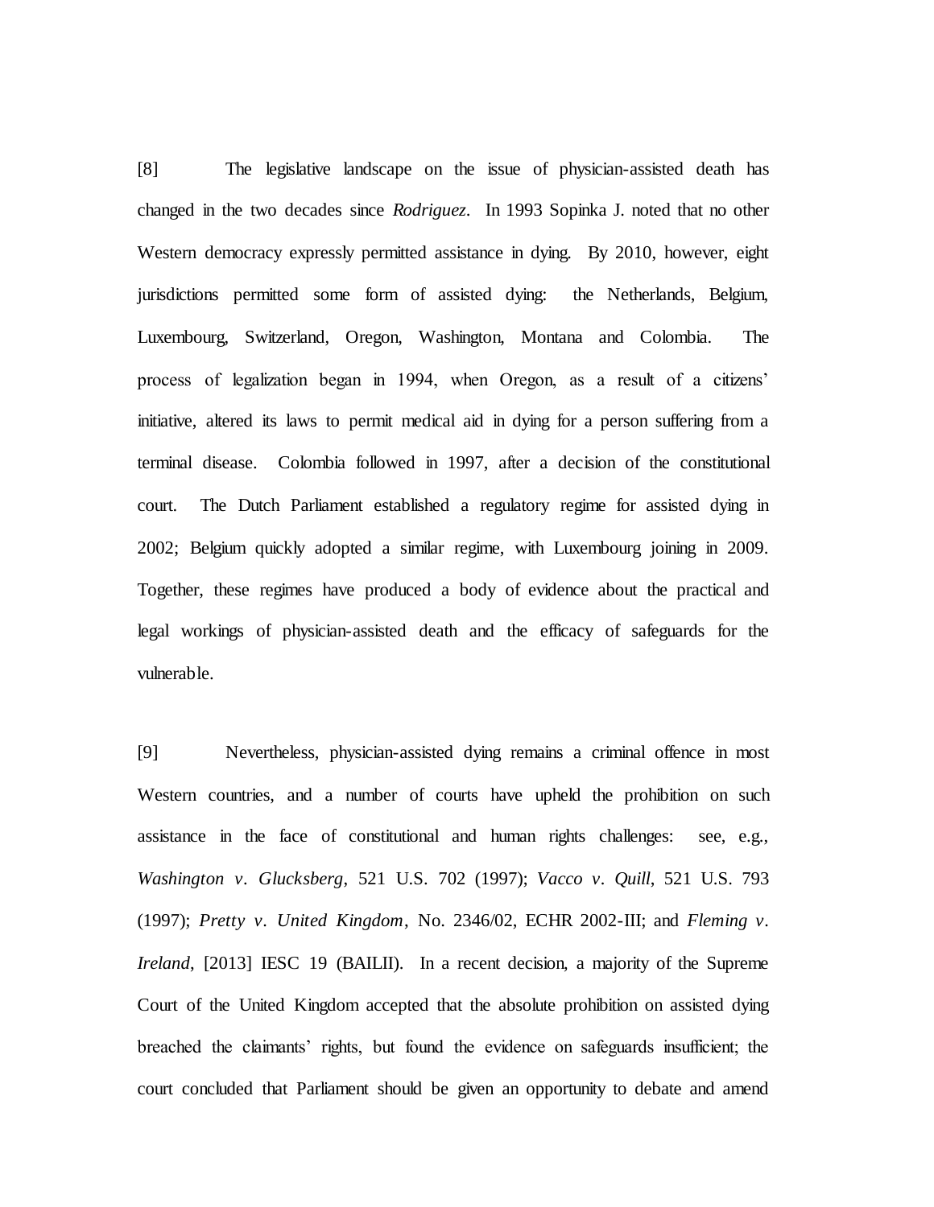[8] The legislative landscape on the issue of physician-assisted death has changed in the two decades since *Rodriguez*. In 1993 Sopinka J. noted that no other Western democracy expressly permitted assistance in dying. By 2010, however, eight jurisdictions permitted some form of assisted dying: the Netherlands, Belgium, Luxembourg, Switzerland, Oregon, Washington, Montana and Colombia. The process of legalization began in 1994, when Oregon, as a result of a citizens' initiative, altered its laws to permit medical aid in dying for a person suffering from a terminal disease. Colombia followed in 1997, after a decision of the constitutional court. The Dutch Parliament established a regulatory regime for assisted dying in 2002; Belgium quickly adopted a similar regime, with Luxembourg joining in 2009. Together, these regimes have produced a body of evidence about the practical and legal workings of physician-assisted death and the efficacy of safeguards for the vulnerable.

[9] Nevertheless, physician-assisted dying remains a criminal offence in most Western countries, and a number of courts have upheld the prohibition on such assistance in the face of constitutional and human rights challenges: see, e.g., *Washington v. Glucksberg*, 521 U.S. 702 (1997); *Vacco v. Quill*, 521 U.S. 793 (1997); *Pretty v. United Kingdom*, No. 2346/02, ECHR 2002-III; and *Fleming v. Ireland*, [2013] IESC 19 (BAILII). In a recent decision, a majority of the Supreme Court of the United Kingdom accepted that the absolute prohibition on assisted dying breached the claimants' rights, but found the evidence on safeguards insufficient; the court concluded that Parliament should be given an opportunity to debate and amend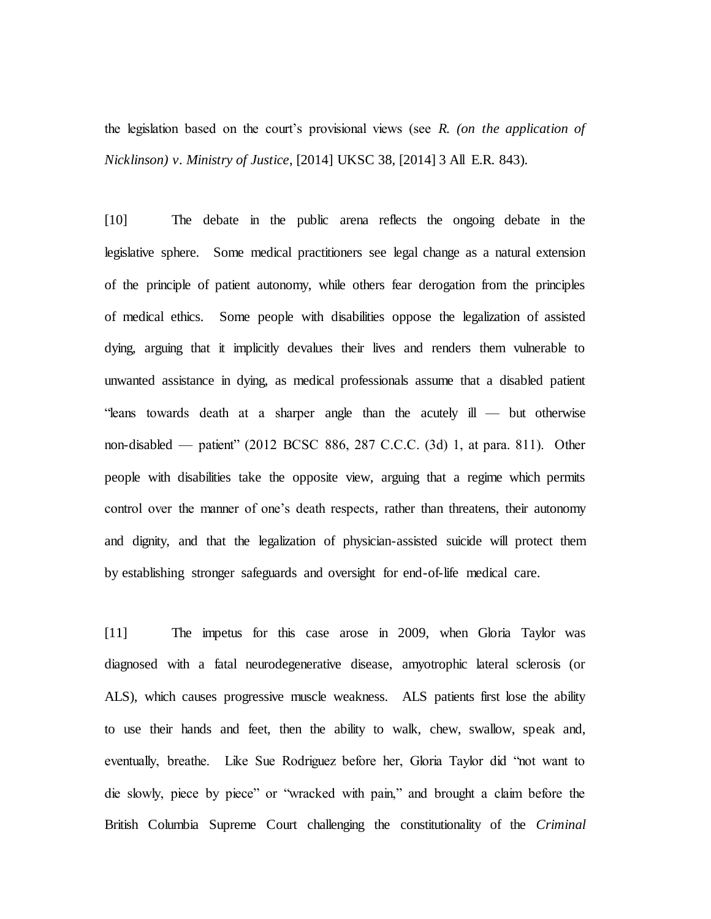the legislation based on the court's provisional views (see *R. (on the application of Nicklinson) v. Ministry of Justice*, [2014] UKSC 38, [2014] 3 All E.R. 843).

[10] The debate in the public arena reflects the ongoing debate in the legislative sphere. Some medical practitioners see legal change as a natural extension of the principle of patient autonomy, while others fear derogation from the principles of medical ethics. Some people with disabilities oppose the legalization of assisted dying, arguing that it implicitly devalues their lives and renders them vulnerable to unwanted assistance in dying, as medical professionals assume that a disabled patient "leans towards death at a sharper angle than the acutely ill — but otherwise non-disabled — patient" (2012 BCSC 886, 287 C.C.C. (3d) 1, at para. 811). Other people with disabilities take the opposite view, arguing that a regime which permits control over the manner of one's death respects, rather than threatens, their autonomy and dignity, and that the legalization of physician-assisted suicide will protect them by establishing stronger safeguards and oversight for end-of-life medical care.

[11] The impetus for this case arose in 2009, when Gloria Taylor was diagnosed with a fatal neurodegenerative disease, amyotrophic lateral sclerosis (or ALS), which causes progressive muscle weakness. ALS patients first lose the ability to use their hands and feet, then the ability to walk, chew, swallow, speak and, eventually, breathe. Like Sue Rodriguez before her, Gloria Taylor did "not want to die slowly, piece by piece" or "wracked with pain," and brought a claim before the British Columbia Supreme Court challenging the constitutionality of the *Criminal*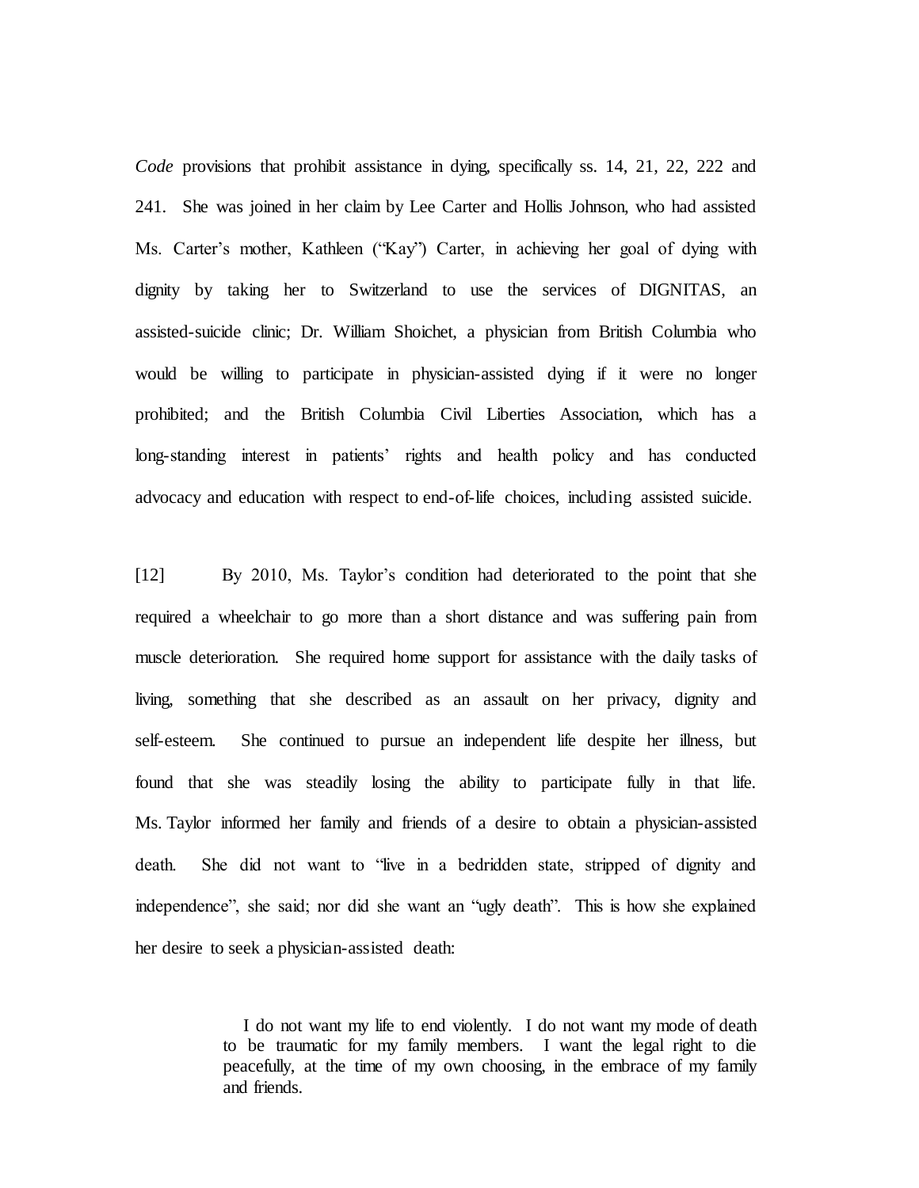*Code* provisions that prohibit assistance in dying, specifically ss. 14, 21, 22, 222 and 241. She was joined in her claim by Lee Carter and Hollis Johnson, who had assisted Ms. Carter's mother, Kathleen ("Kay") Carter, in achieving her goal of dying with dignity by taking her to Switzerland to use the services of DIGNITAS, an assisted-suicide clinic; Dr. William Shoichet, a physician from British Columbia who would be willing to participate in physician-assisted dying if it were no longer prohibited; and the British Columbia Civil Liberties Association, which has a long-standing interest in patients' rights and health policy and has conducted advocacy and education with respect to end-of-life choices, including assisted suicide.

[12] By 2010, Ms. Taylor's condition had deteriorated to the point that she required a wheelchair to go more than a short distance and was suffering pain from muscle deterioration. She required home support for assistance with the daily tasks of living, something that she described as an assault on her privacy, dignity and self-esteem. She continued to pursue an independent life despite her illness, but found that she was steadily losing the ability to participate fully in that life. Ms. Taylor informed her family and friends of a desire to obtain a physician-assisted death. She did not want to "live in a bedridden state, stripped of dignity and independence", she said; nor did she want an "ugly death". This is how she explained her desire to seek a physician-assisted death:

> I do not want my life to end violently. I do not want my mode of death to be traumatic for my family members. I want the legal right to die peacefully, at the time of my own choosing, in the embrace of my family and friends.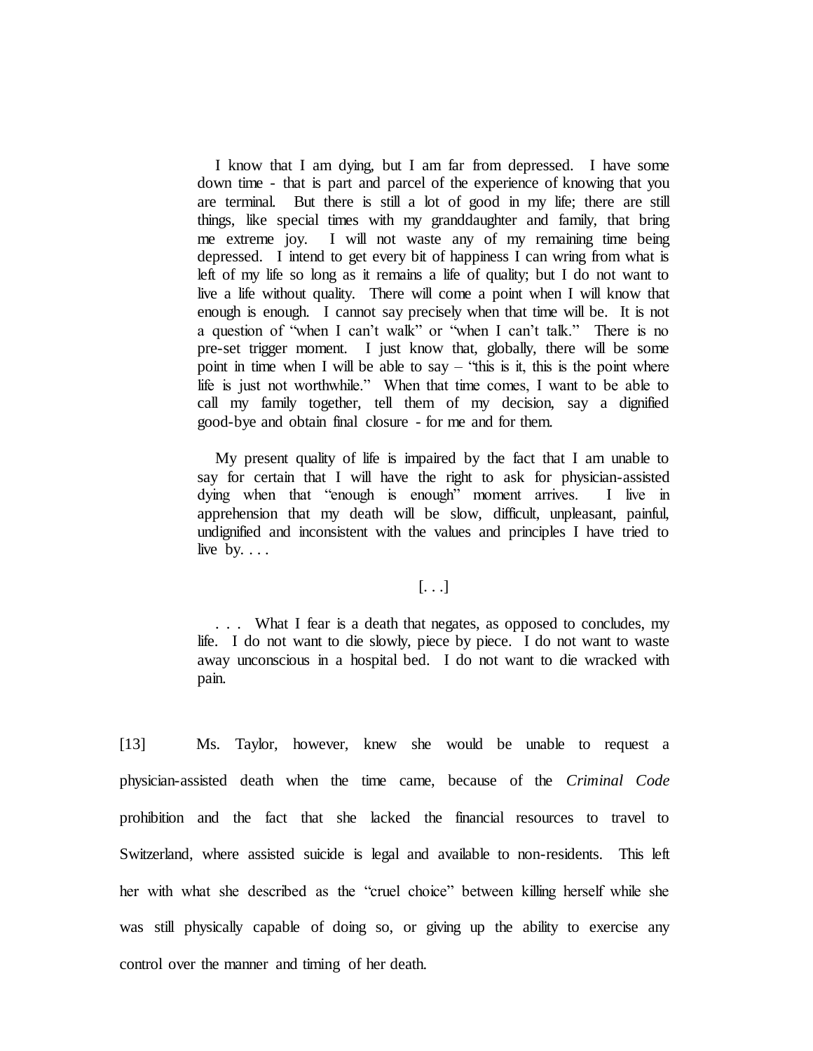> I know that I am dying, but I am far from depressed. I have some down time - that is part and parcel of the experience of knowing that you are terminal. But there is still a lot of good in my life; there are still things, like special times with my granddaughter and family, that bring me extreme joy. I will not waste any of my remaining time being depressed. I intend to get every bit of happiness I can wring from what is left of my life so long as it remains a life of quality; but I do not want to live a life without quality. There will come a point when I will know that enough is enough. I cannot say precisely when that time will be. It is not a question of "when I can't walk" or "when I can't talk." There is no pre-set trigger moment. I just know that, globally, there will be some point in time when I will be able to say – "this is it, this is the point where life is just not worthwhile." When that time comes, I want to be able to call my family together, tell them of my decision, say a dignified good-bye and obtain final closure - for me and for them.
>
> My present quality of life is impaired by the fact that I am unable to say for certain that I will have the right to ask for physician-assisted dying when that "enough is enough" moment arrives. I live in apprehension that my death will be slow, difficult, unpleasant, painful, undignified and inconsistent with the values and principles I have tried to live by. . . .
>
> [. . .]
>
> . . . What I fear is a death that negates, as opposed to concludes, my life. I do not want to die slowly, piece by piece. I do not want to waste away unconscious in a hospital bed. I do not want to die wracked with pain.

[13] Ms. Taylor, however, knew she would be unable to request a physician-assisted death when the time came, because of the *Criminal Code* prohibition and the fact that she lacked the financial resources to travel to Switzerland, where assisted suicide is legal and available to non-residents. This left her with what she described as the "cruel choice" between killing herself while she was still physically capable of doing so, or giving up the ability to exercise any control over the manner and timing of her death.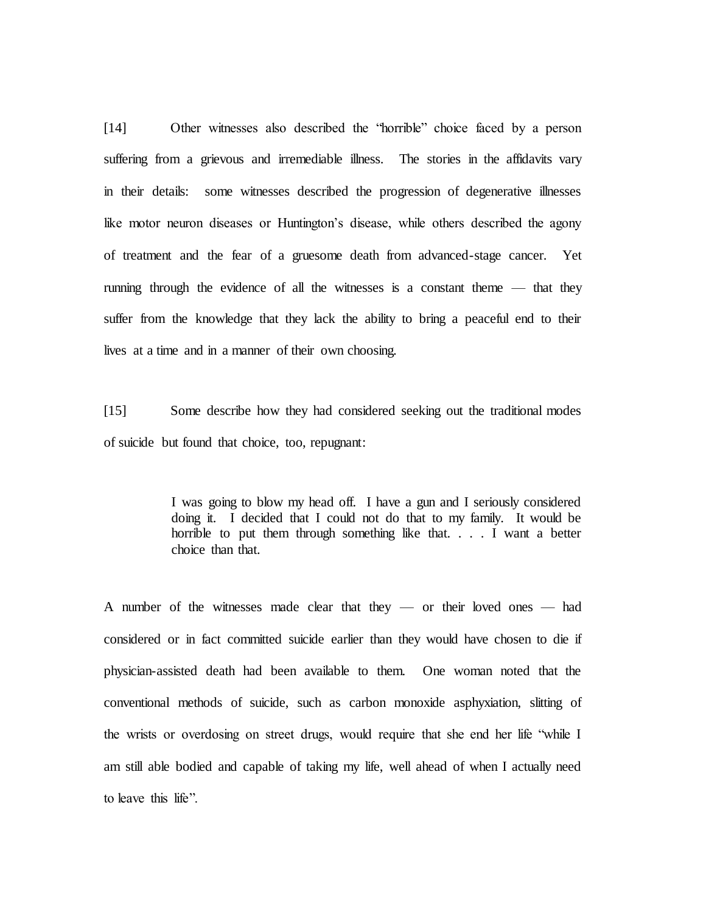[14] Other witnesses also described the "horrible" choice faced by a person suffering from a grievous and irremediable illness. The stories in the affidavits vary in their details: some witnesses described the progression of degenerative illnesses like motor neuron diseases or Huntington's disease, while others described the agony of treatment and the fear of a gruesome death from advanced-stage cancer. Yet running through the evidence of all the witnesses is a constant theme — that they suffer from the knowledge that they lack the ability to bring a peaceful end to their lives at a time and in a manner of their own choosing.

[15] Some describe how they had considered seeking out the traditional modes of suicide but found that choice, too, repugnant:

> I was going to blow my head off. I have a gun and I seriously considered doing it. I decided that I could not do that to my family. It would be horrible to put them through something like that. . . . I want a better choice than that.

A number of the witnesses made clear that they — or their loved ones — had considered or in fact committed suicide earlier than they would have chosen to die if physician-assisted death had been available to them. One woman noted that the conventional methods of suicide, such as carbon monoxide asphyxiation, slitting of the wrists or overdosing on street drugs, would require that she end her life "while I am still able bodied and capable of taking my life, well ahead of when I actually need to leave this life".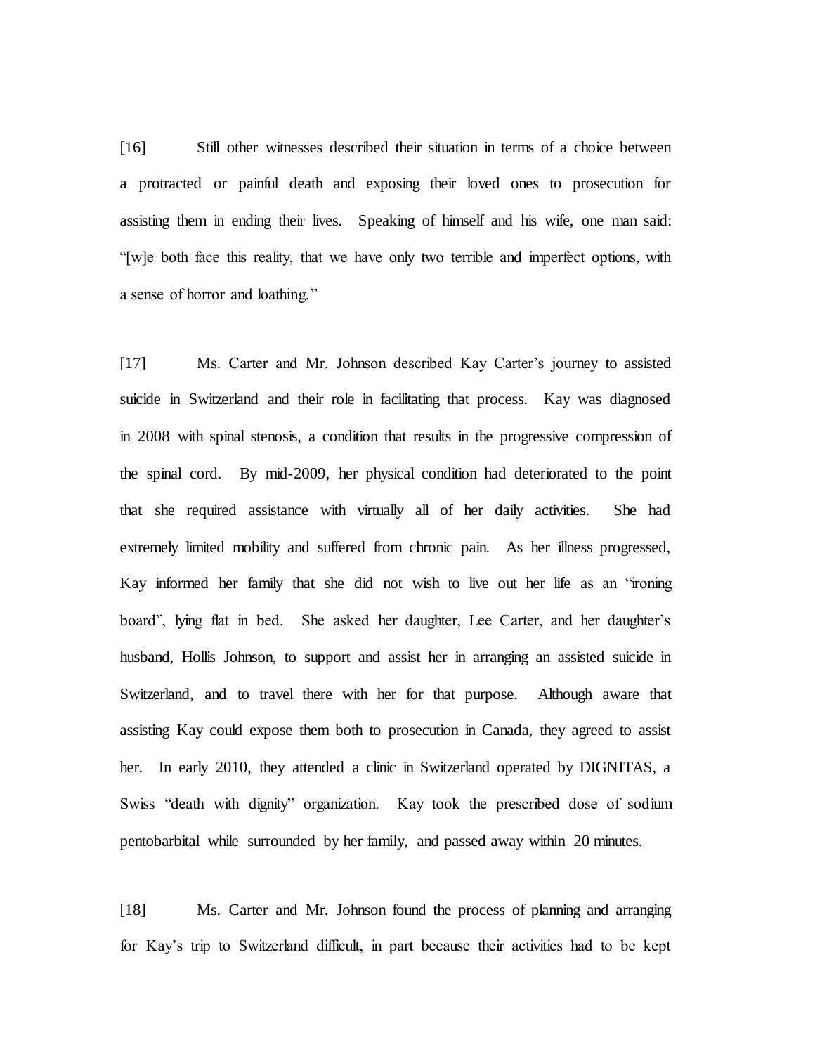[16] Still other witnesses described their situation in terms of a choice between a protracted or painful death and exposing their loved ones to prosecution for assisting them in ending their lives. Speaking of himself and his wife, one man said: "[w]e both face this reality, that we have only two terrible and imperfect options, with a sense of horror and loathing."

[17] Ms. Carter and Mr. Johnson described Kay Carter's journey to assisted suicide in Switzerland and their role in facilitating that process. Kay was diagnosed in 2008 with spinal stenosis, a condition that results in the progressive compression of the spinal cord. By mid-2009, her physical condition had deteriorated to the point that she required assistance with virtually all of her daily activities. She had extremely limited mobility and suffered from chronic pain. As her illness progressed, Kay informed her family that she did not wish to live out her life as an "ironing board", lying flat in bed. She asked her daughter, Lee Carter, and her daughter's husband, Hollis Johnson, to support and assist her in arranging an assisted suicide in Switzerland, and to travel there with her for that purpose. Although aware that assisting Kay could expose them both to prosecution in Canada, they agreed to assist her. In early 2010, they attended a clinic in Switzerland operated by DIGNITAS, a Swiss "death with dignity" organization. Kay took the prescribed dose of sodium pentobarbital while surrounded by her family, and passed away within 20 minutes.

[18] Ms. Carter and Mr. Johnson found the process of planning and arranging for Kay's trip to Switzerland difficult, in part because their activities had to be kept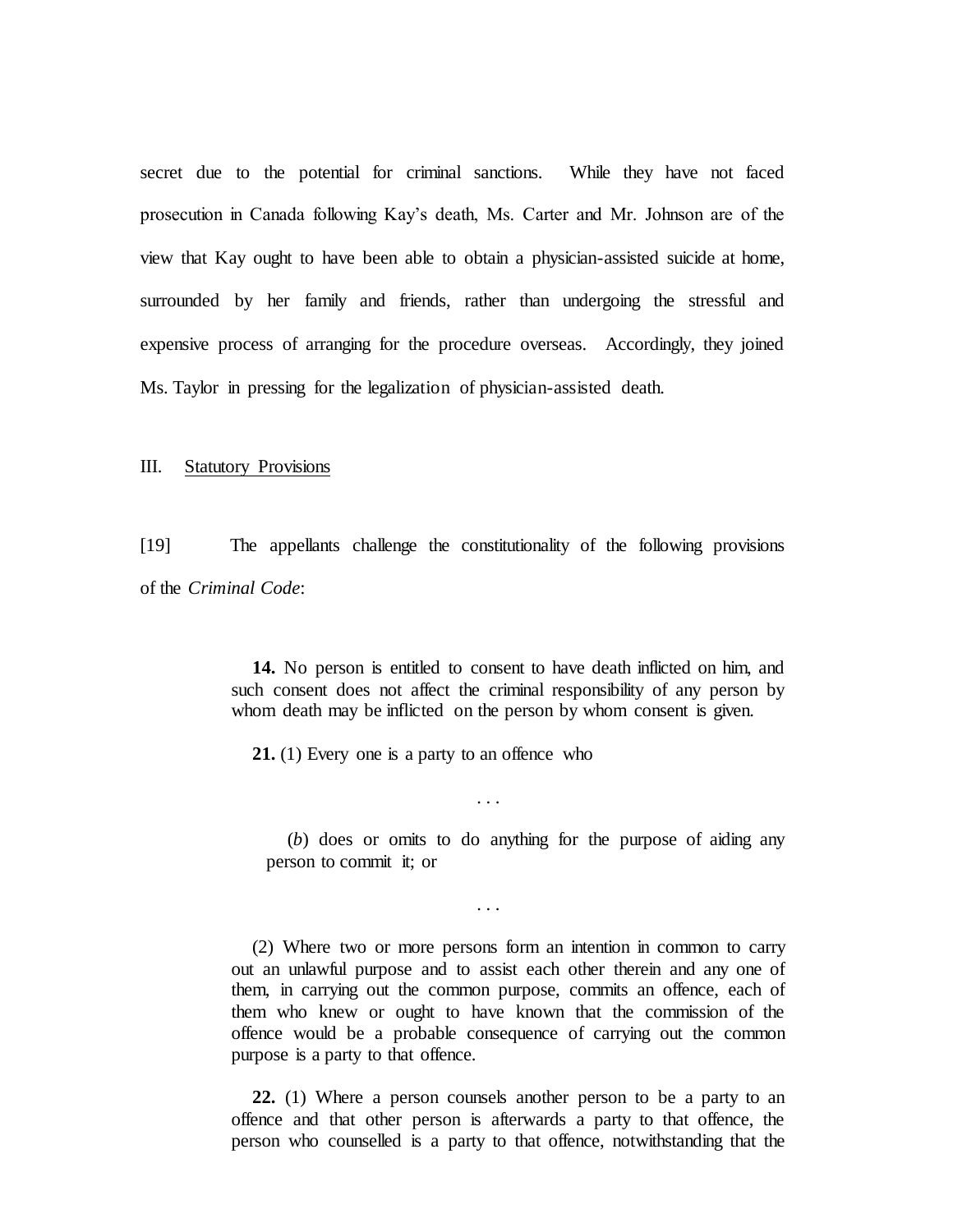secret due to the potential for criminal sanctions. While they have not faced prosecution in Canada following Kay's death, Ms. Carter and Mr. Johnson are of the view that Kay ought to have been able to obtain a physician-assisted suicide at home, surrounded by her family and friends, rather than undergoing the stressful and expensive process of arranging for the procedure overseas. Accordingly, they joined Ms. Taylor in pressing for the legalization of physician-assisted death.

## III. Statutory Provisions

[19] The appellants challenge the constitutionality of the following provisions of the *Criminal Code*:

> **14.** No person is entitled to consent to have death inflicted on him, and such consent does not affect the criminal responsibility of any person by whom death may be inflicted on the person by whom consent is given.
>
> **21.** (1) Every one is a party to an offence who
>
> . . .
>
> (*b*) does or omits to do anything for the purpose of aiding any person to commit it; or
>
> . . .
>
> (2) Where two or more persons form an intention in common to carry out an unlawful purpose and to assist each other therein and any one of them, in carrying out the common purpose, commits an offence, each of them who knew or ought to have known that the commission of the offence would be a probable consequence of carrying out the common purpose is a party to that offence.
>
> **22.** (1) Where a person counsels another person to be a party to an offence and that other person is afterwards a party to that offence, the person who counselled is a party to that offence, notwithstanding that the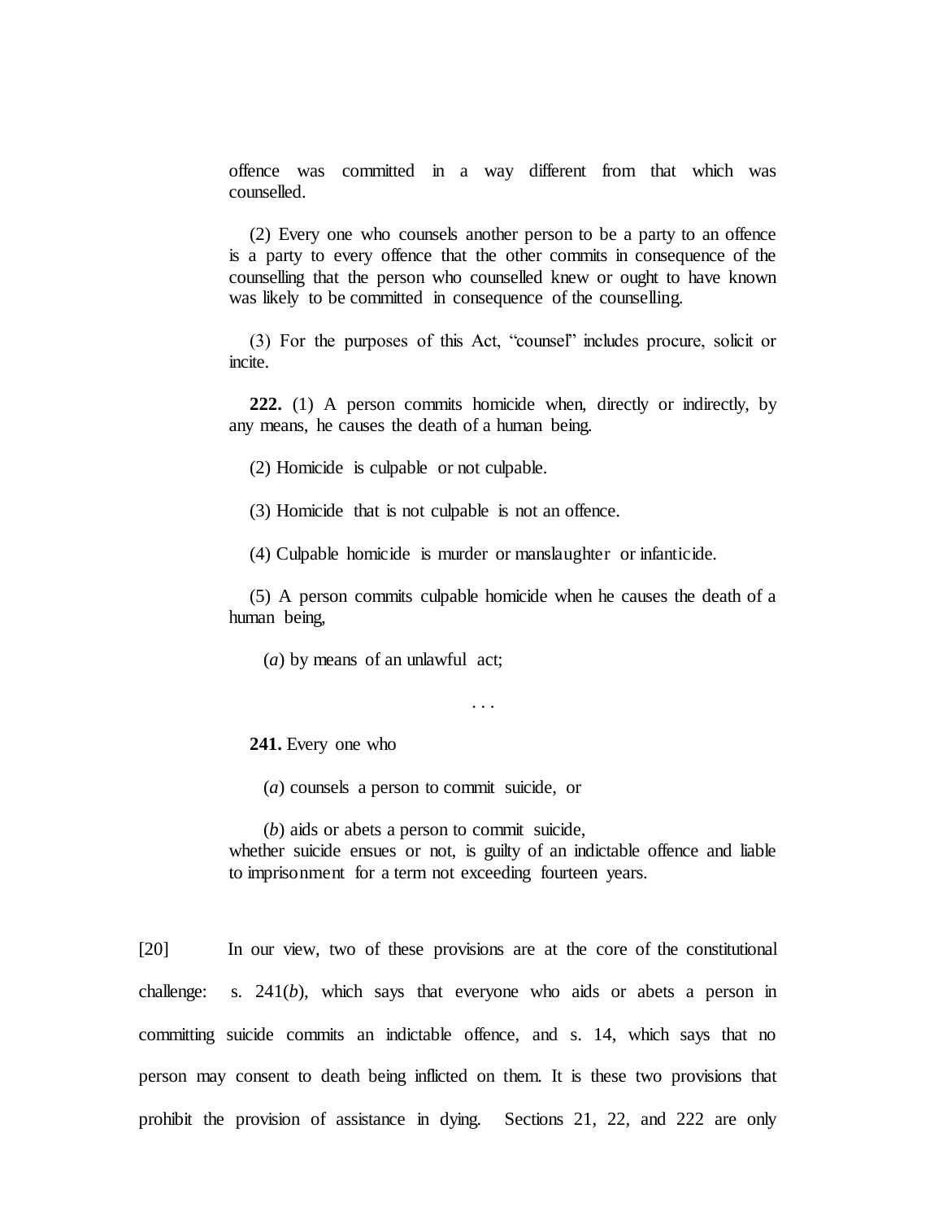offence was committed in a way different from that which was counselled.

(2) Every one who counsels another person to be a party to an offence is a party to every offence that the other commits in consequence of the counselling that the person who counselled knew or ought to have known was likely to be committed in consequence of the counselling.

(3) For the purposes of this Act, "counsel" includes procure, solicit or incite.

**222.** (1) A person commits homicide when, directly or indirectly, by any means, he causes the death of a human being.

(2) Homicide is culpable or not culpable.

(3) Homicide that is not culpable is not an offence.

(4) Culpable homicide is murder or manslaughter or infanticide.

(5) A person commits culpable homicide when he causes the death of a human being,

(*a*) by means of an unlawful act;

. . .

**241.** Every one who

(*a*) counsels a person to commit suicide, or

(*b*) aids or abets a person to commit suicide,

whether suicide ensues or not, is guilty of an indictable offence and liable to imprisonment for a term not exceeding fourteen years.

[20] In our view, two of these provisions are at the core of the constitutional challenge: s. 241(*b*), which says that everyone who aids or abets a person in committing suicide commits an indictable offence, and s. 14, which says that no person may consent to death being inflicted on them. It is these two provisions that prohibit the provision of assistance in dying. Sections 21, 22, and 222 are only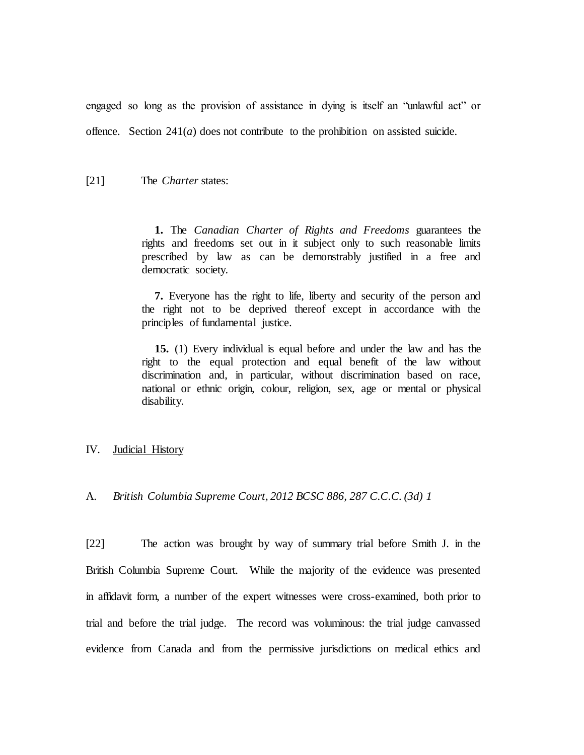engaged so long as the provision of assistance in dying is itself an "unlawful act" or offence. Section 241(*a*) does not contribute to the prohibition on assisted suicide.

[21] The *Charter* states:

> **1.** The *Canadian Charter of Rights and Freedoms* guarantees the rights and freedoms set out in it subject only to such reasonable limits prescribed by law as can be demonstrably justified in a free and democratic society.
>
> **7.** Everyone has the right to life, liberty and security of the person and the right not to be deprived thereof except in accordance with the principles of fundamental justice.
>
> **15.** (1) Every individual is equal before and under the law and has the right to the equal protection and equal benefit of the law without discrimination and, in particular, without discrimination based on race, national or ethnic origin, colour, religion, sex, age or mental or physical disability.

## IV. Judicial History

### A. *British Columbia Supreme Court, 2012 BCSC 886, 287 C.C.C. (3d) 1*

[22] The action was brought by way of summary trial before Smith J. in the British Columbia Supreme Court. While the majority of the evidence was presented in affidavit form, a number of the expert witnesses were cross-examined, both prior to trial and before the trial judge. The record was voluminous: the trial judge canvassed evidence from Canada and from the permissive jurisdictions on medical ethics and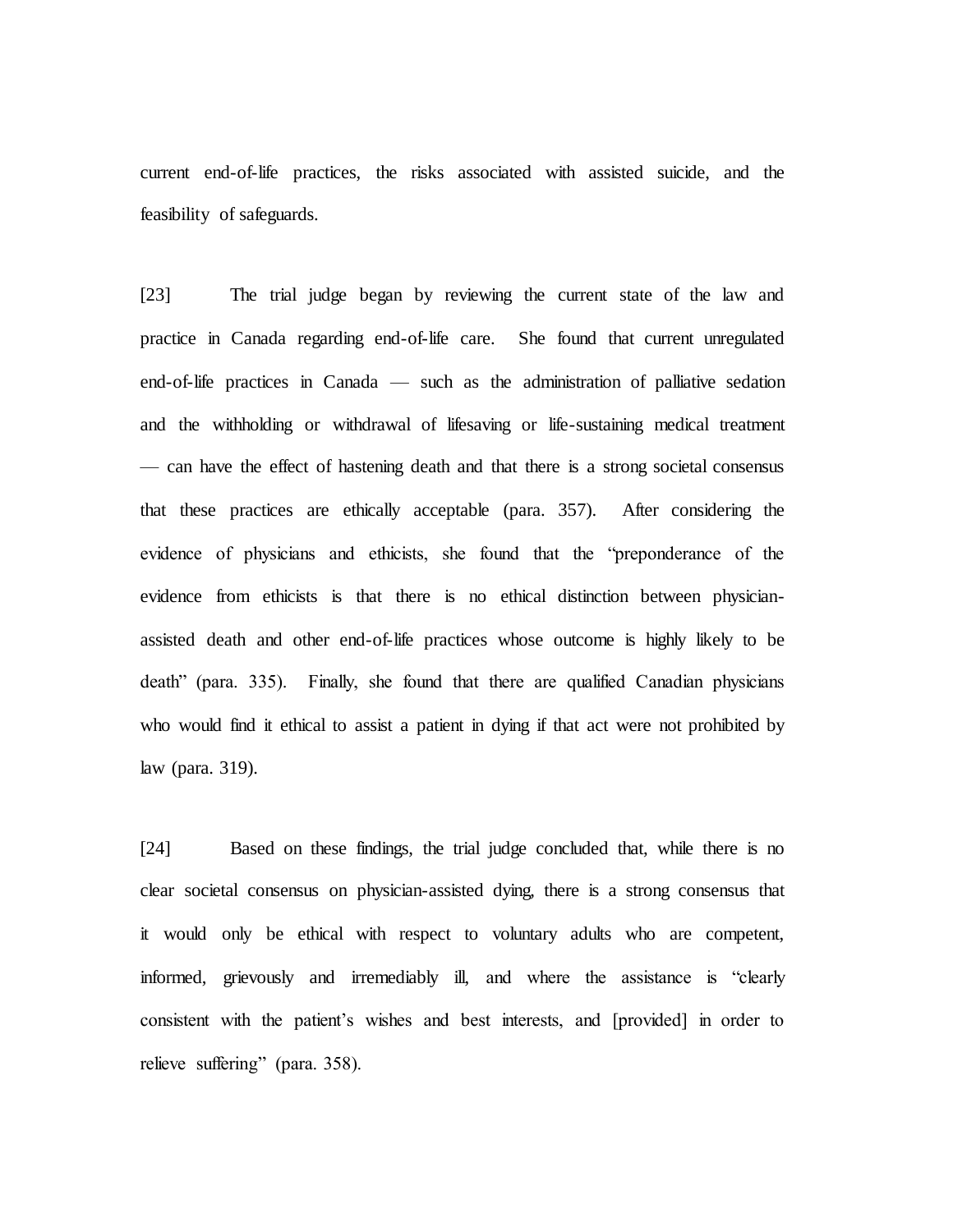current end-of-life practices, the risks associated with assisted suicide, and the feasibility of safeguards.

[23] The trial judge began by reviewing the current state of the law and practice in Canada regarding end-of-life care. She found that current unregulated end-of-life practices in Canada — such as the administration of palliative sedation and the withholding or withdrawal of lifesaving or life-sustaining medical treatment — can have the effect of hastening death and that there is a strong societal consensus that these practices are ethically acceptable (para. 357). After considering the evidence of physicians and ethicists, she found that the "preponderance of the evidence from ethicists is that there is no ethical distinction between physician-assisted death and other end-of-life practices whose outcome is highly likely to be death" (para. 335). Finally, she found that there are qualified Canadian physicians who would find it ethical to assist a patient in dying if that act were not prohibited by law (para. 319).

[24] Based on these findings, the trial judge concluded that, while there is no clear societal consensus on physician-assisted dying, there is a strong consensus that it would only be ethical with respect to voluntary adults who are competent, informed, grievously and irremediably ill, and where the assistance is "clearly consistent with the patient's wishes and best interests, and [provided] in order to relieve suffering" (para. 358).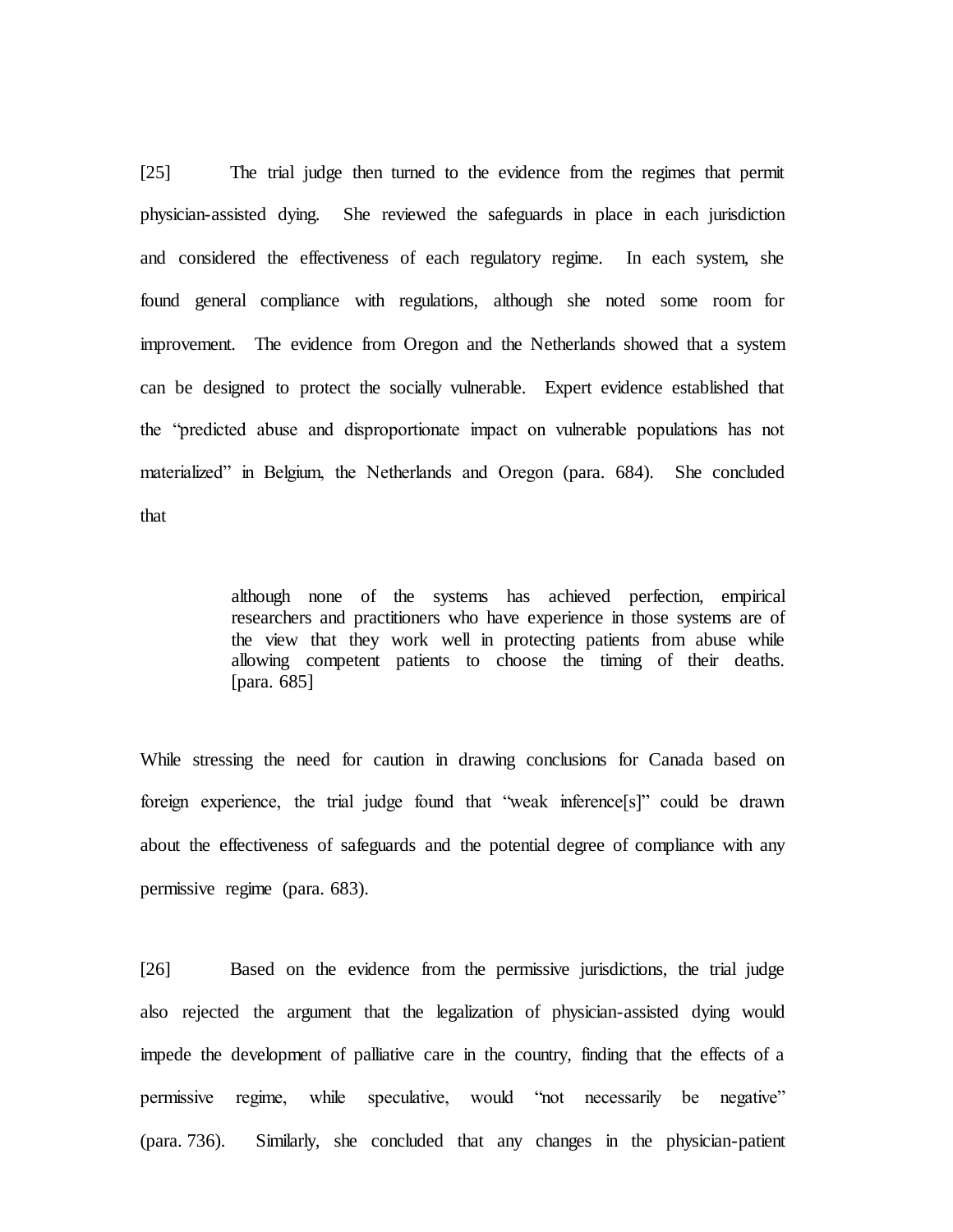[25] The trial judge then turned to the evidence from the regimes that permit physician-assisted dying. She reviewed the safeguards in place in each jurisdiction and considered the effectiveness of each regulatory regime. In each system, she found general compliance with regulations, although she noted some room for improvement. The evidence from Oregon and the Netherlands showed that a system can be designed to protect the socially vulnerable. Expert evidence established that the "predicted abuse and disproportionate impact on vulnerable populations has not materialized" in Belgium, the Netherlands and Oregon (para. 684). She concluded that

> although none of the systems has achieved perfection, empirical researchers and practitioners who have experience in those systems are of the view that they work well in protecting patients from abuse while allowing competent patients to choose the timing of their deaths. [para. 685]

While stressing the need for caution in drawing conclusions for Canada based on foreign experience, the trial judge found that "weak inference[s]" could be drawn about the effectiveness of safeguards and the potential degree of compliance with any permissive regime (para. 683).

[26] Based on the evidence from the permissive jurisdictions, the trial judge also rejected the argument that the legalization of physician-assisted dying would impede the development of palliative care in the country, finding that the effects of a permissive regime, while speculative, would "not necessarily be negative" (para. 736). Similarly, she concluded that any changes in the physician-patient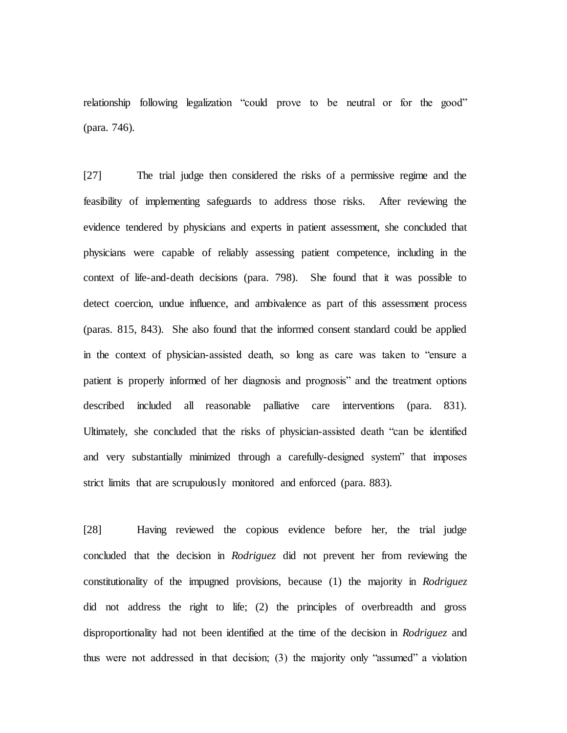relationship following legalization "could prove to be neutral or for the good" (para. 746).

[27] The trial judge then considered the risks of a permissive regime and the feasibility of implementing safeguards to address those risks. After reviewing the evidence tendered by physicians and experts in patient assessment, she concluded that physicians were capable of reliably assessing patient competence, including in the context of life-and-death decisions (para. 798). She found that it was possible to detect coercion, undue influence, and ambivalence as part of this assessment process (paras. 815, 843). She also found that the informed consent standard could be applied in the context of physician-assisted death, so long as care was taken to "ensure a patient is properly informed of her diagnosis and prognosis" and the treatment options described included all reasonable palliative care interventions (para. 831). Ultimately, she concluded that the risks of physician-assisted death "can be identified and very substantially minimized through a carefully-designed system" that imposes strict limits that are scrupulously monitored and enforced (para. 883).

[28] Having reviewed the copious evidence before her, the trial judge concluded that the decision in *Rodriguez* did not prevent her from reviewing the constitutionality of the impugned provisions, because (1) the majority in *Rodriguez* did not address the right to life; (2) the principles of overbreadth and gross disproportionality had not been identified at the time of the decision in *Rodriguez* and thus were not addressed in that decision; (3) the majority only "assumed" a violation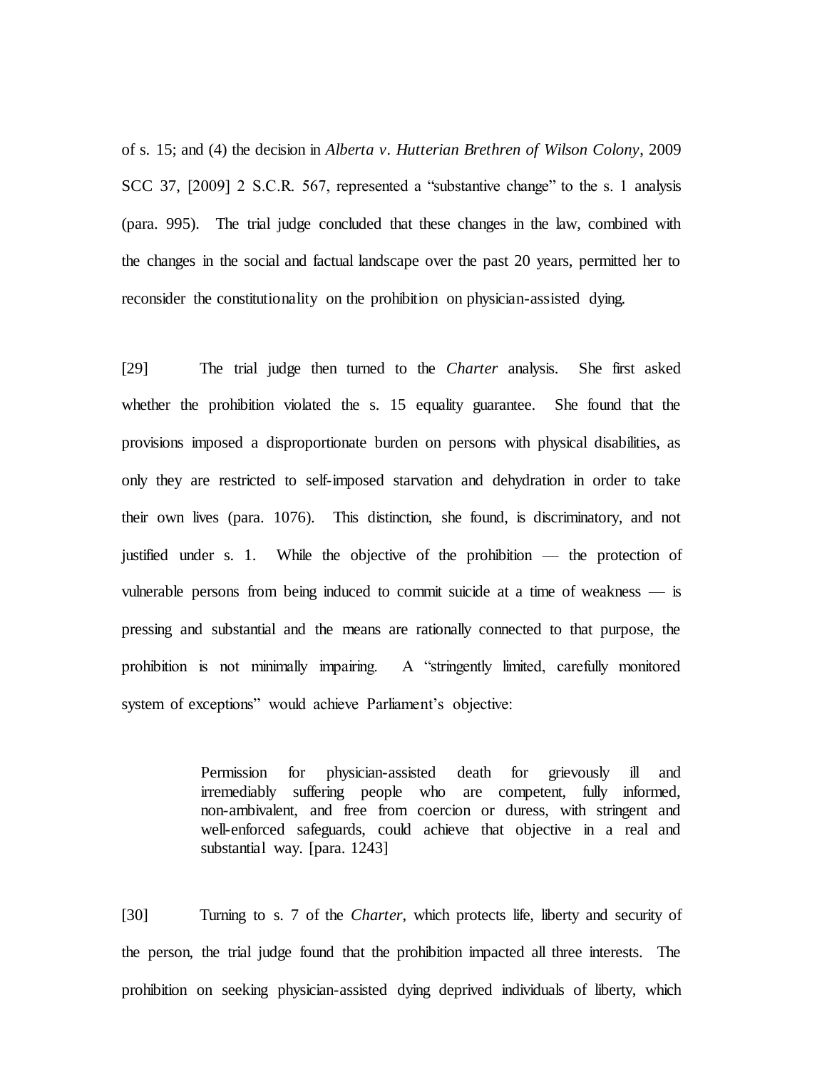of s. 15; and (4) the decision in *Alberta v. Hutterian Brethren of Wilson Colony*, 2009 SCC 37, [2009] 2 S.C.R. 567, represented a "substantive change" to the s. 1 analysis (para. 995). The trial judge concluded that these changes in the law, combined with the changes in the social and factual landscape over the past 20 years, permitted her to reconsider the constitutionality on the prohibition on physician-assisted dying.

[29] The trial judge then turned to the *Charter* analysis. She first asked whether the prohibition violated the s. 15 equality guarantee. She found that the provisions imposed a disproportionate burden on persons with physical disabilities, as only they are restricted to self-imposed starvation and dehydration in order to take their own lives (para. 1076). This distinction, she found, is discriminatory, and not justified under s. 1. While the objective of the prohibition — the protection of vulnerable persons from being induced to commit suicide at a time of weakness — is pressing and substantial and the means are rationally connected to that purpose, the prohibition is not minimally impairing. A "stringently limited, carefully monitored system of exceptions" would achieve Parliament's objective:

> Permission for physician-assisted death for grievously ill and irremediably suffering people who are competent, fully informed, non-ambivalent, and free from coercion or duress, with stringent and well-enforced safeguards, could achieve that objective in a real and substantial way. [para. 1243]

[30] Turning to s. 7 of the *Charter*, which protects life, liberty and security of the person, the trial judge found that the prohibition impacted all three interests. The prohibition on seeking physician-assisted dying deprived individuals of liberty, which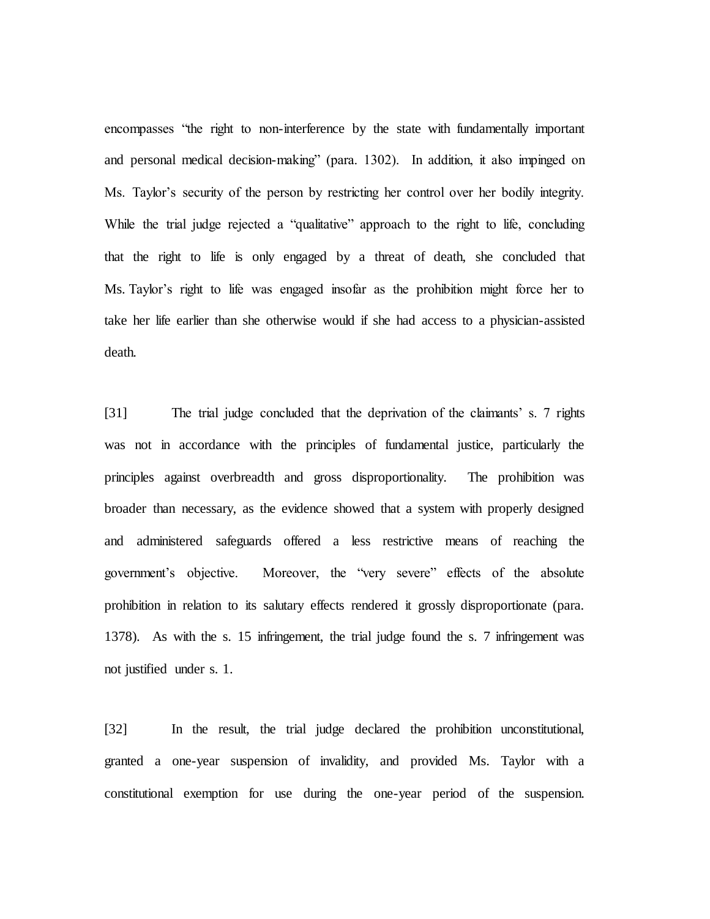encompasses "the right to non-interference by the state with fundamentally important and personal medical decision-making" (para. 1302). In addition, it also impinged on Ms. Taylor's security of the person by restricting her control over her bodily integrity. While the trial judge rejected a "qualitative" approach to the right to life, concluding that the right to life is only engaged by a threat of death, she concluded that Ms. Taylor's right to life was engaged insofar as the prohibition might force her to take her life earlier than she otherwise would if she had access to a physician-assisted death.

[31] The trial judge concluded that the deprivation of the claimants' s. 7 rights was not in accordance with the principles of fundamental justice, particularly the principles against overbreadth and gross disproportionality. The prohibition was broader than necessary, as the evidence showed that a system with properly designed and administered safeguards offered a less restrictive means of reaching the government's objective. Moreover, the "very severe" effects of the absolute prohibition in relation to its salutary effects rendered it grossly disproportionate (para. 1378). As with the s. 15 infringement, the trial judge found the s. 7 infringement was not justified under s. 1.

[32] In the result, the trial judge declared the prohibition unconstitutional, granted a one-year suspension of invalidity, and provided Ms. Taylor with a constitutional exemption for use during the one-year period of the suspension.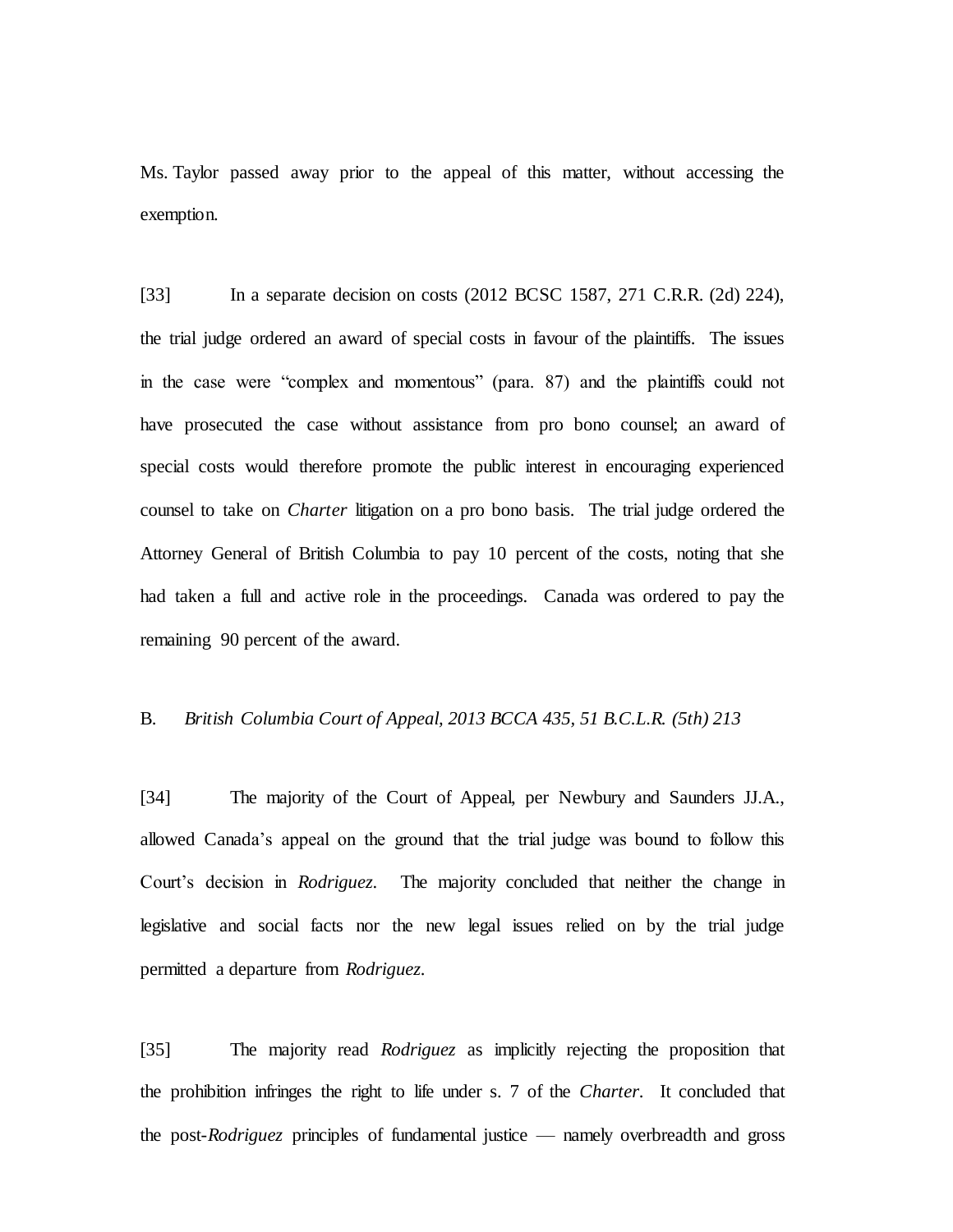Ms. Taylor passed away prior to the appeal of this matter, without accessing the exemption.

[33] In a separate decision on costs (2012 BCSC 1587, 271 C.R.R. (2d) 224), the trial judge ordered an award of special costs in favour of the plaintiffs. The issues in the case were "complex and momentous" (para. 87) and the plaintiffs could not have prosecuted the case without assistance from pro bono counsel; an award of special costs would therefore promote the public interest in encouraging experienced counsel to take on *Charter* litigation on a pro bono basis. The trial judge ordered the Attorney General of British Columbia to pay 10 percent of the costs, noting that she had taken a full and active role in the proceedings. Canada was ordered to pay the remaining 90 percent of the award.

### B. *British Columbia Court of Appeal, 2013 BCCA 435, 51 B.C.L.R. (5th) 213*

[34] The majority of the Court of Appeal, per Newbury and Saunders JJ.A., allowed Canada's appeal on the ground that the trial judge was bound to follow this Court's decision in *Rodriguez*. The majority concluded that neither the change in legislative and social facts nor the new legal issues relied on by the trial judge permitted a departure from *Rodriguez*.

[35] The majority read *Rodriguez* as implicitly rejecting the proposition that the prohibition infringes the right to life under s. 7 of the *Charter*. It concluded that the post-*Rodriguez* principles of fundamental justice — namely overbreadth and gross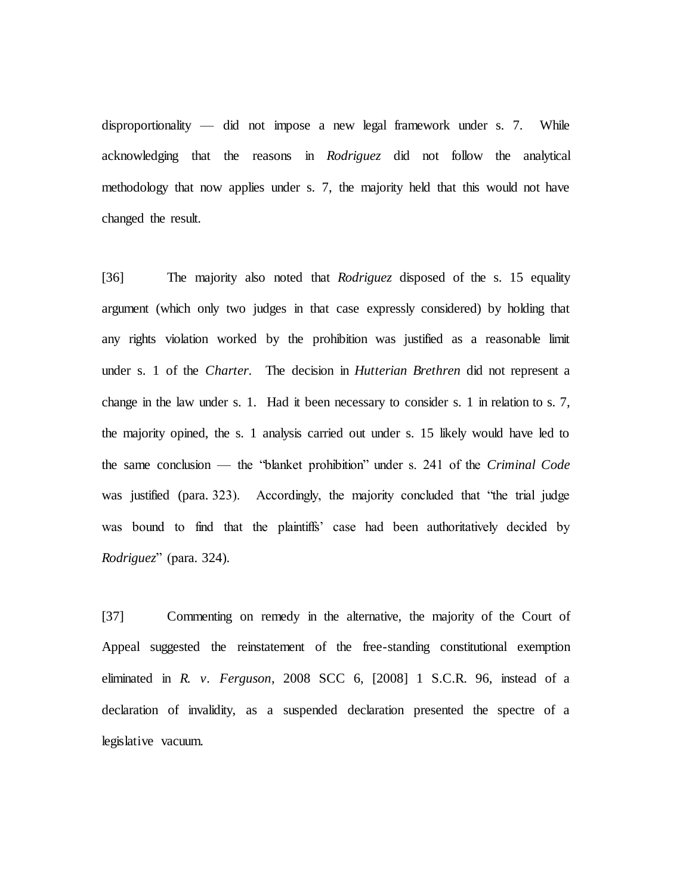disproportionality — did not impose a new legal framework under s. 7. While acknowledging that the reasons in *Rodriguez* did not follow the analytical methodology that now applies under s. 7, the majority held that this would not have changed the result.

[36] The majority also noted that *Rodriguez* disposed of the s. 15 equality argument (which only two judges in that case expressly considered) by holding that any rights violation worked by the prohibition was justified as a reasonable limit under s. 1 of the *Charter*. The decision in *Hutterian Brethren* did not represent a change in the law under s. 1. Had it been necessary to consider s. 1 in relation to s. 7, the majority opined, the s. 1 analysis carried out under s. 15 likely would have led to the same conclusion — the "blanket prohibition" under s. 241 of the *Criminal Code* was justified (para. 323). Accordingly, the majority concluded that "the trial judge was bound to find that the plaintiffs' case had been authoritatively decided by *Rodriguez*" (para. 324).

[37] Commenting on remedy in the alternative, the majority of the Court of Appeal suggested the reinstatement of the free-standing constitutional exemption eliminated in *R. v. Ferguson*, 2008 SCC 6, [2008] 1 S.C.R. 96, instead of a declaration of invalidity, as a suspended declaration presented the spectre of a legislative vacuum.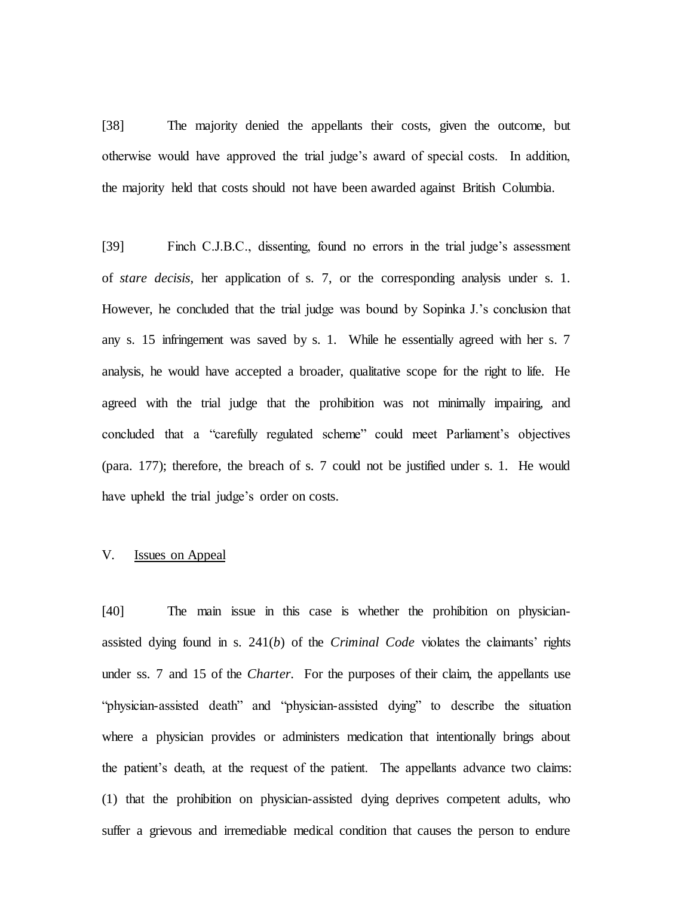[38] The majority denied the appellants their costs, given the outcome, but otherwise would have approved the trial judge's award of special costs. In addition, the majority held that costs should not have been awarded against British Columbia.

[39] Finch C.J.B.C., dissenting, found no errors in the trial judge's assessment of *stare decisis*, her application of s. 7, or the corresponding analysis under s. 1. However, he concluded that the trial judge was bound by Sopinka J.'s conclusion that any s. 15 infringement was saved by s. 1. While he essentially agreed with her s. 7 analysis, he would have accepted a broader, qualitative scope for the right to life. He agreed with the trial judge that the prohibition was not minimally impairing, and concluded that a "carefully regulated scheme" could meet Parliament's objectives (para. 177); therefore, the breach of s. 7 could not be justified under s. 1. He would have upheld the trial judge's order on costs.

## V. <u>Issues on Appeal</u>

[40] The main issue in this case is whether the prohibition on physician-assisted dying found in s. 241(*b*) of the *Criminal Code* violates the claimants' rights under ss. 7 and 15 of the *Charter*. For the purposes of their claim, the appellants use "physician-assisted death" and "physician-assisted dying" to describe the situation where a physician provides or administers medication that intentionally brings about the patient's death, at the request of the patient. The appellants advance two claims: (1) that the prohibition on physician-assisted dying deprives competent adults, who suffer a grievous and irremediable medical condition that causes the person to endure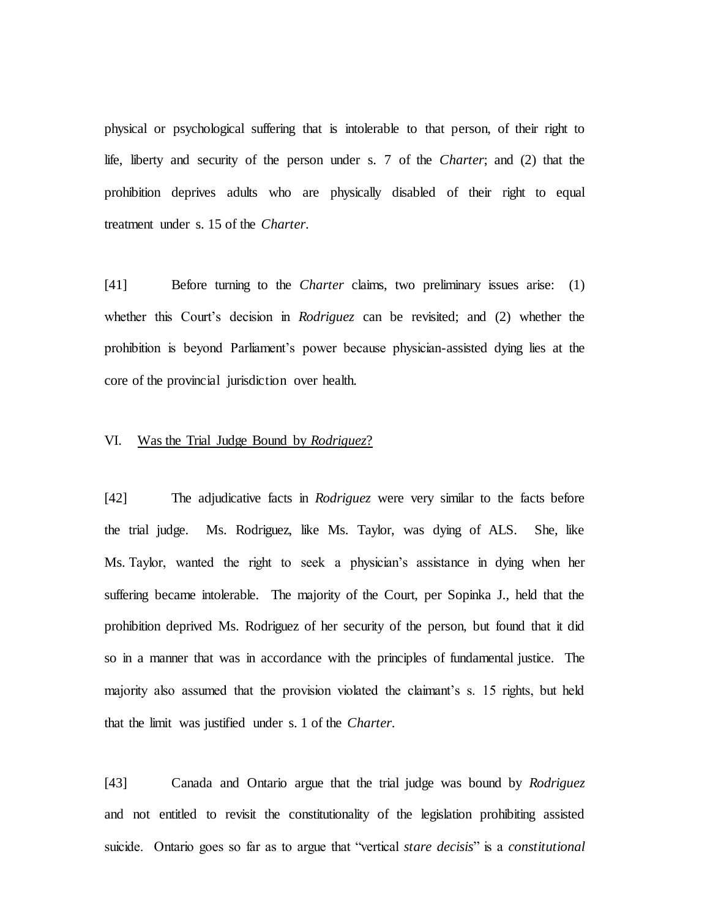physical or psychological suffering that is intolerable to that person, of their right to life, liberty and security of the person under s. 7 of the *Charter*; and (2) that the prohibition deprives adults who are physically disabled of their right to equal treatment under s. 15 of the *Charter*.

[41] Before turning to the *Charter* claims, two preliminary issues arise: (1) whether this Court's decision in *Rodriguez* can be revisited; and (2) whether the prohibition is beyond Parliament's power because physician-assisted dying lies at the core of the provincial jurisdiction over health.

## VI. Was the Trial Judge Bound by *Rodriguez*?

[42] The adjudicative facts in *Rodriguez* were very similar to the facts before the trial judge. Ms. Rodriguez, like Ms. Taylor, was dying of ALS. She, like Ms. Taylor, wanted the right to seek a physician's assistance in dying when her suffering became intolerable. The majority of the Court, per Sopinka J., held that the prohibition deprived Ms. Rodriguez of her security of the person, but found that it did so in a manner that was in accordance with the principles of fundamental justice. The majority also assumed that the provision violated the claimant's s. 15 rights, but held that the limit was justified under s. 1 of the *Charter*.

[43] Canada and Ontario argue that the trial judge was bound by *Rodriguez* and not entitled to revisit the constitutionality of the legislation prohibiting assisted suicide. Ontario goes so far as to argue that "vertical *stare decisis*" is a *constitutional*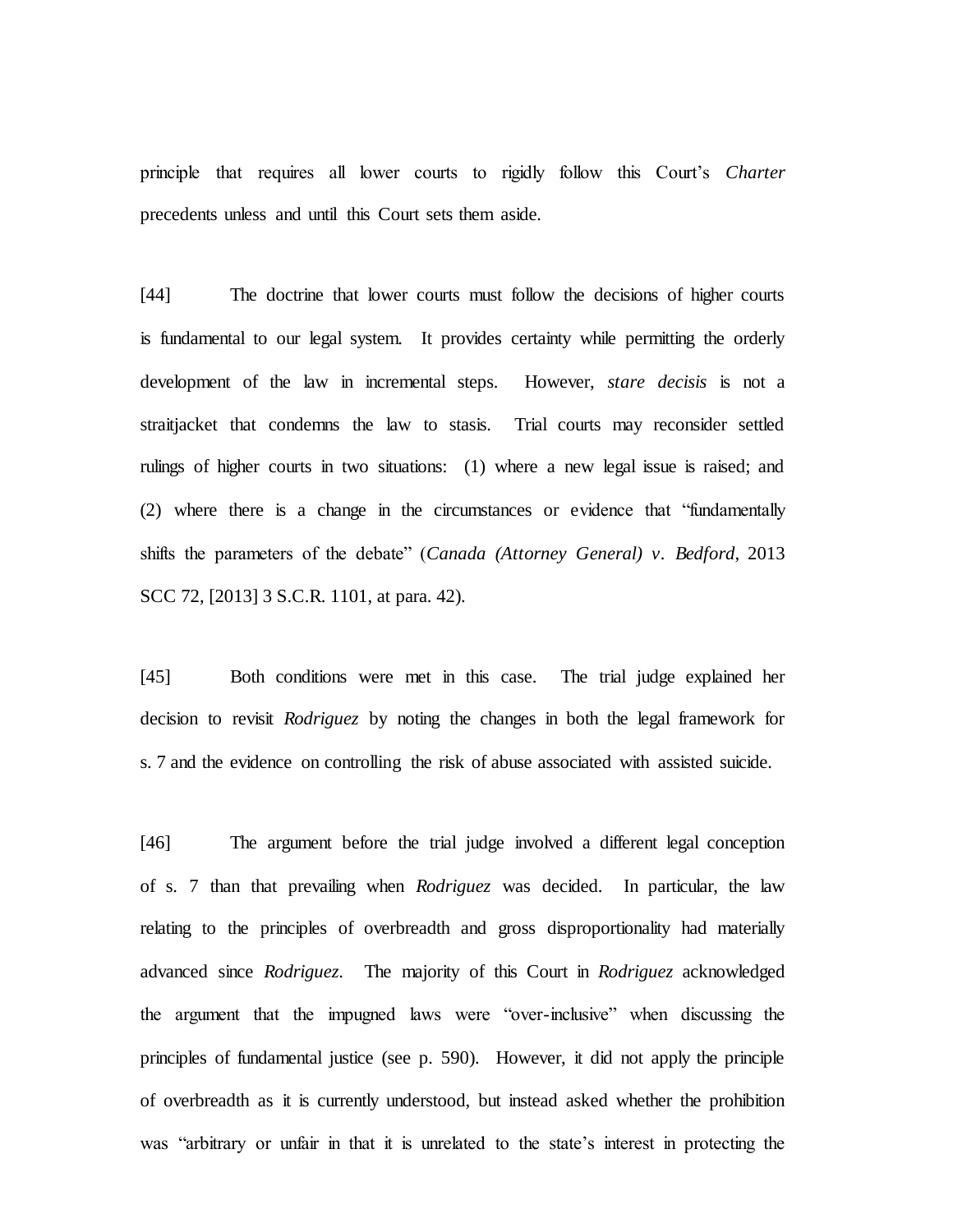principle that requires all lower courts to rigidly follow this Court's *Charter* precedents unless and until this Court sets them aside.

[44] The doctrine that lower courts must follow the decisions of higher courts is fundamental to our legal system. It provides certainty while permitting the orderly development of the law in incremental steps. However, *stare decisis* is not a straitjacket that condemns the law to stasis. Trial courts may reconsider settled rulings of higher courts in two situations: (1) where a new legal issue is raised; and (2) where there is a change in the circumstances or evidence that "fundamentally shifts the parameters of the debate" (*Canada (Attorney General) v. Bedford*, 2013 SCC 72, [2013] 3 S.C.R. 1101, at para. 42).

[45] Both conditions were met in this case. The trial judge explained her decision to revisit *Rodriguez* by noting the changes in both the legal framework for s. 7 and the evidence on controlling the risk of abuse associated with assisted suicide.

[46] The argument before the trial judge involved a different legal conception of s. 7 than that prevailing when *Rodriguez* was decided. In particular, the law relating to the principles of overbreadth and gross disproportionality had materially advanced since *Rodriguez*. The majority of this Court in *Rodriguez* acknowledged the argument that the impugned laws were "over-inclusive" when discussing the principles of fundamental justice (see p. 590). However, it did not apply the principle of overbreadth as it is currently understood, but instead asked whether the prohibition was "arbitrary or unfair in that it is unrelated to the state's interest in protecting the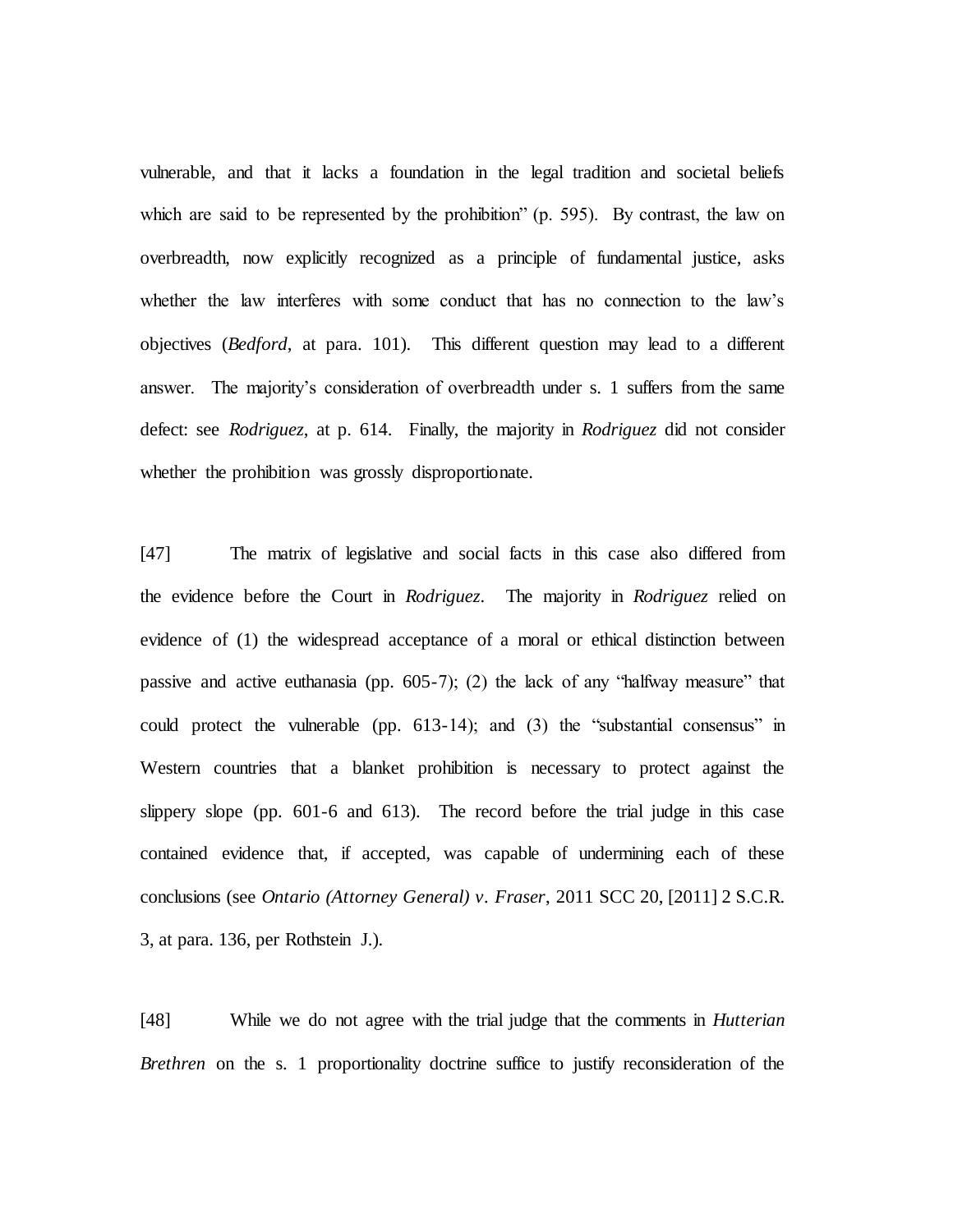vulnerable, and that it lacks a foundation in the legal tradition and societal beliefs which are said to be represented by the prohibition" (p. 595). By contrast, the law on overbreadth, now explicitly recognized as a principle of fundamental justice, asks whether the law interferes with some conduct that has no connection to the law's objectives (*Bedford*, at para. 101). This different question may lead to a different answer. The majority's consideration of overbreadth under s. 1 suffers from the same defect: see *Rodriguez*, at p. 614. Finally, the majority in *Rodriguez* did not consider whether the prohibition was grossly disproportionate.

[47] The matrix of legislative and social facts in this case also differed from the evidence before the Court in *Rodriguez*. The majority in *Rodriguez* relied on evidence of (1) the widespread acceptance of a moral or ethical distinction between passive and active euthanasia (pp. 605-7); (2) the lack of any "halfway measure" that could protect the vulnerable (pp. 613-14); and (3) the "substantial consensus" in Western countries that a blanket prohibition is necessary to protect against the slippery slope (pp. 601-6 and 613). The record before the trial judge in this case contained evidence that, if accepted, was capable of undermining each of these conclusions (see *Ontario (Attorney General) v. Fraser*, 2011 SCC 20, [2011] 2 S.C.R. 3, at para. 136, per Rothstein J.).

[48] While we do not agree with the trial judge that the comments in *Hutterian Brethren* on the s. 1 proportionality doctrine suffice to justify reconsideration of the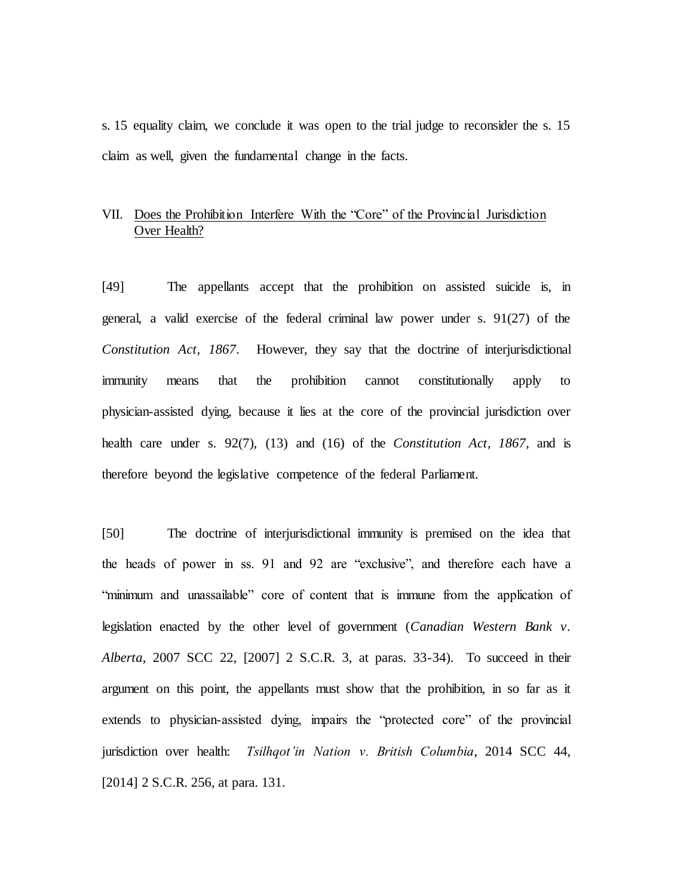s. 15 equality claim, we conclude it was open to the trial judge to reconsider the s. 15 claim as well, given the fundamental change in the facts.

## VII. Does the Prohibition Interfere With the "Core" of the Provincial Jurisdiction Over Health?

[49] The appellants accept that the prohibition on assisted suicide is, in general, a valid exercise of the federal criminal law power under s. 91(27) of the *Constitution Act, 1867*. However, they say that the doctrine of interjurisdictional immunity means that the prohibition cannot constitutionally apply to physician-assisted dying, because it lies at the core of the provincial jurisdiction over health care under s. 92(7), (13) and (16) of the *Constitution Act, 1867*, and is therefore beyond the legislative competence of the federal Parliament.

[50] The doctrine of interjurisdictional immunity is premised on the idea that the heads of power in ss. 91 and 92 are "exclusive", and therefore each have a "minimum and unassailable" core of content that is immune from the application of legislation enacted by the other level of government (*Canadian Western Bank v. Alberta*, 2007 SCC 22, [2007] 2 S.C.R. 3, at paras. 33-34). To succeed in their argument on this point, the appellants must show that the prohibition, in so far as it extends to physician-assisted dying, impairs the "protected core" of the provincial jurisdiction over health: *Tsilhqot'in Nation v. British Columbia*, 2014 SCC 44, [2014] 2 S.C.R. 256, at para. 131.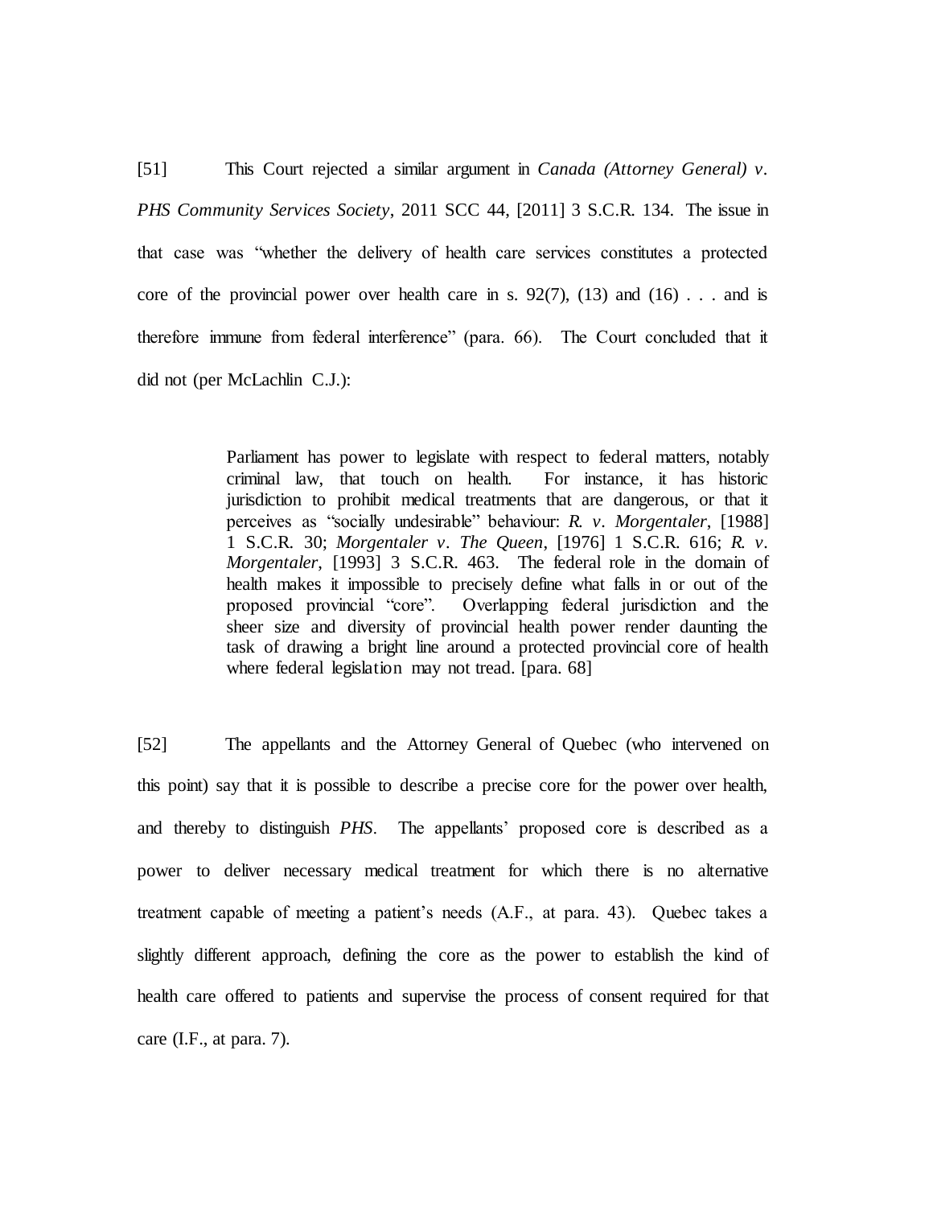[51] This Court rejected a similar argument in *Canada (Attorney General) v. PHS Community Services Society*, 2011 SCC 44, [2011] 3 S.C.R. 134. The issue in that case was "whether the delivery of health care services constitutes a protected core of the provincial power over health care in s. 92(7), (13) and (16) . . . and is therefore immune from federal interference" (para. 66). The Court concluded that it did not (per McLachlin C.J.):

> Parliament has power to legislate with respect to federal matters, notably criminal law, that touch on health. For instance, it has historic jurisdiction to prohibit medical treatments that are dangerous, or that it perceives as "socially undesirable" behaviour: *R. v. Morgentaler*, [1988] 1 S.C.R. 30; *Morgentaler v. The Queen*, [1976] 1 S.C.R. 616; *R. v. Morgentaler*, [1993] 3 S.C.R. 463. The federal role in the domain of health makes it impossible to precisely define what falls in or out of the proposed provincial "core". Overlapping federal jurisdiction and the sheer size and diversity of provincial health power render daunting the task of drawing a bright line around a protected provincial core of health where federal legislation may not tread. [para. 68]

[52] The appellants and the Attorney General of Quebec (who intervened on this point) say that it is possible to describe a precise core for the power over health, and thereby to distinguish *PHS*. The appellants' proposed core is described as a power to deliver necessary medical treatment for which there is no alternative treatment capable of meeting a patient's needs (A.F., at para. 43). Quebec takes a slightly different approach, defining the core as the power to establish the kind of health care offered to patients and supervise the process of consent required for that care (I.F., at para. 7).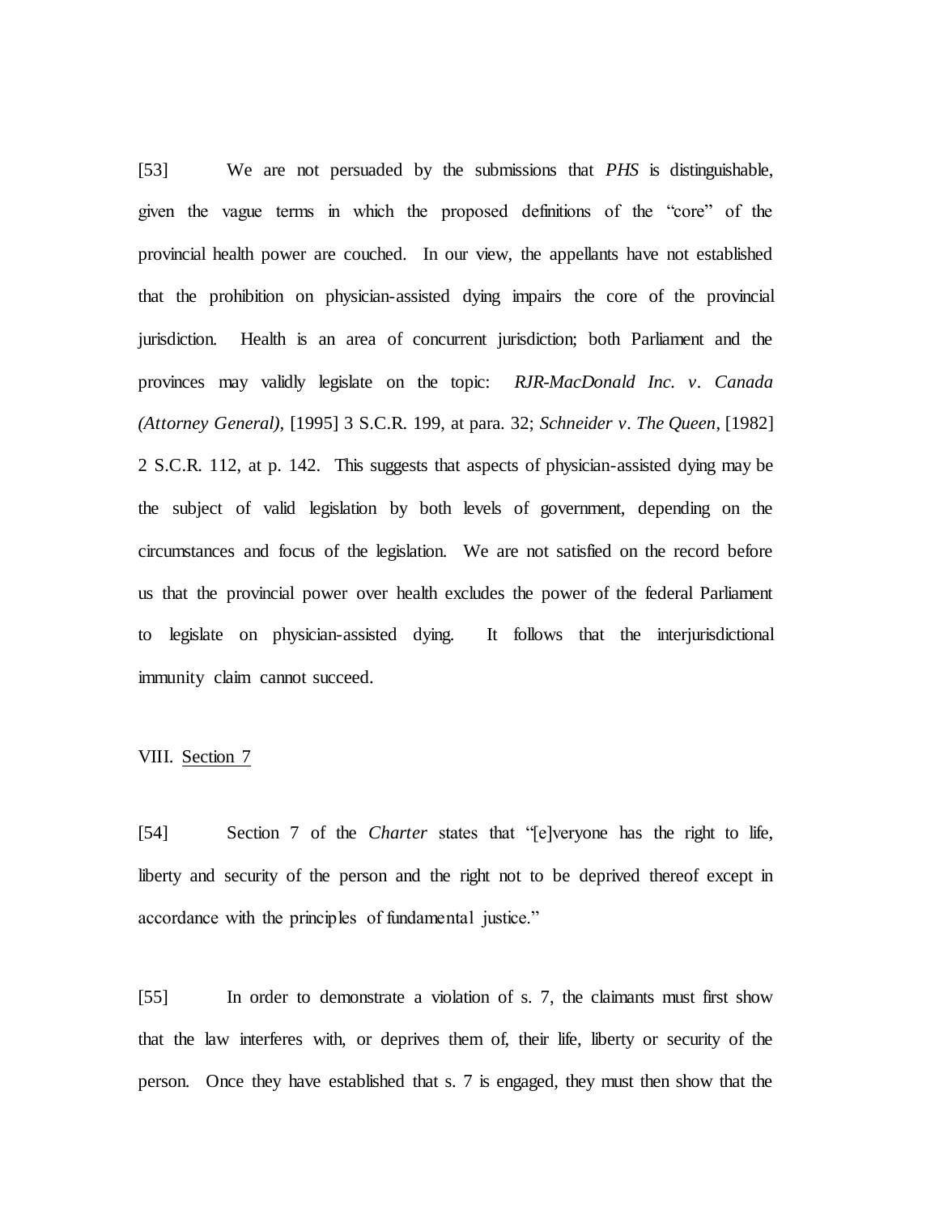[53] We are not persuaded by the submissions that *PHS* is distinguishable, given the vague terms in which the proposed definitions of the "core" of the provincial health power are couched. In our view, the appellants have not established that the prohibition on physician-assisted dying impairs the core of the provincial jurisdiction. Health is an area of concurrent jurisdiction; both Parliament and the provinces may validly legislate on the topic: *RJR-MacDonald Inc. v. Canada (Attorney General)*, [1995] 3 S.C.R. 199, at para. 32; *Schneider v. The Queen*, [1982] 2 S.C.R. 112, at p. 142. This suggests that aspects of physician-assisted dying may be the subject of valid legislation by both levels of government, depending on the circumstances and focus of the legislation. We are not satisfied on the record before us that the provincial power over health excludes the power of the federal Parliament to legislate on physician-assisted dying. It follows that the interjurisdictional immunity claim cannot succeed.

## VIII. Section 7

[54] Section 7 of the *Charter* states that "[e]veryone has the right to life, liberty and security of the person and the right not to be deprived thereof except in accordance with the principles of fundamental justice."

[55] In order to demonstrate a violation of s. 7, the claimants must first show that the law interferes with, or deprives them of, their life, liberty or security of the person. Once they have established that s. 7 is engaged, they must then show that the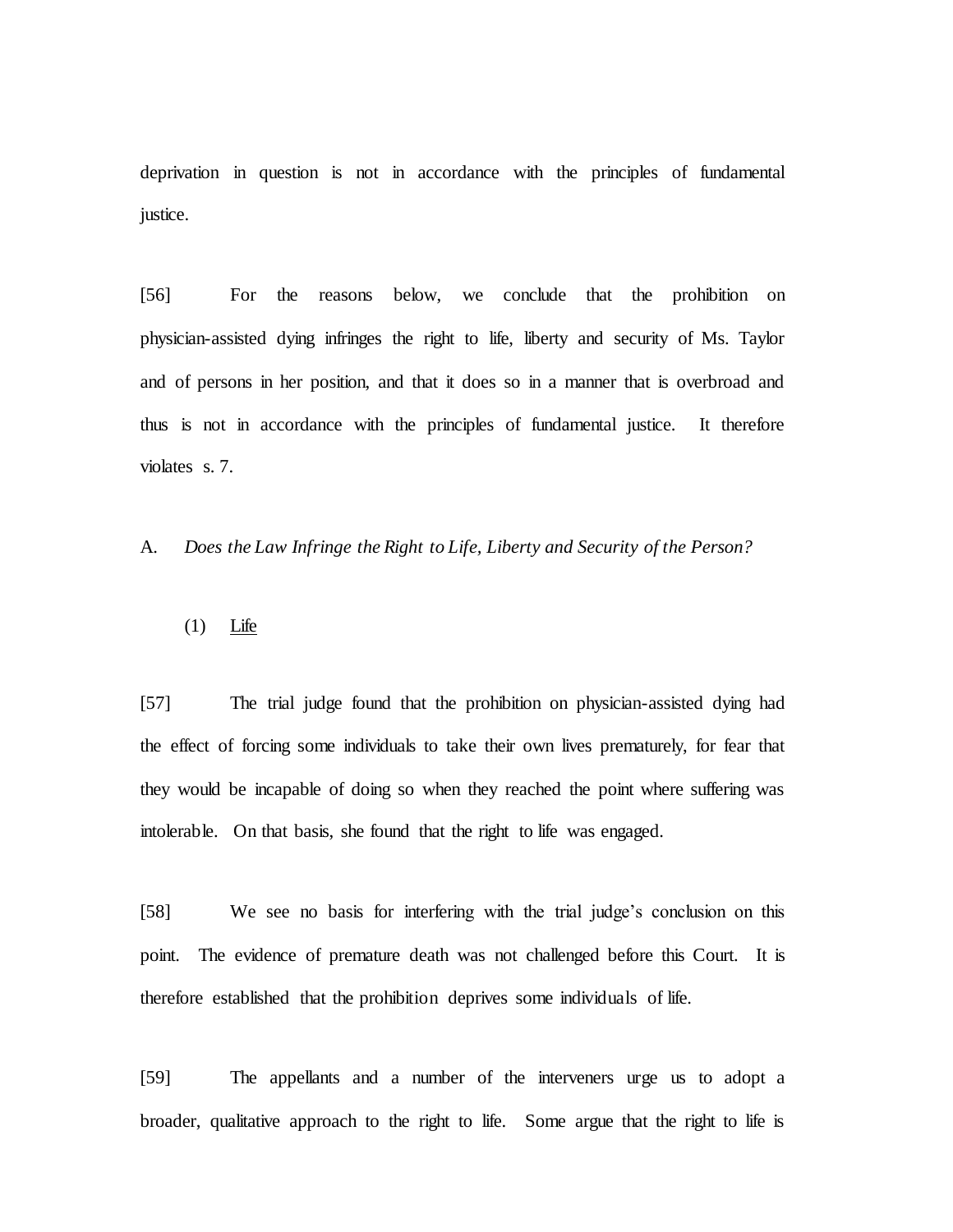deprivation in question is not in accordance with the principles of fundamental justice.

[56] For the reasons below, we conclude that the prohibition on physician-assisted dying infringes the right to life, liberty and security of Ms. Taylor and of persons in her position, and that it does so in a manner that is overbroad and thus is not in accordance with the principles of fundamental justice. It therefore violates s. 7.

A. *Does the Law Infringe the Right to Life, Liberty and Security of the Person?*

(1) Life

[57] The trial judge found that the prohibition on physician-assisted dying had the effect of forcing some individuals to take their own lives prematurely, for fear that they would be incapable of doing so when they reached the point where suffering was intolerable. On that basis, she found that the right to life was engaged.

[58] We see no basis for interfering with the trial judge's conclusion on this point. The evidence of premature death was not challenged before this Court. It is therefore established that the prohibition deprives some individuals of life.

[59] The appellants and a number of the interveners urge us to adopt a broader, qualitative approach to the right to life. Some argue that the right to life is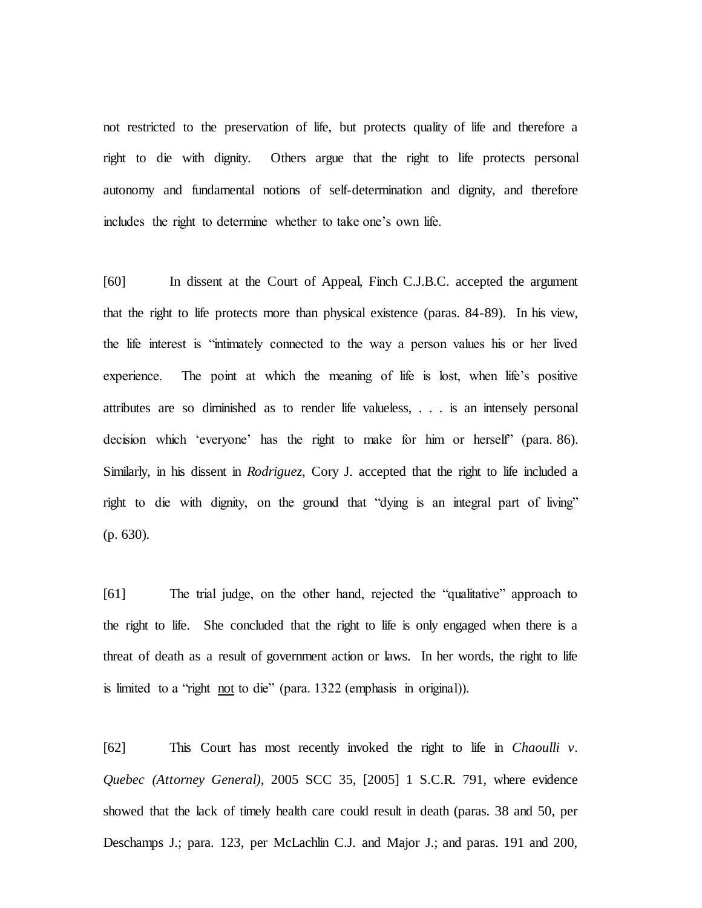not restricted to the preservation of life, but protects quality of life and therefore a right to die with dignity. Others argue that the right to life protects personal autonomy and fundamental notions of self-determination and dignity, and therefore includes the right to determine whether to take one's own life.

[60] In dissent at the Court of Appeal, Finch C.J.B.C. accepted the argument that the right to life protects more than physical existence (paras. 84-89). In his view, the life interest is "intimately connected to the way a person values his or her lived experience. The point at which the meaning of life is lost, when life's positive attributes are so diminished as to render life valueless, . . . is an intensely personal decision which 'everyone' has the right to make for him or herself" (para. 86). Similarly, in his dissent in *Rodriguez*, Cory J. accepted that the right to life included a right to die with dignity, on the ground that "dying is an integral part of living" (p. 630).

[61] The trial judge, on the other hand, rejected the "qualitative" approach to the right to life. She concluded that the right to life is only engaged when there is a threat of death as a result of government action or laws. In her words, the right to life is limited to a "right <u>not</u> to die" (para. 1322 (emphasis in original)).

[62] This Court has most recently invoked the right to life in *Chaoulli v. Quebec (Attorney General)*, 2005 SCC 35, [2005] 1 S.C.R. 791, where evidence showed that the lack of timely health care could result in death (paras. 38 and 50, per Deschamps J.; para. 123, per McLachlin C.J. and Major J.; and paras. 191 and 200,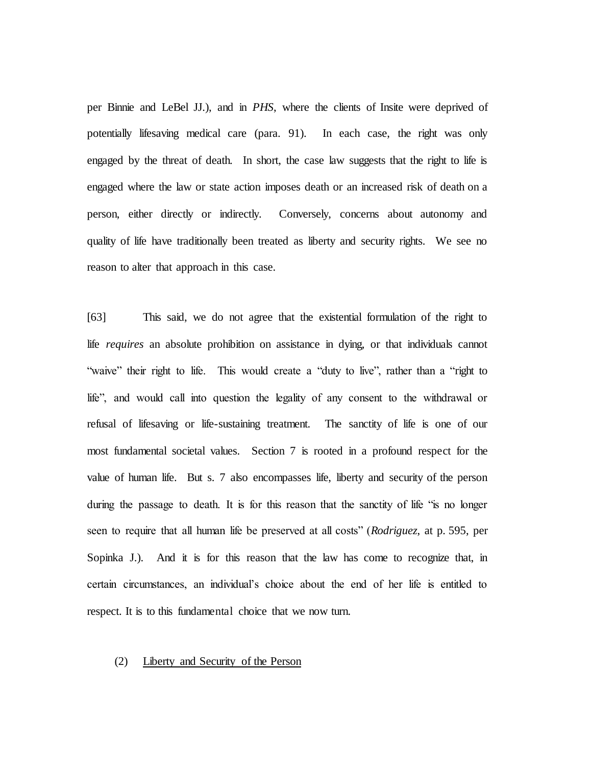per Binnie and LeBel JJ.), and in *PHS*, where the clients of Insite were deprived of potentially lifesaving medical care (para. 91). In each case, the right was only engaged by the threat of death. In short, the case law suggests that the right to life is engaged where the law or state action imposes death or an increased risk of death on a person, either directly or indirectly. Conversely, concerns about autonomy and quality of life have traditionally been treated as liberty and security rights. We see no reason to alter that approach in this case.

[63] This said, we do not agree that the existential formulation of the right to life *requires* an absolute prohibition on assistance in dying, or that individuals cannot "waive" their right to life. This would create a "duty to live", rather than a "right to life", and would call into question the legality of any consent to the withdrawal or refusal of lifesaving or life-sustaining treatment. The sanctity of life is one of our most fundamental societal values. Section 7 is rooted in a profound respect for the value of human life. But s. 7 also encompasses life, liberty and security of the person during the passage to death. It is for this reason that the sanctity of life "is no longer seen to require that all human life be preserved at all costs" (*Rodriguez*, at p. 595, per Sopinka J.). And it is for this reason that the law has come to recognize that, in certain circumstances, an individual's choice about the end of her life is entitled to respect. It is to this fundamental choice that we now turn.

(2) <u>Liberty and Security of the Person</u>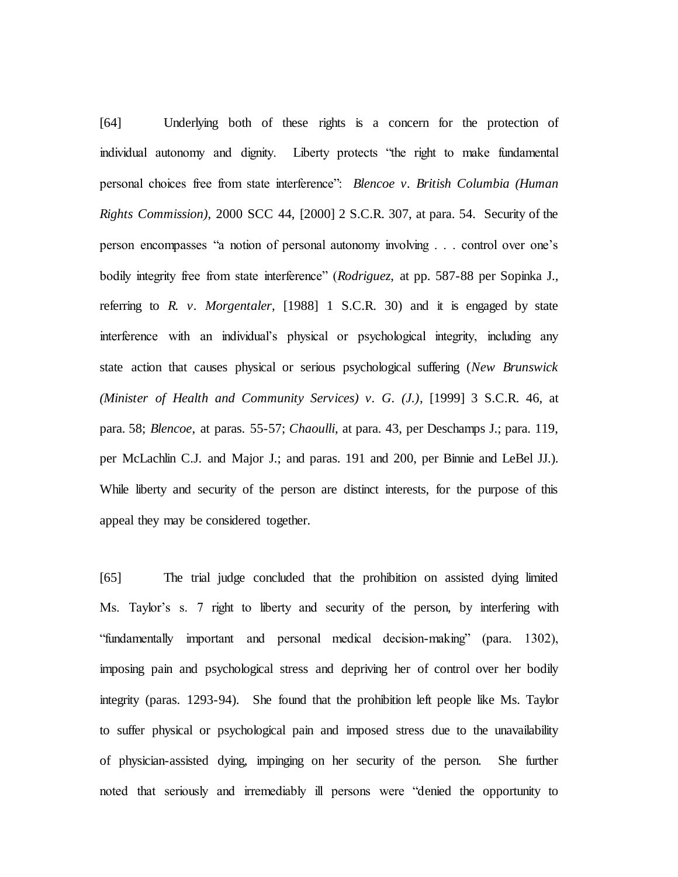[64] Underlying both of these rights is a concern for the protection of individual autonomy and dignity. Liberty protects "the right to make fundamental personal choices free from state interference": *Blencoe v. British Columbia (Human Rights Commission)*, 2000 SCC 44, [2000] 2 S.C.R. 307, at para. 54. Security of the person encompasses "a notion of personal autonomy involving . . . control over one's bodily integrity free from state interference" (*Rodriguez*, at pp. 587-88 per Sopinka J., referring to *R. v. Morgentaler*, [1988] 1 S.C.R. 30) and it is engaged by state interference with an individual's physical or psychological integrity, including any state action that causes physical or serious psychological suffering (*New Brunswick (Minister of Health and Community Services) v. G. (J.)*, [1999] 3 S.C.R. 46, at para. 58; *Blencoe*, at paras. 55-57; *Chaoulli*, at para. 43, per Deschamps J.; para. 119, per McLachlin C.J. and Major J.; and paras. 191 and 200, per Binnie and LeBel JJ.). While liberty and security of the person are distinct interests, for the purpose of this appeal they may be considered together.

[65] The trial judge concluded that the prohibition on assisted dying limited Ms. Taylor's s. 7 right to liberty and security of the person, by interfering with "fundamentally important and personal medical decision-making" (para. 1302), imposing pain and psychological stress and depriving her of control over her bodily integrity (paras. 1293-94). She found that the prohibition left people like Ms. Taylor to suffer physical or psychological pain and imposed stress due to the unavailability of physician-assisted dying, impinging on her security of the person. She further noted that seriously and irremediably ill persons were "denied the opportunity to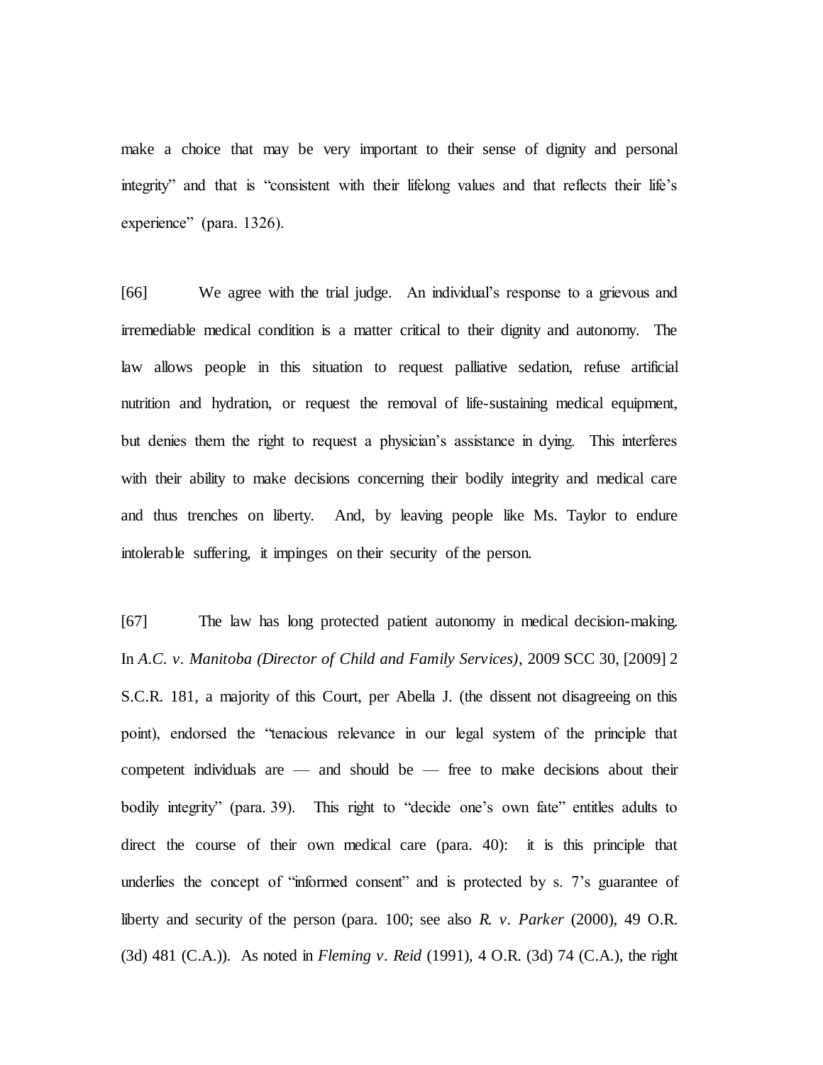make a choice that may be very important to their sense of dignity and personal integrity" and that is "consistent with their lifelong values and that reflects their life's experience" (para. 1326).

[66] We agree with the trial judge. An individual's response to a grievous and irremediable medical condition is a matter critical to their dignity and autonomy. The law allows people in this situation to request palliative sedation, refuse artificial nutrition and hydration, or request the removal of life-sustaining medical equipment, but denies them the right to request a physician's assistance in dying. This interferes with their ability to make decisions concerning their bodily integrity and medical care and thus trenches on liberty. And, by leaving people like Ms. Taylor to endure intolerable suffering, it impinges on their security of the person.

[67] The law has long protected patient autonomy in medical decision-making. In *A.C. v. Manitoba (Director of Child and Family Services)*, 2009 SCC 30, [2009] 2 S.C.R. 181, a majority of this Court, per Abella J. (the dissent not disagreeing on this point), endorsed the "tenacious relevance in our legal system of the principle that competent individuals are — and should be — free to make decisions about their bodily integrity" (para. 39). This right to "decide one's own fate" entitles adults to direct the course of their own medical care (para. 40): it is this principle that underlies the concept of "informed consent" and is protected by s. 7's guarantee of liberty and security of the person (para. 100; see also *R. v. Parker* (2000), 49 O.R. (3d) 481 (C.A.)). As noted in *Fleming v. Reid* (1991), 4 O.R. (3d) 74 (C.A.), the right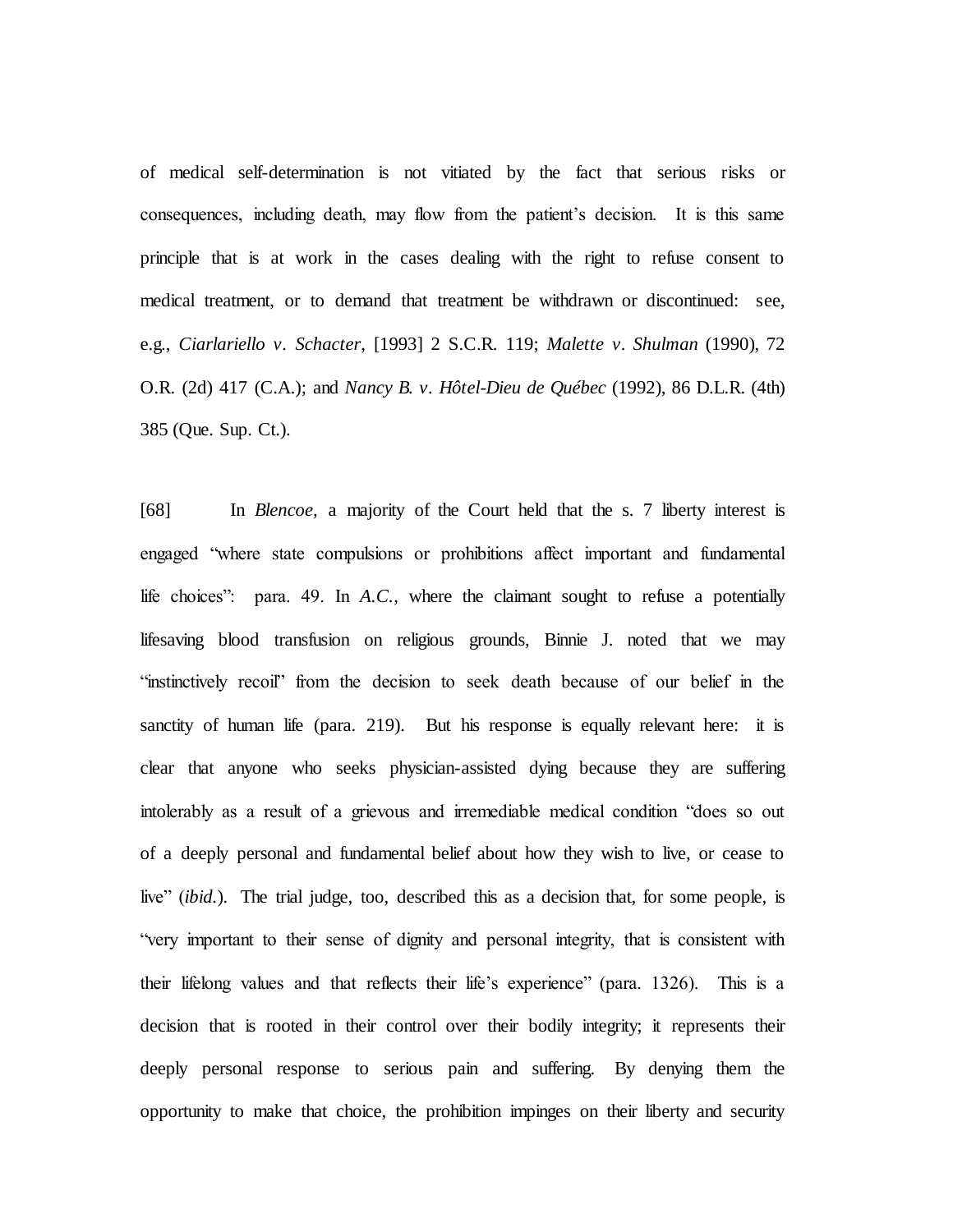of medical self-determination is not vitiated by the fact that serious risks or consequences, including death, may flow from the patient's decision. It is this same principle that is at work in the cases dealing with the right to refuse consent to medical treatment, or to demand that treatment be withdrawn or discontinued: see, e.g., *Ciarlariello v. Schacter*, [1993] 2 S.C.R. 119; *Malette v. Shulman* (1990), 72 O.R. (2d) 417 (C.A.); and *Nancy B. v. Hôtel-Dieu de Québec* (1992), 86 D.L.R. (4th) 385 (Que. Sup. Ct.).

[68] In *Blencoe*, a majority of the Court held that the s. 7 liberty interest is engaged "where state compulsions or prohibitions affect important and fundamental life choices": para. 49. In *A.C.*, where the claimant sought to refuse a potentially lifesaving blood transfusion on religious grounds, Binnie J. noted that we may "instinctively recoil" from the decision to seek death because of our belief in the sanctity of human life (para. 219). But his response is equally relevant here: it is clear that anyone who seeks physician-assisted dying because they are suffering intolerably as a result of a grievous and irremediable medical condition "does so out of a deeply personal and fundamental belief about how they wish to live, or cease to live" (*ibid.*). The trial judge, too, described this as a decision that, for some people, is "very important to their sense of dignity and personal integrity, that is consistent with their lifelong values and that reflects their life's experience" (para. 1326). This is a decision that is rooted in their control over their bodily integrity; it represents their deeply personal response to serious pain and suffering. By denying them the opportunity to make that choice, the prohibition impinges on their liberty and security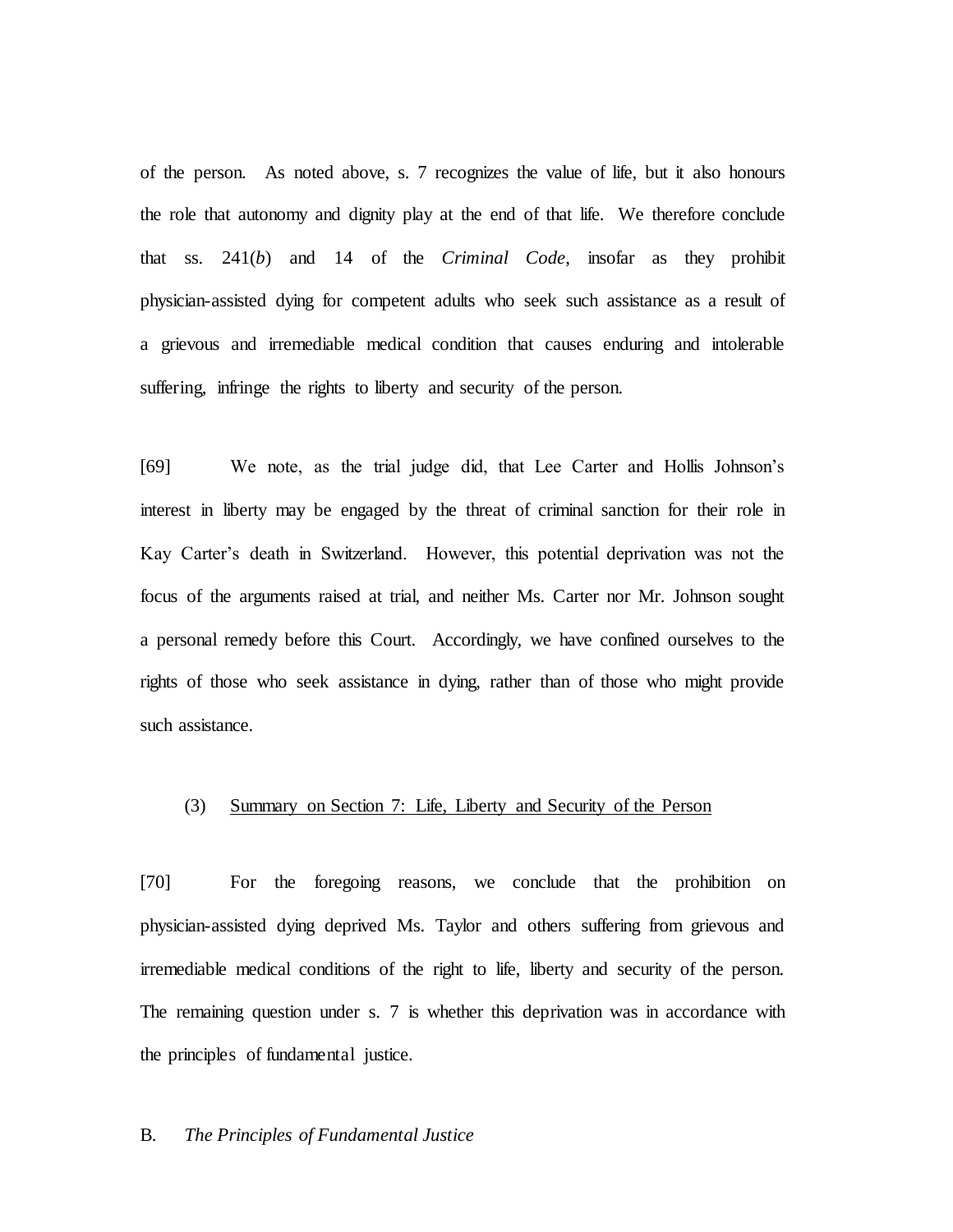of the person. As noted above, s. 7 recognizes the value of life, but it also honours the role that autonomy and dignity play at the end of that life. We therefore conclude that ss. 241(*b*) and 14 of the *Criminal Code*, insofar as they prohibit physician-assisted dying for competent adults who seek such assistance as a result of a grievous and irremediable medical condition that causes enduring and intolerable suffering, infringe the rights to liberty and security of the person.

[69] We note, as the trial judge did, that Lee Carter and Hollis Johnson's interest in liberty may be engaged by the threat of criminal sanction for their role in Kay Carter's death in Switzerland. However, this potential deprivation was not the focus of the arguments raised at trial, and neither Ms. Carter nor Mr. Johnson sought a personal remedy before this Court. Accordingly, we have confined ourselves to the rights of those who seek assistance in dying, rather than of those who might provide such assistance.

(3) <u>Summary on Section 7: Life, Liberty and Security of the Person</u>

[70] For the foregoing reasons, we conclude that the prohibition on physician-assisted dying deprived Ms. Taylor and others suffering from grievous and irremediable medical conditions of the right to life, liberty and security of the person. The remaining question under s. 7 is whether this deprivation was in accordance with the principles of fundamental justice.

B. *The Principles of Fundamental Justice*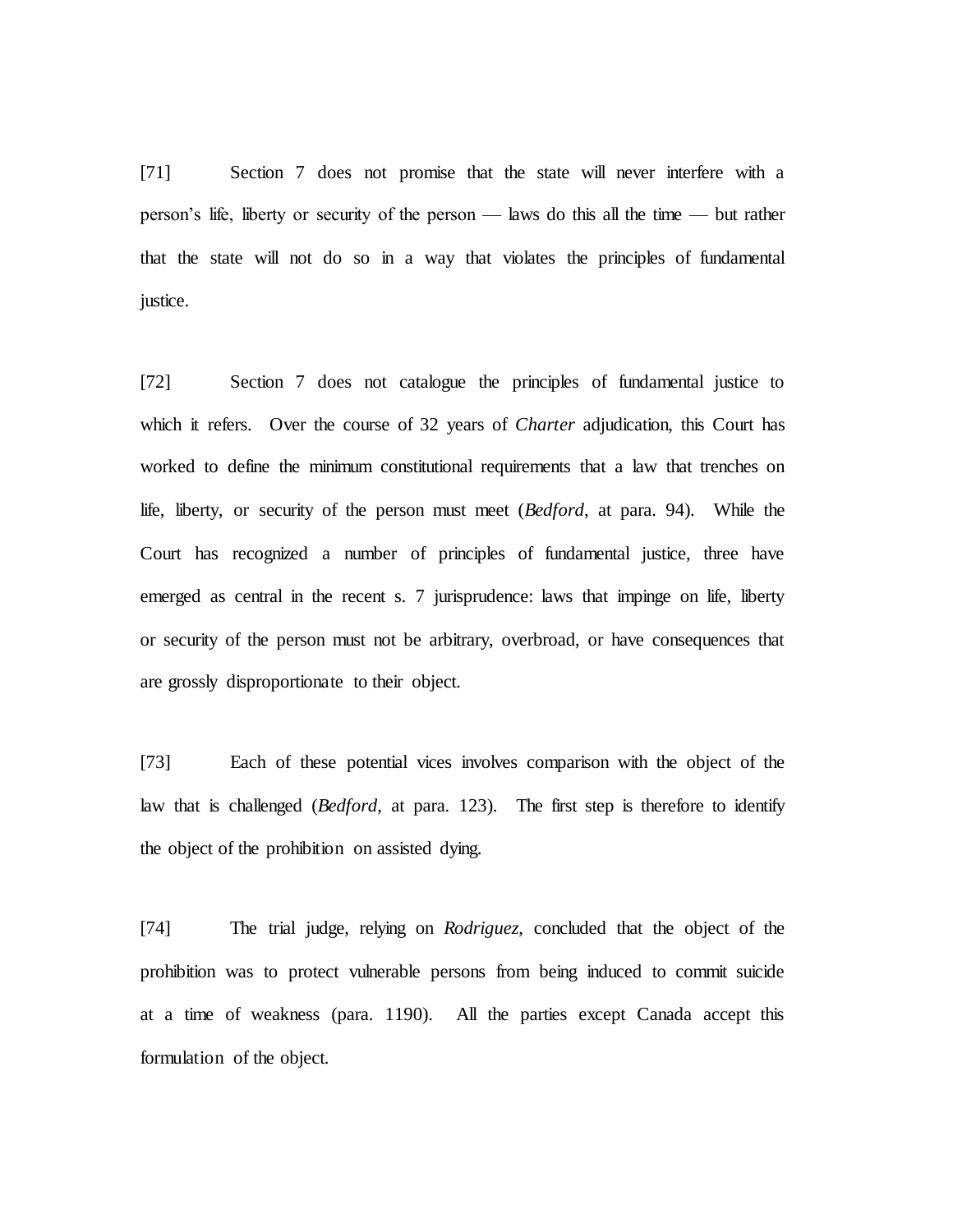[71] Section 7 does not promise that the state will never interfere with a person's life, liberty or security of the person — laws do this all the time — but rather that the state will not do so in a way that violates the principles of fundamental justice.

[72] Section 7 does not catalogue the principles of fundamental justice to which it refers. Over the course of 32 years of *Charter* adjudication, this Court has worked to define the minimum constitutional requirements that a law that trenches on life, liberty, or security of the person must meet (*Bedford*, at para. 94). While the Court has recognized a number of principles of fundamental justice, three have emerged as central in the recent s. 7 jurisprudence: laws that impinge on life, liberty or security of the person must not be arbitrary, overbroad, or have consequences that are grossly disproportionate to their object.

[73] Each of these potential vices involves comparison with the object of the law that is challenged (*Bedford*, at para. 123). The first step is therefore to identify the object of the prohibition on assisted dying.

[74] The trial judge, relying on *Rodriguez*, concluded that the object of the prohibition was to protect vulnerable persons from being induced to commit suicide at a time of weakness (para. 1190). All the parties except Canada accept this formulation of the object.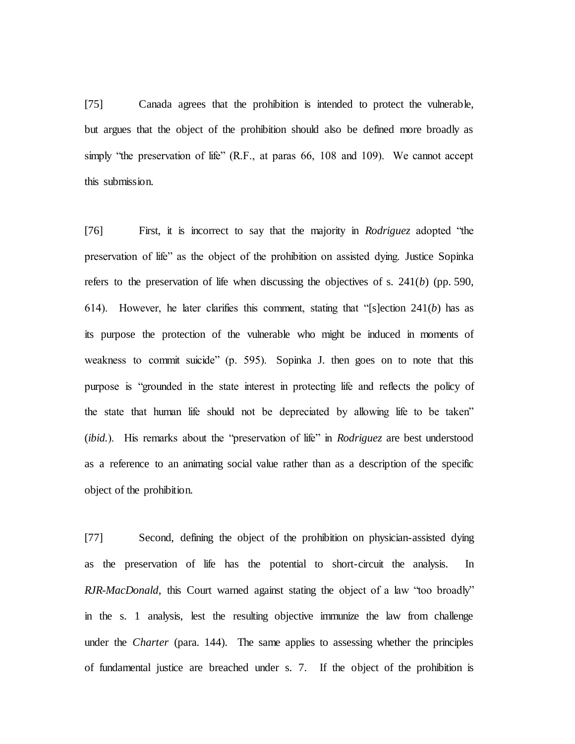[75] Canada agrees that the prohibition is intended to protect the vulnerable, but argues that the object of the prohibition should also be defined more broadly as simply "the preservation of life" (R.F., at paras 66, 108 and 109). We cannot accept this submission.

[76] First, it is incorrect to say that the majority in *Rodriguez* adopted "the preservation of life" as the object of the prohibition on assisted dying. Justice Sopinka refers to the preservation of life when discussing the objectives of s. 241(*b*) (pp. 590, 614). However, he later clarifies this comment, stating that "[s]ection 241(*b*) has as its purpose the protection of the vulnerable who might be induced in moments of weakness to commit suicide" (p. 595). Sopinka J. then goes on to note that this purpose is "grounded in the state interest in protecting life and reflects the policy of the state that human life should not be depreciated by allowing life to be taken" (*ibid.*). His remarks about the "preservation of life" in *Rodriguez* are best understood as a reference to an animating social value rather than as a description of the specific object of the prohibition.

[77] Second, defining the object of the prohibition on physician-assisted dying as the preservation of life has the potential to short-circuit the analysis. In *RJR-MacDonald*, this Court warned against stating the object of a law "too broadly" in the s. 1 analysis, lest the resulting objective immunize the law from challenge under the *Charter* (para. 144). The same applies to assessing whether the principles of fundamental justice are breached under s. 7. If the object of the prohibition is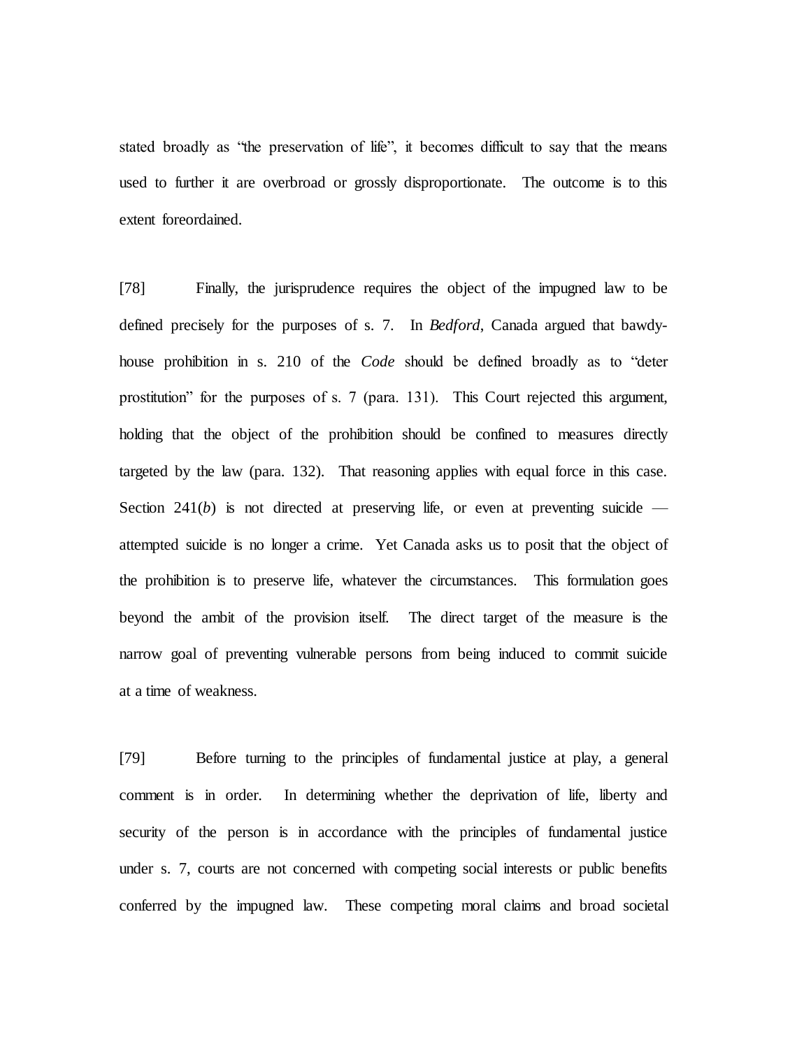stated broadly as "the preservation of life", it becomes difficult to say that the means used to further it are overbroad or grossly disproportionate. The outcome is to this extent foreordained.

[78] Finally, the jurisprudence requires the object of the impugned law to be defined precisely for the purposes of s. 7. In *Bedford*, Canada argued that bawdy-house prohibition in s. 210 of the *Code* should be defined broadly as to "deter prostitution" for the purposes of s. 7 (para. 131). This Court rejected this argument, holding that the object of the prohibition should be confined to measures directly targeted by the law (para. 132). That reasoning applies with equal force in this case. Section 241(*b*) is not directed at preserving life, or even at preventing suicide — attempted suicide is no longer a crime. Yet Canada asks us to posit that the object of the prohibition is to preserve life, whatever the circumstances. This formulation goes beyond the ambit of the provision itself. The direct target of the measure is the narrow goal of preventing vulnerable persons from being induced to commit suicide at a time of weakness.

[79] Before turning to the principles of fundamental justice at play, a general comment is in order. In determining whether the deprivation of life, liberty and security of the person is in accordance with the principles of fundamental justice under s. 7, courts are not concerned with competing social interests or public benefits conferred by the impugned law. These competing moral claims and broad societal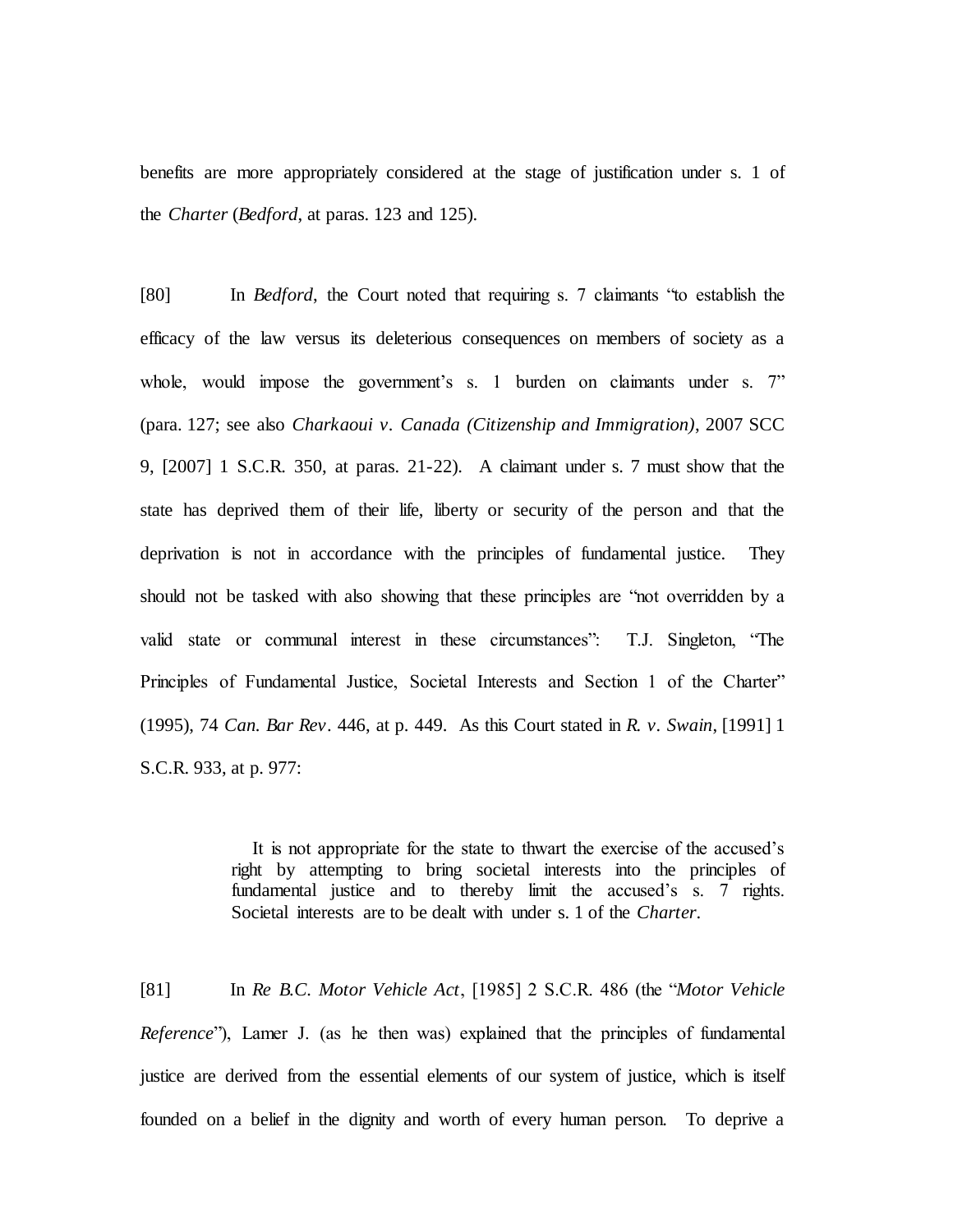benefits are more appropriately considered at the stage of justification under s. 1 of the *Charter* (*Bedford*, at paras. 123 and 125).

[80] In *Bedford*, the Court noted that requiring s. 7 claimants "to establish the efficacy of the law versus its deleterious consequences on members of society as a whole, would impose the government's s. 1 burden on claimants under s. 7" (para. 127; see also *Charkaoui v. Canada (Citizenship and Immigration)*, 2007 SCC 9, [2007] 1 S.C.R. 350, at paras. 21-22). A claimant under s. 7 must show that the state has deprived them of their life, liberty or security of the person and that the deprivation is not in accordance with the principles of fundamental justice. They should not be tasked with also showing that these principles are "not overridden by a valid state or communal interest in these circumstances": T.J. Singleton, "The Principles of Fundamental Justice, Societal Interests and Section 1 of the Charter" (1995), 74 *Can. Bar Rev*. 446, at p. 449. As this Court stated in *R. v. Swain*, [1991] 1 S.C.R. 933, at p. 977:

> It is not appropriate for the state to thwart the exercise of the accused's right by attempting to bring societal interests into the principles of fundamental justice and to thereby limit the accused's s. 7 rights. Societal interests are to be dealt with under s. 1 of the *Charter*.

[81] In *Re B.C. Motor Vehicle Act*, [1985] 2 S.C.R. 486 (the "*Motor Vehicle Reference*"), Lamer J. (as he then was) explained that the principles of fundamental justice are derived from the essential elements of our system of justice, which is itself founded on a belief in the dignity and worth of every human person. To deprive a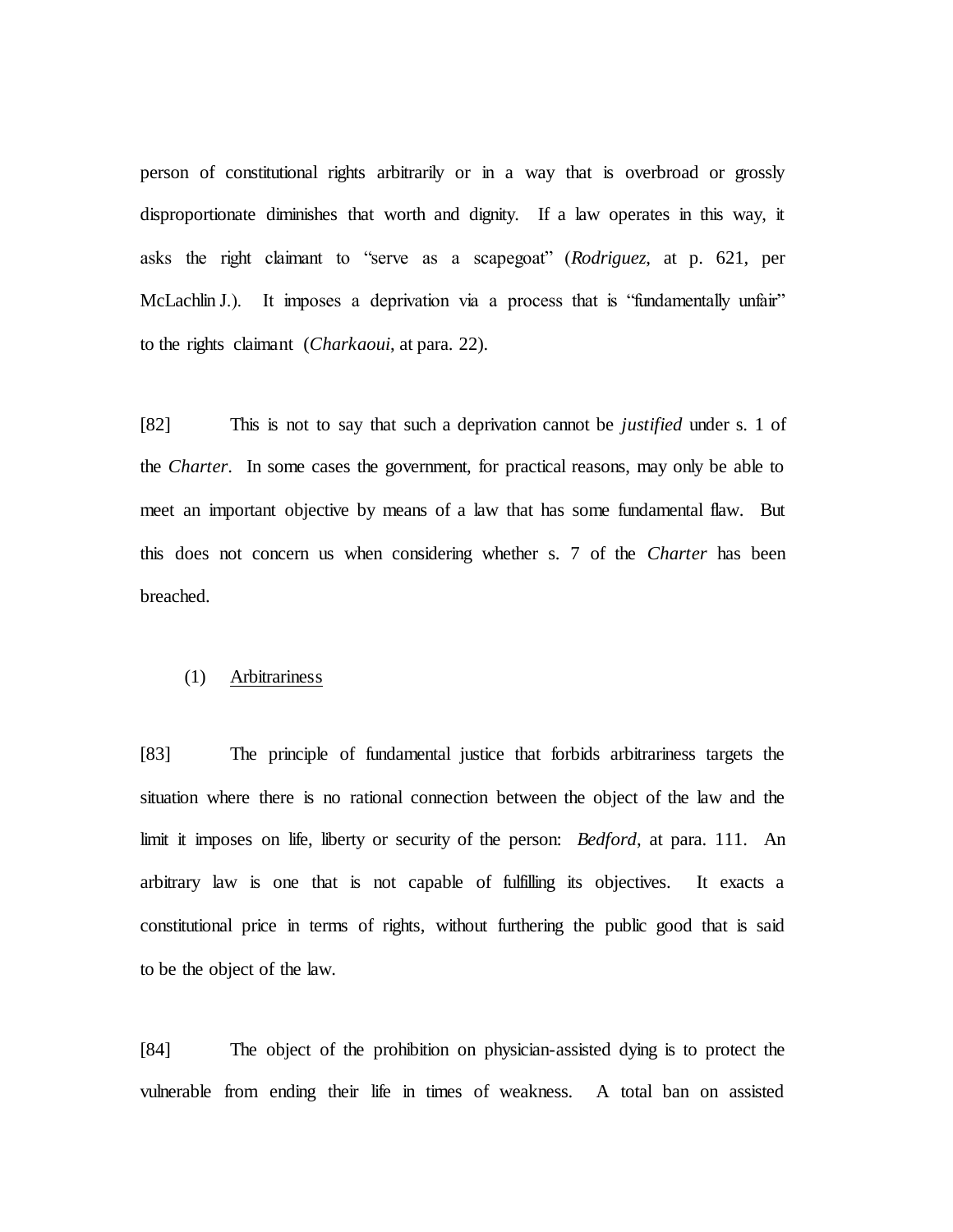person of constitutional rights arbitrarily or in a way that is overbroad or grossly disproportionate diminishes that worth and dignity. If a law operates in this way, it asks the right claimant to "serve as a scapegoat" (*Rodriguez*, at p. 621, per McLachlin J.). It imposes a deprivation via a process that is "fundamentally unfair" to the rights claimant (*Charkaoui*, at para. 22).

[82] This is not to say that such a deprivation cannot be *justified* under s. 1 of the *Charter*. In some cases the government, for practical reasons, may only be able to meet an important objective by means of a law that has some fundamental flaw. But this does not concern us when considering whether s. 7 of the *Charter* has been breached.

(1) Arbitrariness

[83] The principle of fundamental justice that forbids arbitrariness targets the situation where there is no rational connection between the object of the law and the limit it imposes on life, liberty or security of the person: *Bedford*, at para. 111. An arbitrary law is one that is not capable of fulfilling its objectives. It exacts a constitutional price in terms of rights, without furthering the public good that is said to be the object of the law.

[84] The object of the prohibition on physician-assisted dying is to protect the vulnerable from ending their life in times of weakness. A total ban on assisted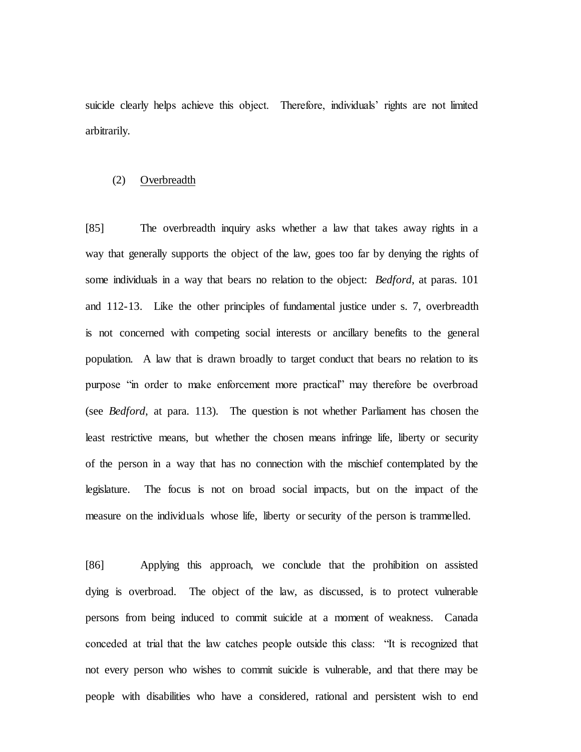suicide clearly helps achieve this object. Therefore, individuals' rights are not limited arbitrarily.

(2) Overbreadth

[85] The overbreadth inquiry asks whether a law that takes away rights in a way that generally supports the object of the law, goes too far by denying the rights of some individuals in a way that bears no relation to the object: *Bedford*, at paras. 101 and 112-13. Like the other principles of fundamental justice under s. 7, overbreadth is not concerned with competing social interests or ancillary benefits to the general population. A law that is drawn broadly to target conduct that bears no relation to its purpose "in order to make enforcement more practical" may therefore be overbroad (see *Bedford*, at para. 113). The question is not whether Parliament has chosen the least restrictive means, but whether the chosen means infringe life, liberty or security of the person in a way that has no connection with the mischief contemplated by the legislature. The focus is not on broad social impacts, but on the impact of the measure on the individuals whose life, liberty or security of the person is trammelled.

[86] Applying this approach, we conclude that the prohibition on assisted dying is overbroad. The object of the law, as discussed, is to protect vulnerable persons from being induced to commit suicide at a moment of weakness. Canada conceded at trial that the law catches people outside this class: "It is recognized that not every person who wishes to commit suicide is vulnerable, and that there may be people with disabilities who have a considered, rational and persistent wish to end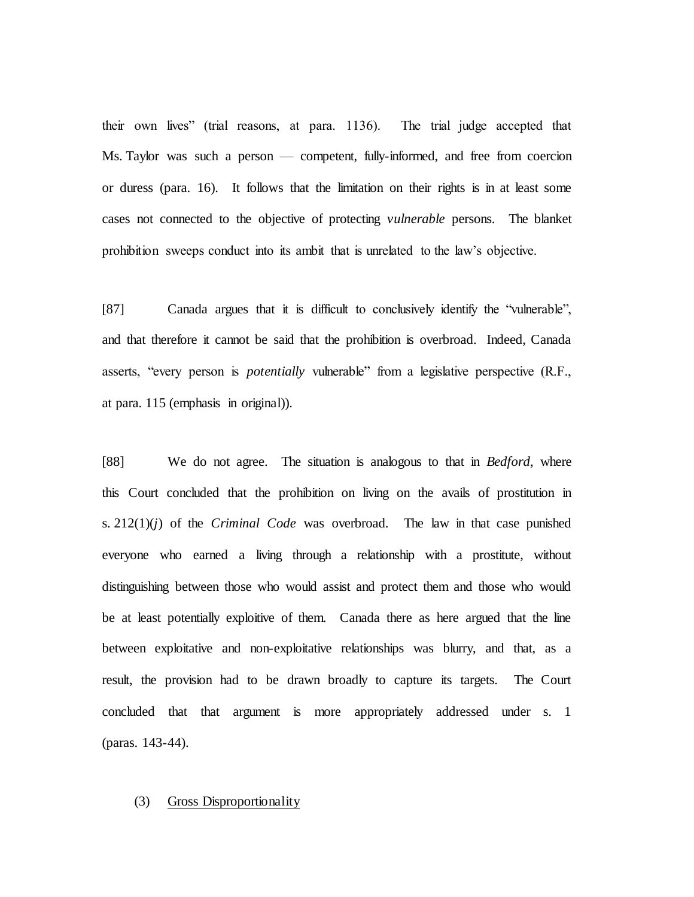their own lives" (trial reasons, at para. 1136). The trial judge accepted that Ms. Taylor was such a person — competent, fully-informed, and free from coercion or duress (para. 16). It follows that the limitation on their rights is in at least some cases not connected to the objective of protecting *vulnerable* persons. The blanket prohibition sweeps conduct into its ambit that is unrelated to the law's objective.

[87] Canada argues that it is difficult to conclusively identify the "vulnerable", and that therefore it cannot be said that the prohibition is overbroad. Indeed, Canada asserts, "every person is *potentially* vulnerable" from a legislative perspective (R.F., at para. 115 (emphasis in original)).

[88] We do not agree. The situation is analogous to that in *Bedford*, where this Court concluded that the prohibition on living on the avails of prostitution in s. 212(1)(*j*) of the *Criminal Code* was overbroad. The law in that case punished everyone who earned a living through a relationship with a prostitute, without distinguishing between those who would assist and protect them and those who would be at least potentially exploitive of them. Canada there as here argued that the line between exploitative and non-exploitative relationships was blurry, and that, as a result, the provision had to be drawn broadly to capture its targets. The Court concluded that that argument is more appropriately addressed under s. 1 (paras. 143-44).

(3) <u>Gross Disproportionality</u>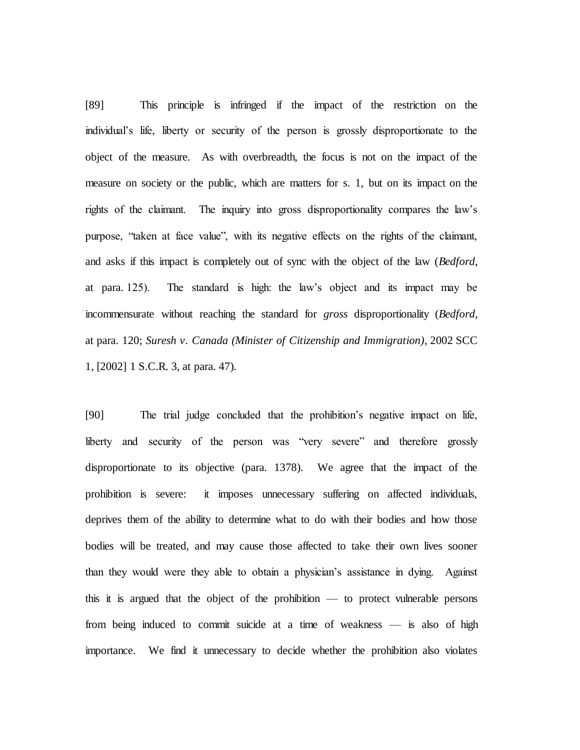[89] This principle is infringed if the impact of the restriction on the individual's life, liberty or security of the person is grossly disproportionate to the object of the measure. As with overbreadth, the focus is not on the impact of the measure on society or the public, which are matters for s. 1, but on its impact on the rights of the claimant. The inquiry into gross disproportionality compares the law's purpose, "taken at face value", with its negative effects on the rights of the claimant, and asks if this impact is completely out of sync with the object of the law (*Bedford*, at para. 125). The standard is high: the law's object and its impact may be incommensurate without reaching the standard for *gross* disproportionality (*Bedford*, at para. 120; *Suresh v. Canada (Minister of Citizenship and Immigration)*, 2002 SCC 1, [2002] 1 S.C.R. 3, at para. 47).

[90] The trial judge concluded that the prohibition's negative impact on life, liberty and security of the person was "very severe" and therefore grossly disproportionate to its objective (para. 1378). We agree that the impact of the prohibition is severe: it imposes unnecessary suffering on affected individuals, deprives them of the ability to determine what to do with their bodies and how those bodies will be treated, and may cause those affected to take their own lives sooner than they would were they able to obtain a physician's assistance in dying. Against this it is argued that the object of the prohibition — to protect vulnerable persons from being induced to commit suicide at a time of weakness — is also of high importance. We find it unnecessary to decide whether the prohibition also violates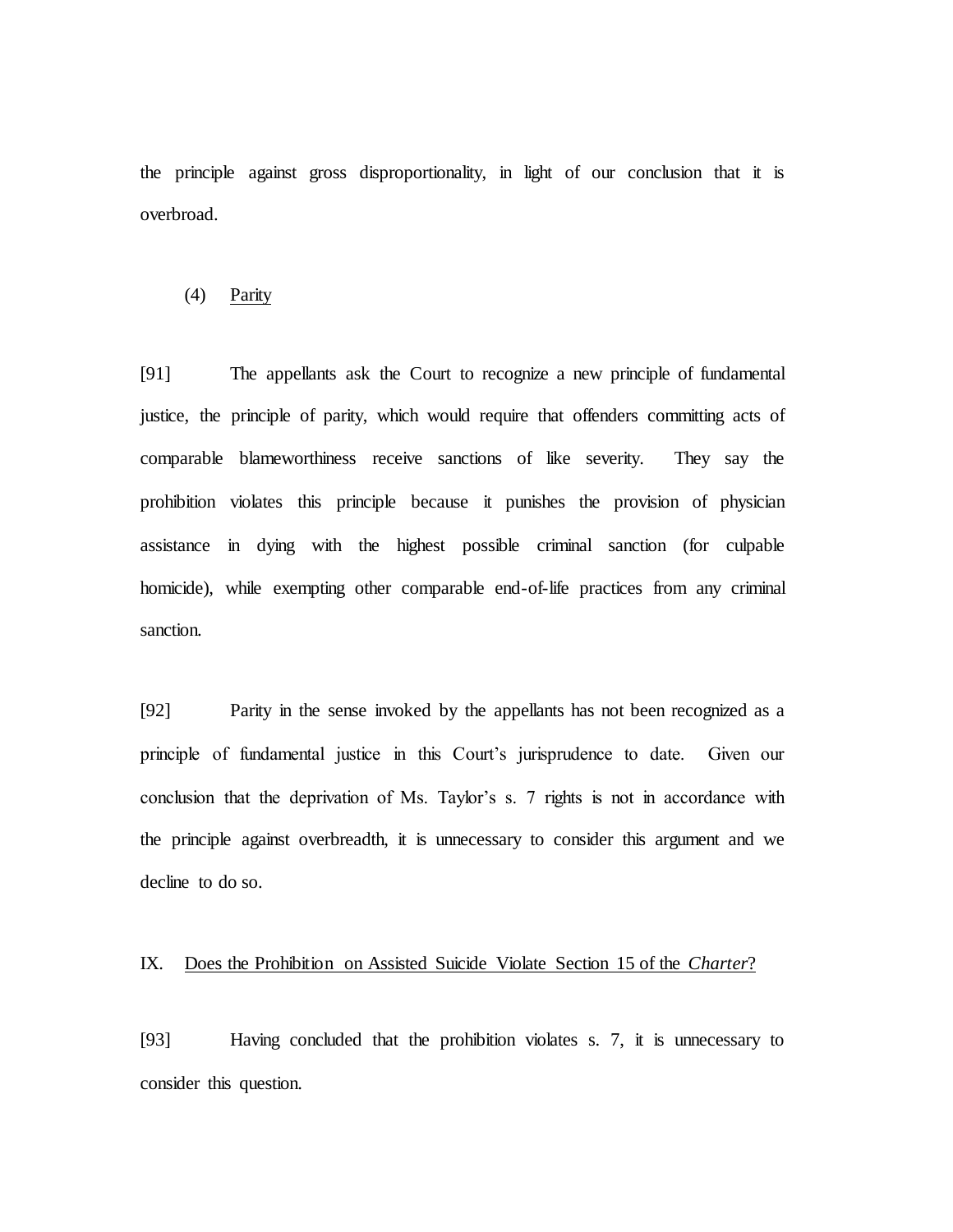the principle against gross disproportionality, in light of our conclusion that it is overbroad.

#### (4) Parity

[91] The appellants ask the Court to recognize a new principle of fundamental justice, the principle of parity, which would require that offenders committing acts of comparable blameworthiness receive sanctions of like severity. They say the prohibition violates this principle because it punishes the provision of physician assistance in dying with the highest possible criminal sanction (for culpable homicide), while exempting other comparable end-of-life practices from any criminal sanction.

[92] Parity in the sense invoked by the appellants has not been recognized as a principle of fundamental justice in this Court's jurisprudence to date. Given our conclusion that the deprivation of Ms. Taylor's s. 7 rights is not in accordance with the principle against overbreadth, it is unnecessary to consider this argument and we decline to do so.

## IX. Does the Prohibition on Assisted Suicide Violate Section 15 of the *Charter*?

[93] Having concluded that the prohibition violates s. 7, it is unnecessary to consider this question.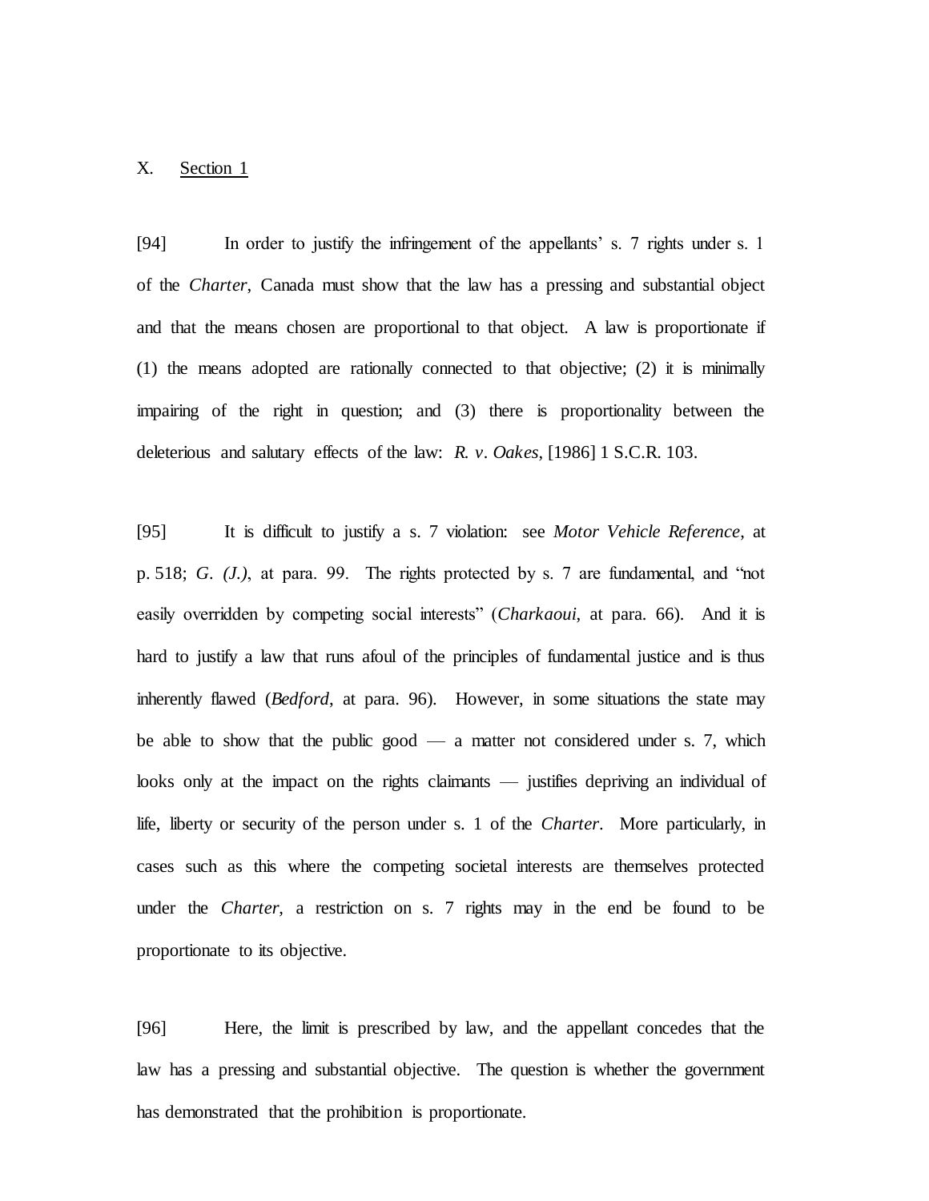## X. Section 1

[94] In order to justify the infringement of the appellants' s. 7 rights under s. 1 of the *Charter*, Canada must show that the law has a pressing and substantial object and that the means chosen are proportional to that object. A law is proportionate if (1) the means adopted are rationally connected to that objective; (2) it is minimally impairing of the right in question; and (3) there is proportionality between the deleterious and salutary effects of the law: *R. v. Oakes*, [1986] 1 S.C.R. 103.

[95] It is difficult to justify a s. 7 violation: see *Motor Vehicle Reference*, at p. 518; *G. (J.)*, at para. 99. The rights protected by s. 7 are fundamental, and "not easily overridden by competing social interests" (*Charkaoui*, at para. 66). And it is hard to justify a law that runs afoul of the principles of fundamental justice and is thus inherently flawed (*Bedford*, at para. 96). However, in some situations the state may be able to show that the public good — a matter not considered under s. 7, which looks only at the impact on the rights claimants — justifies depriving an individual of life, liberty or security of the person under s. 1 of the *Charter*. More particularly, in cases such as this where the competing societal interests are themselves protected under the *Charter*, a restriction on s. 7 rights may in the end be found to be proportionate to its objective.

[96] Here, the limit is prescribed by law, and the appellant concedes that the law has a pressing and substantial objective. The question is whether the government has demonstrated that the prohibition is proportionate.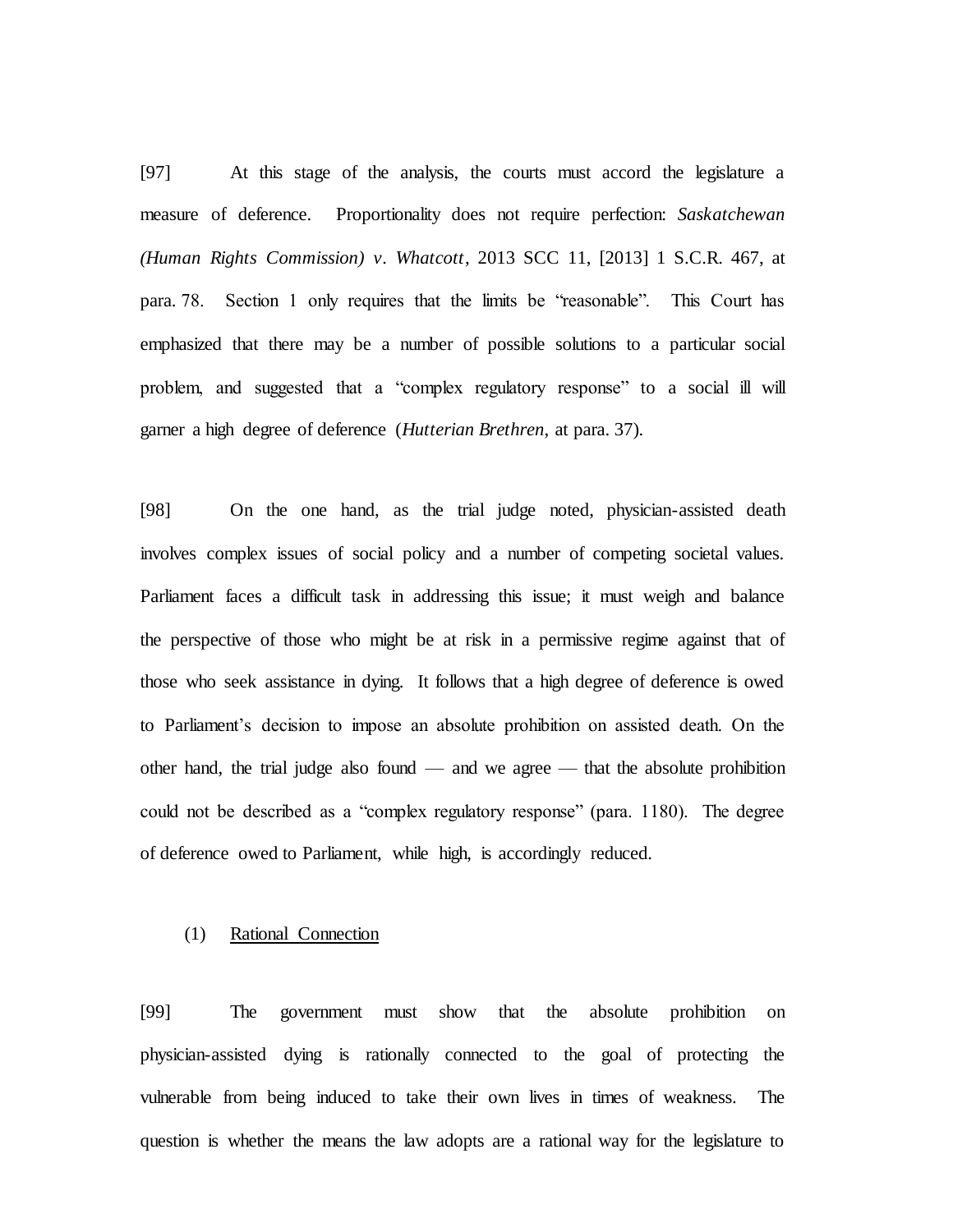[97] At this stage of the analysis, the courts must accord the legislature a measure of deference. Proportionality does not require perfection: *Saskatchewan (Human Rights Commission) v. Whatcott*, 2013 SCC 11, [2013] 1 S.C.R. 467, at para. 78. Section 1 only requires that the limits be "reasonable". This Court has emphasized that there may be a number of possible solutions to a particular social problem, and suggested that a "complex regulatory response" to a social ill will garner a high degree of deference (*Hutterian Brethren*, at para. 37).

[98] On the one hand, as the trial judge noted, physician-assisted death involves complex issues of social policy and a number of competing societal values. Parliament faces a difficult task in addressing this issue; it must weigh and balance the perspective of those who might be at risk in a permissive regime against that of those who seek assistance in dying. It follows that a high degree of deference is owed to Parliament's decision to impose an absolute prohibition on assisted death. On the other hand, the trial judge also found — and we agree — that the absolute prohibition could not be described as a "complex regulatory response" (para. 1180). The degree of deference owed to Parliament, while high, is accordingly reduced.

(1) Rational Connection

[99] The government must show that the absolute prohibition on physician-assisted dying is rationally connected to the goal of protecting the vulnerable from being induced to take their own lives in times of weakness. The question is whether the means the law adopts are a rational way for the legislature to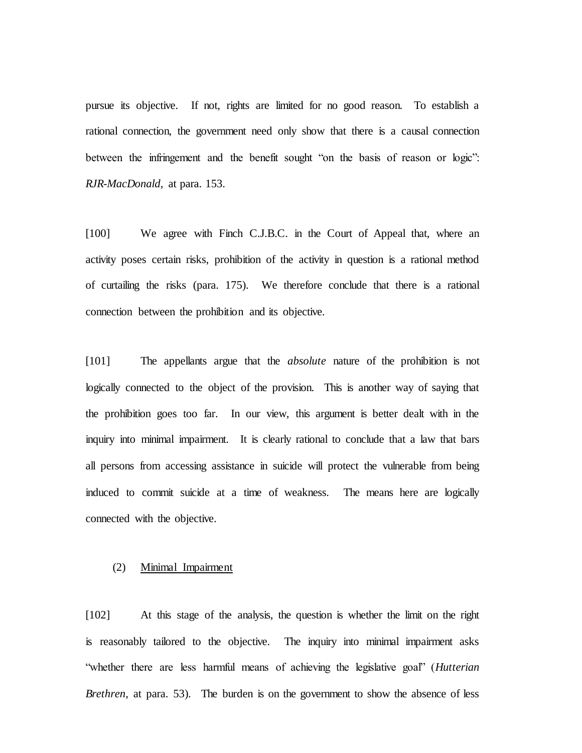pursue its objective. If not, rights are limited for no good reason. To establish a rational connection, the government need only show that there is a causal connection between the infringement and the benefit sought "on the basis of reason or logic": *RJR-MacDonald*, at para. 153.

[100] We agree with Finch C.J.B.C. in the Court of Appeal that, where an activity poses certain risks, prohibition of the activity in question is a rational method of curtailing the risks (para. 175). We therefore conclude that there is a rational connection between the prohibition and its objective.

[101] The appellants argue that the *absolute* nature of the prohibition is not logically connected to the object of the provision. This is another way of saying that the prohibition goes too far. In our view, this argument is better dealt with in the inquiry into minimal impairment. It is clearly rational to conclude that a law that bars all persons from accessing assistance in suicide will protect the vulnerable from being induced to commit suicide at a time of weakness. The means here are logically connected with the objective.

(2) Minimal Impairment

[102] At this stage of the analysis, the question is whether the limit on the right is reasonably tailored to the objective. The inquiry into minimal impairment asks "whether there are less harmful means of achieving the legislative goal" (*Hutterian Brethren*, at para. 53). The burden is on the government to show the absence of less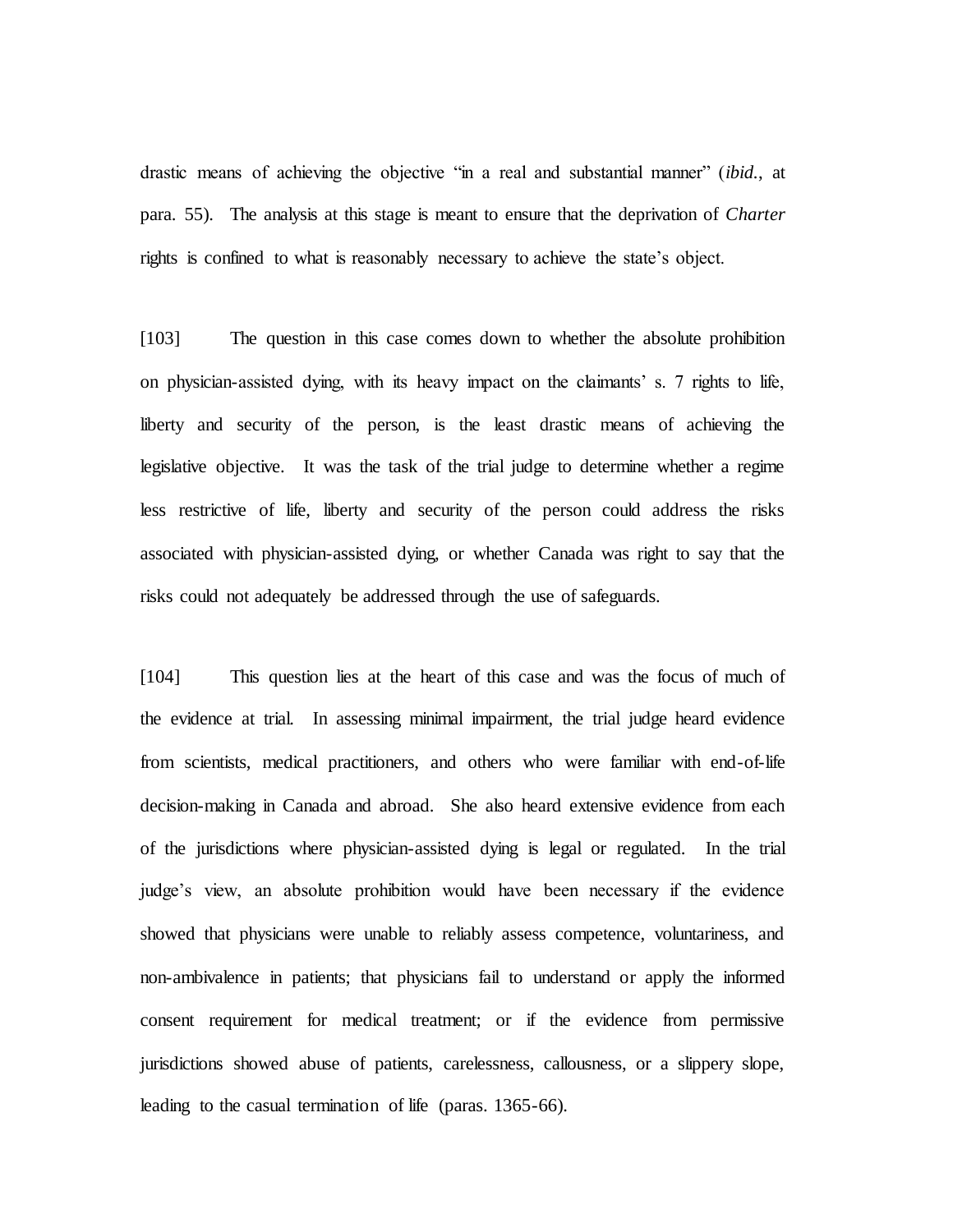drastic means of achieving the objective "in a real and substantial manner" (*ibid.*, at para. 55). The analysis at this stage is meant to ensure that the deprivation of *Charter* rights is confined to what is reasonably necessary to achieve the state's object.

[103] The question in this case comes down to whether the absolute prohibition on physician-assisted dying, with its heavy impact on the claimants' s. 7 rights to life, liberty and security of the person, is the least drastic means of achieving the legislative objective. It was the task of the trial judge to determine whether a regime less restrictive of life, liberty and security of the person could address the risks associated with physician-assisted dying, or whether Canada was right to say that the risks could not adequately be addressed through the use of safeguards.

[104] This question lies at the heart of this case and was the focus of much of the evidence at trial. In assessing minimal impairment, the trial judge heard evidence from scientists, medical practitioners, and others who were familiar with end-of-life decision-making in Canada and abroad. She also heard extensive evidence from each of the jurisdictions where physician-assisted dying is legal or regulated. In the trial judge's view, an absolute prohibition would have been necessary if the evidence showed that physicians were unable to reliably assess competence, voluntariness, and non-ambivalence in patients; that physicians fail to understand or apply the informed consent requirement for medical treatment; or if the evidence from permissive jurisdictions showed abuse of patients, carelessness, callousness, or a slippery slope, leading to the casual termination of life (paras. 1365-66).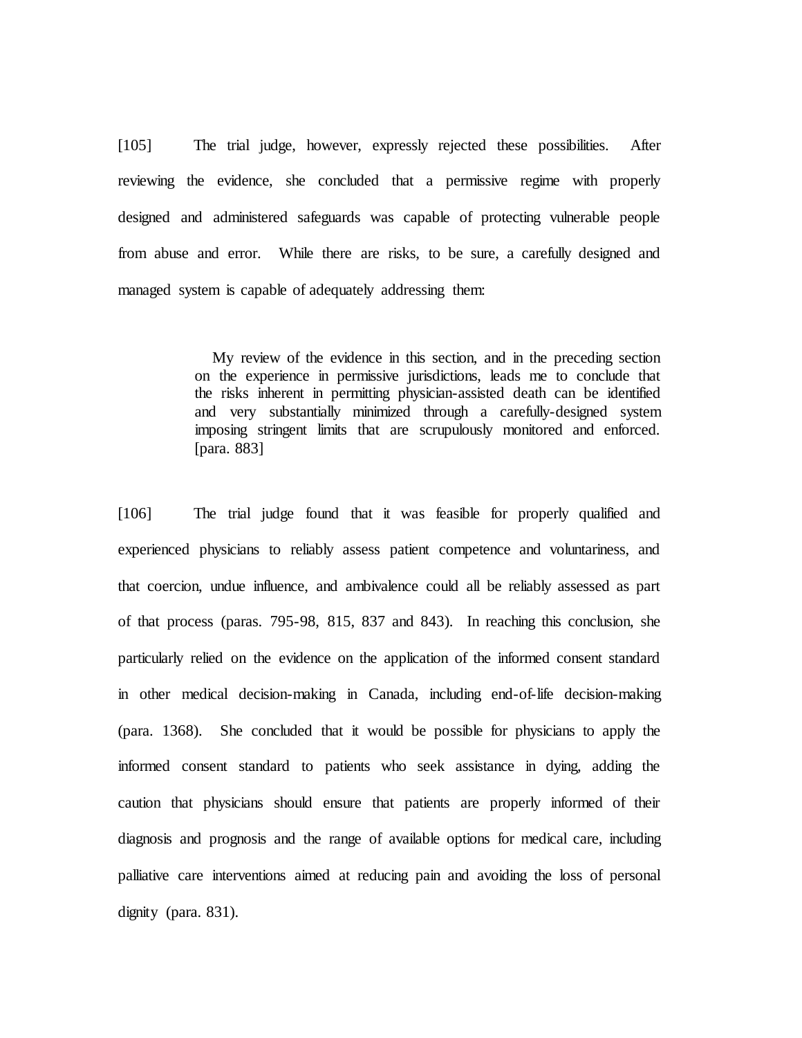[105] The trial judge, however, expressly rejected these possibilities. After reviewing the evidence, she concluded that a permissive regime with properly designed and administered safeguards was capable of protecting vulnerable people from abuse and error. While there are risks, to be sure, a carefully designed and managed system is capable of adequately addressing them:

> My review of the evidence in this section, and in the preceding section on the experience in permissive jurisdictions, leads me to conclude that the risks inherent in permitting physician-assisted death can be identified and very substantially minimized through a carefully-designed system imposing stringent limits that are scrupulously monitored and enforced. [para. 883]

[106] The trial judge found that it was feasible for properly qualified and experienced physicians to reliably assess patient competence and voluntariness, and that coercion, undue influence, and ambivalence could all be reliably assessed as part of that process (paras. 795-98, 815, 837 and 843). In reaching this conclusion, she particularly relied on the evidence on the application of the informed consent standard in other medical decision-making in Canada, including end-of-life decision-making (para. 1368). She concluded that it would be possible for physicians to apply the informed consent standard to patients who seek assistance in dying, adding the caution that physicians should ensure that patients are properly informed of their diagnosis and prognosis and the range of available options for medical care, including palliative care interventions aimed at reducing pain and avoiding the loss of personal dignity (para. 831).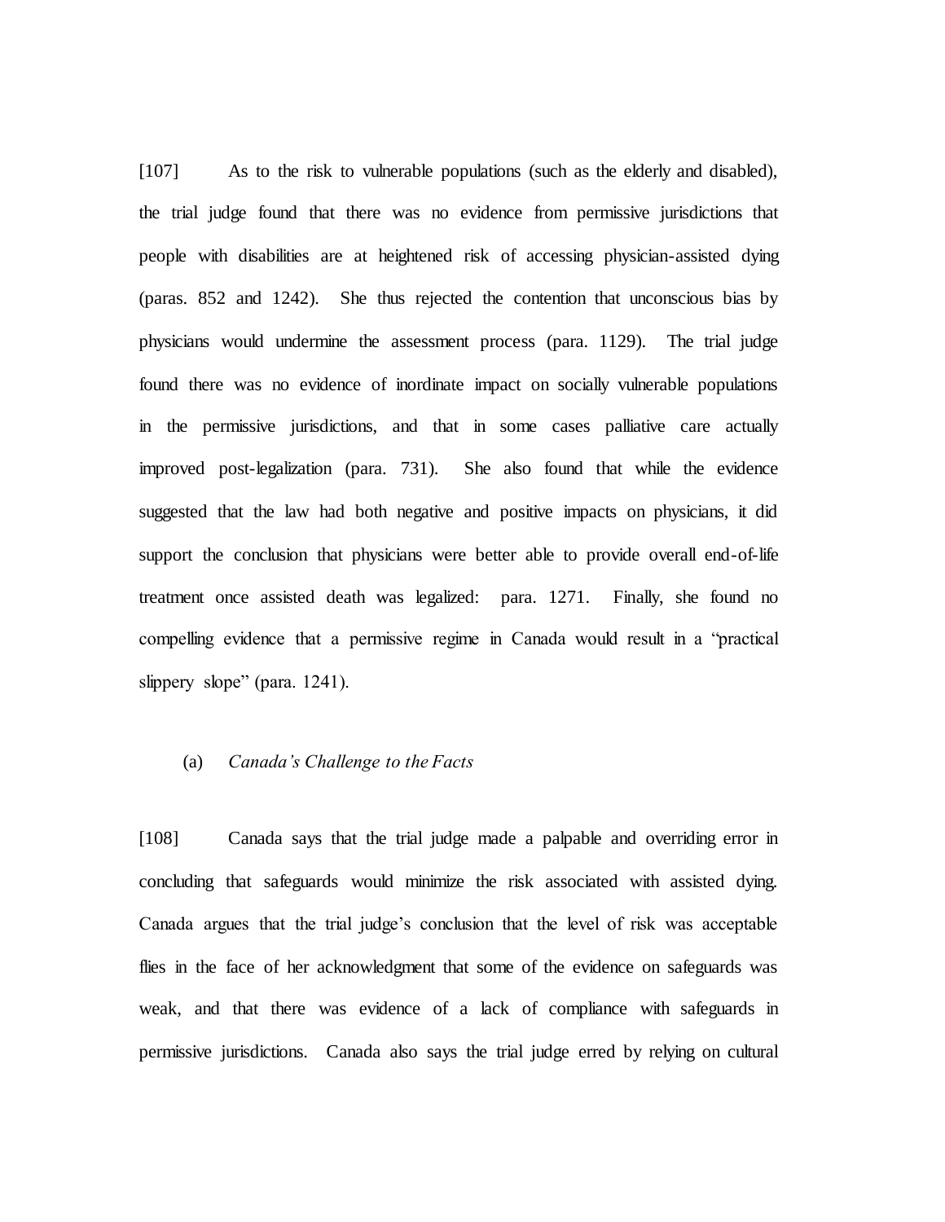[107] As to the risk to vulnerable populations (such as the elderly and disabled), the trial judge found that there was no evidence from permissive jurisdictions that people with disabilities are at heightened risk of accessing physician-assisted dying (paras. 852 and 1242). She thus rejected the contention that unconscious bias by physicians would undermine the assessment process (para. 1129). The trial judge found there was no evidence of inordinate impact on socially vulnerable populations in the permissive jurisdictions, and that in some cases palliative care actually improved post-legalization (para. 731). She also found that while the evidence suggested that the law had both negative and positive impacts on physicians, it did support the conclusion that physicians were better able to provide overall end-of-life treatment once assisted death was legalized: para. 1271. Finally, she found no compelling evidence that a permissive regime in Canada would result in a "practical slippery slope" (para. 1241).

(a) *Canada's Challenge to the Facts*

[108] Canada says that the trial judge made a palpable and overriding error in concluding that safeguards would minimize the risk associated with assisted dying. Canada argues that the trial judge's conclusion that the level of risk was acceptable flies in the face of her acknowledgment that some of the evidence on safeguards was weak, and that there was evidence of a lack of compliance with safeguards in permissive jurisdictions. Canada also says the trial judge erred by relying on cultural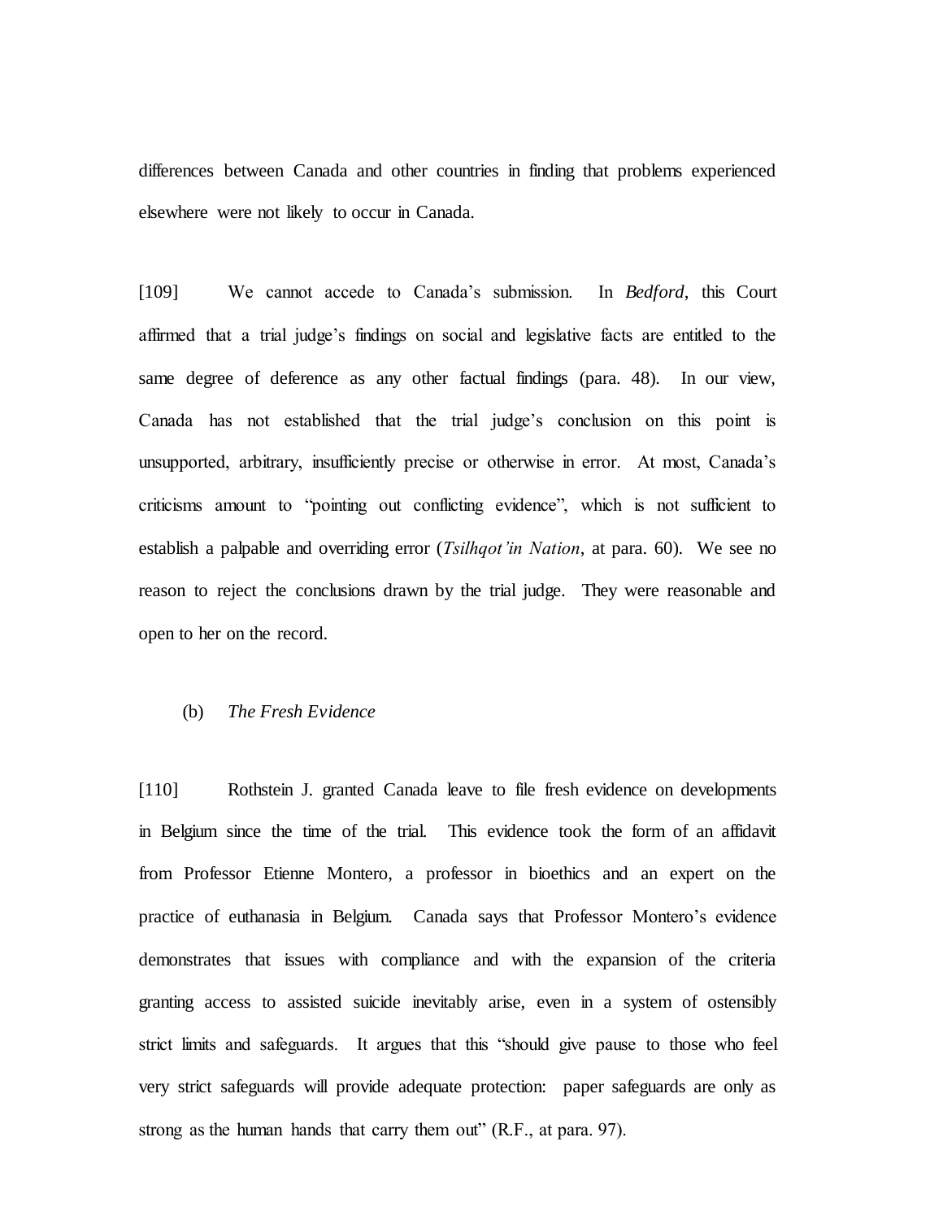differences between Canada and other countries in finding that problems experienced elsewhere were not likely to occur in Canada.

[109] We cannot accede to Canada's submission. In *Bedford*, this Court affirmed that a trial judge's findings on social and legislative facts are entitled to the same degree of deference as any other factual findings (para. 48). In our view, Canada has not established that the trial judge's conclusion on this point is unsupported, arbitrary, insufficiently precise or otherwise in error. At most, Canada's criticisms amount to "pointing out conflicting evidence", which is not sufficient to establish a palpable and overriding error (*Tsilhqot'in Nation*, at para. 60). We see no reason to reject the conclusions drawn by the trial judge. They were reasonable and open to her on the record.

(b) *The Fresh Evidence*

[110] Rothstein J. granted Canada leave to file fresh evidence on developments in Belgium since the time of the trial. This evidence took the form of an affidavit from Professor Etienne Montero, a professor in bioethics and an expert on the practice of euthanasia in Belgium. Canada says that Professor Montero's evidence demonstrates that issues with compliance and with the expansion of the criteria granting access to assisted suicide inevitably arise, even in a system of ostensibly strict limits and safeguards. It argues that this "should give pause to those who feel very strict safeguards will provide adequate protection: paper safeguards are only as strong as the human hands that carry them out" (R.F., at para. 97).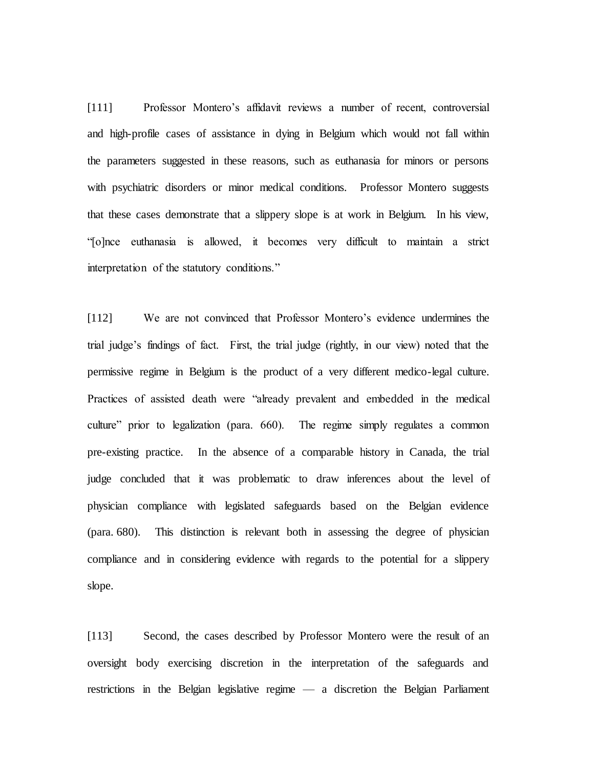[111] Professor Montero's affidavit reviews a number of recent, controversial and high-profile cases of assistance in dying in Belgium which would not fall within the parameters suggested in these reasons, such as euthanasia for minors or persons with psychiatric disorders or minor medical conditions. Professor Montero suggests that these cases demonstrate that a slippery slope is at work in Belgium. In his view, "[o]nce euthanasia is allowed, it becomes very difficult to maintain a strict interpretation of the statutory conditions."

[112] We are not convinced that Professor Montero's evidence undermines the trial judge's findings of fact. First, the trial judge (rightly, in our view) noted that the permissive regime in Belgium is the product of a very different medico-legal culture. Practices of assisted death were "already prevalent and embedded in the medical culture" prior to legalization (para. 660). The regime simply regulates a common pre-existing practice. In the absence of a comparable history in Canada, the trial judge concluded that it was problematic to draw inferences about the level of physician compliance with legislated safeguards based on the Belgian evidence (para. 680). This distinction is relevant both in assessing the degree of physician compliance and in considering evidence with regards to the potential for a slippery slope.

[113] Second, the cases described by Professor Montero were the result of an oversight body exercising discretion in the interpretation of the safeguards and restrictions in the Belgian legislative regime — a discretion the Belgian Parliament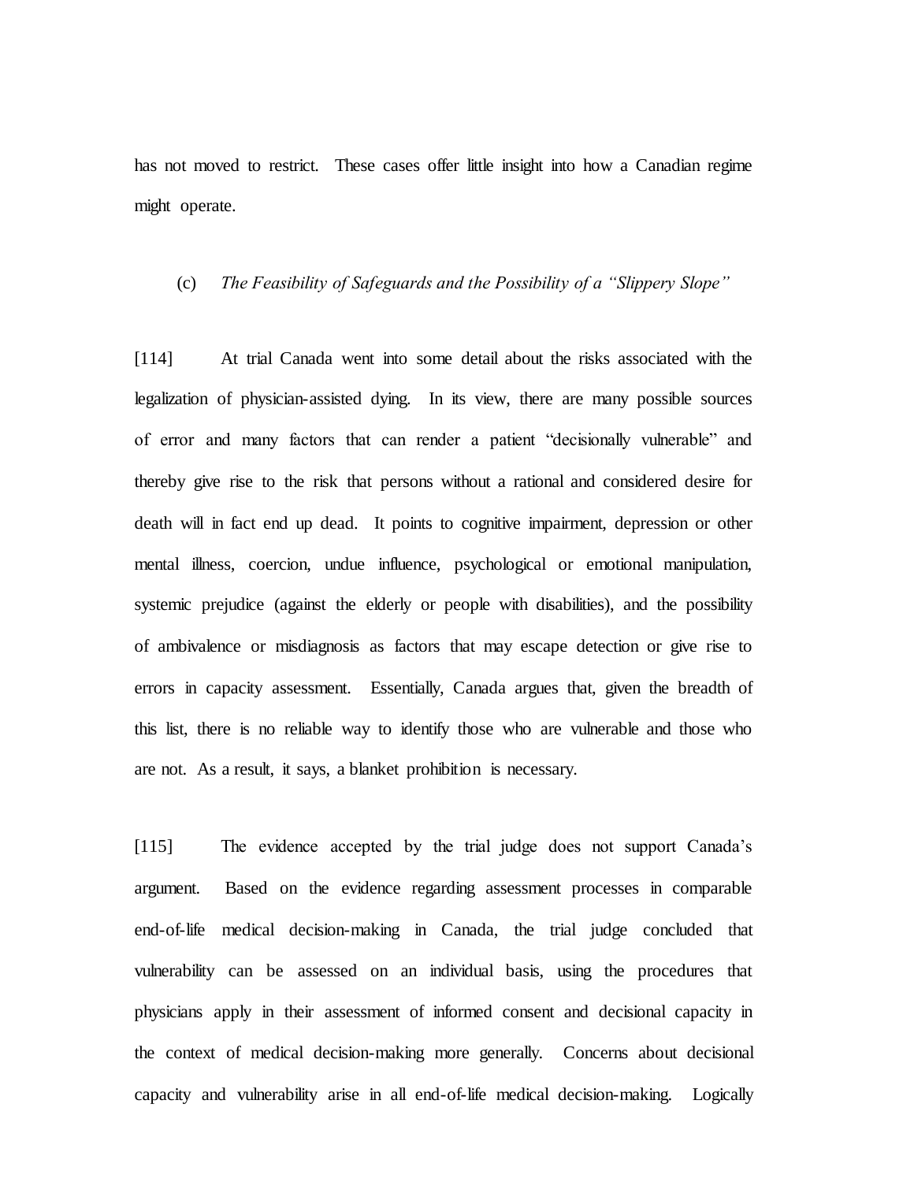has not moved to restrict. These cases offer little insight into how a Canadian regime might operate.

### (c) *The Feasibility of Safeguards and the Possibility of a "Slippery Slope"*

[114] At trial Canada went into some detail about the risks associated with the legalization of physician-assisted dying. In its view, there are many possible sources of error and many factors that can render a patient "decisionally vulnerable" and thereby give rise to the risk that persons without a rational and considered desire for death will in fact end up dead. It points to cognitive impairment, depression or other mental illness, coercion, undue influence, psychological or emotional manipulation, systemic prejudice (against the elderly or people with disabilities), and the possibility of ambivalence or misdiagnosis as factors that may escape detection or give rise to errors in capacity assessment. Essentially, Canada argues that, given the breadth of this list, there is no reliable way to identify those who are vulnerable and those who are not. As a result, it says, a blanket prohibition is necessary.

[115] The evidence accepted by the trial judge does not support Canada's argument. Based on the evidence regarding assessment processes in comparable end-of-life medical decision-making in Canada, the trial judge concluded that vulnerability can be assessed on an individual basis, using the procedures that physicians apply in their assessment of informed consent and decisional capacity in the context of medical decision-making more generally. Concerns about decisional capacity and vulnerability arise in all end-of-life medical decision-making. Logically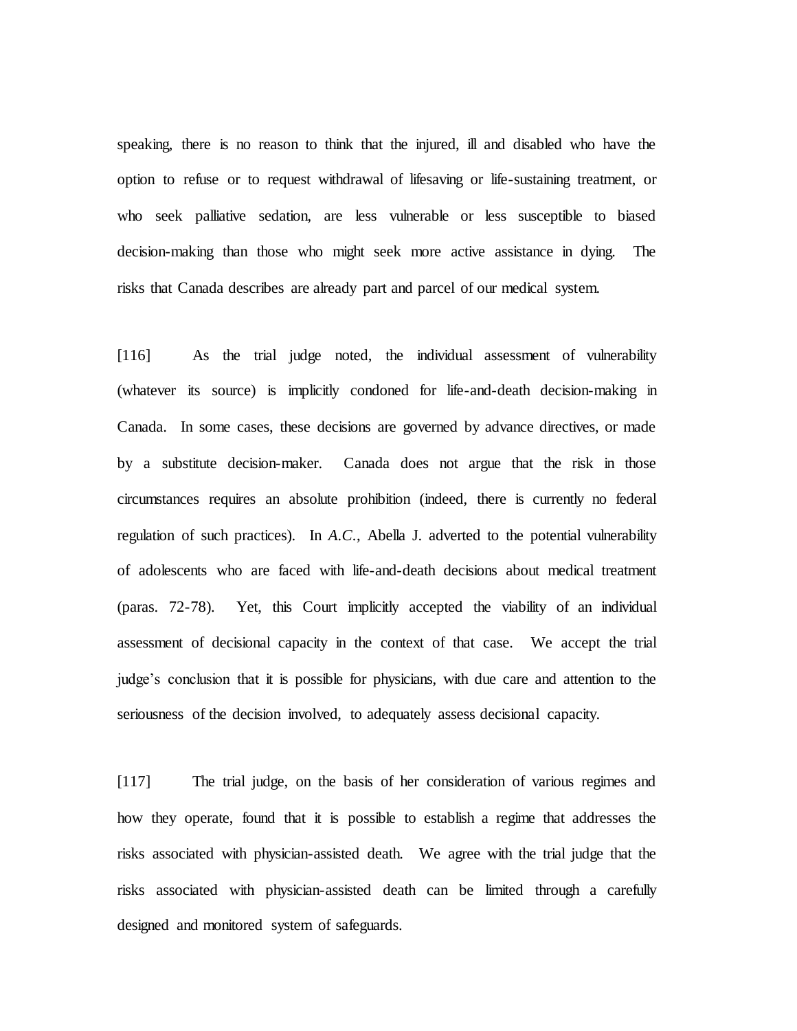speaking, there is no reason to think that the injured, ill and disabled who have the option to refuse or to request withdrawal of lifesaving or life-sustaining treatment, or who seek palliative sedation, are less vulnerable or less susceptible to biased decision-making than those who might seek more active assistance in dying. The risks that Canada describes are already part and parcel of our medical system.

[116] As the trial judge noted, the individual assessment of vulnerability (whatever its source) is implicitly condoned for life-and-death decision-making in Canada. In some cases, these decisions are governed by advance directives, or made by a substitute decision-maker. Canada does not argue that the risk in those circumstances requires an absolute prohibition (indeed, there is currently no federal regulation of such practices). In *A.C.*, Abella J. adverted to the potential vulnerability of adolescents who are faced with life-and-death decisions about medical treatment (paras. 72-78). Yet, this Court implicitly accepted the viability of an individual assessment of decisional capacity in the context of that case. We accept the trial judge's conclusion that it is possible for physicians, with due care and attention to the seriousness of the decision involved, to adequately assess decisional capacity.

[117] The trial judge, on the basis of her consideration of various regimes and how they operate, found that it is possible to establish a regime that addresses the risks associated with physician-assisted death. We agree with the trial judge that the risks associated with physician-assisted death can be limited through a carefully designed and monitored system of safeguards.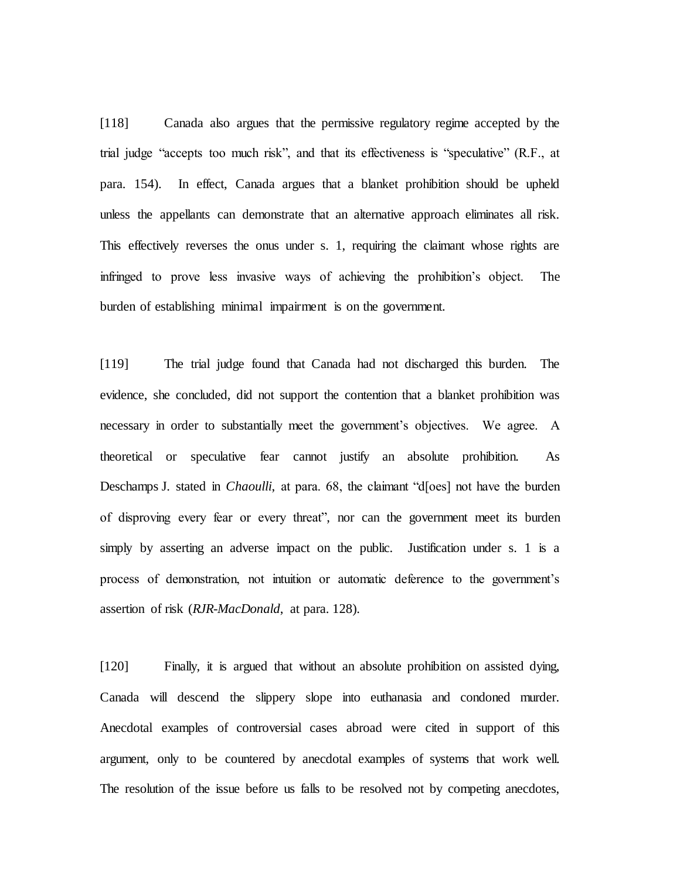[118] Canada also argues that the permissive regulatory regime accepted by the trial judge "accepts too much risk", and that its effectiveness is "speculative" (R.F., at para. 154). In effect, Canada argues that a blanket prohibition should be upheld unless the appellants can demonstrate that an alternative approach eliminates all risk. This effectively reverses the onus under s. 1, requiring the claimant whose rights are infringed to prove less invasive ways of achieving the prohibition's object. The burden of establishing minimal impairment is on the government.

[119] The trial judge found that Canada had not discharged this burden. The evidence, she concluded, did not support the contention that a blanket prohibition was necessary in order to substantially meet the government's objectives. We agree. A theoretical or speculative fear cannot justify an absolute prohibition. As Deschamps J. stated in *Chaoulli*, at para. 68, the claimant "d[oes] not have the burden of disproving every fear or every threat", nor can the government meet its burden simply by asserting an adverse impact on the public. Justification under s. 1 is a process of demonstration, not intuition or automatic deference to the government's assertion of risk (*RJR-MacDonald*, at para. 128).

[120] Finally, it is argued that without an absolute prohibition on assisted dying, Canada will descend the slippery slope into euthanasia and condoned murder. Anecdotal examples of controversial cases abroad were cited in support of this argument, only to be countered by anecdotal examples of systems that work well. The resolution of the issue before us falls to be resolved not by competing anecdotes,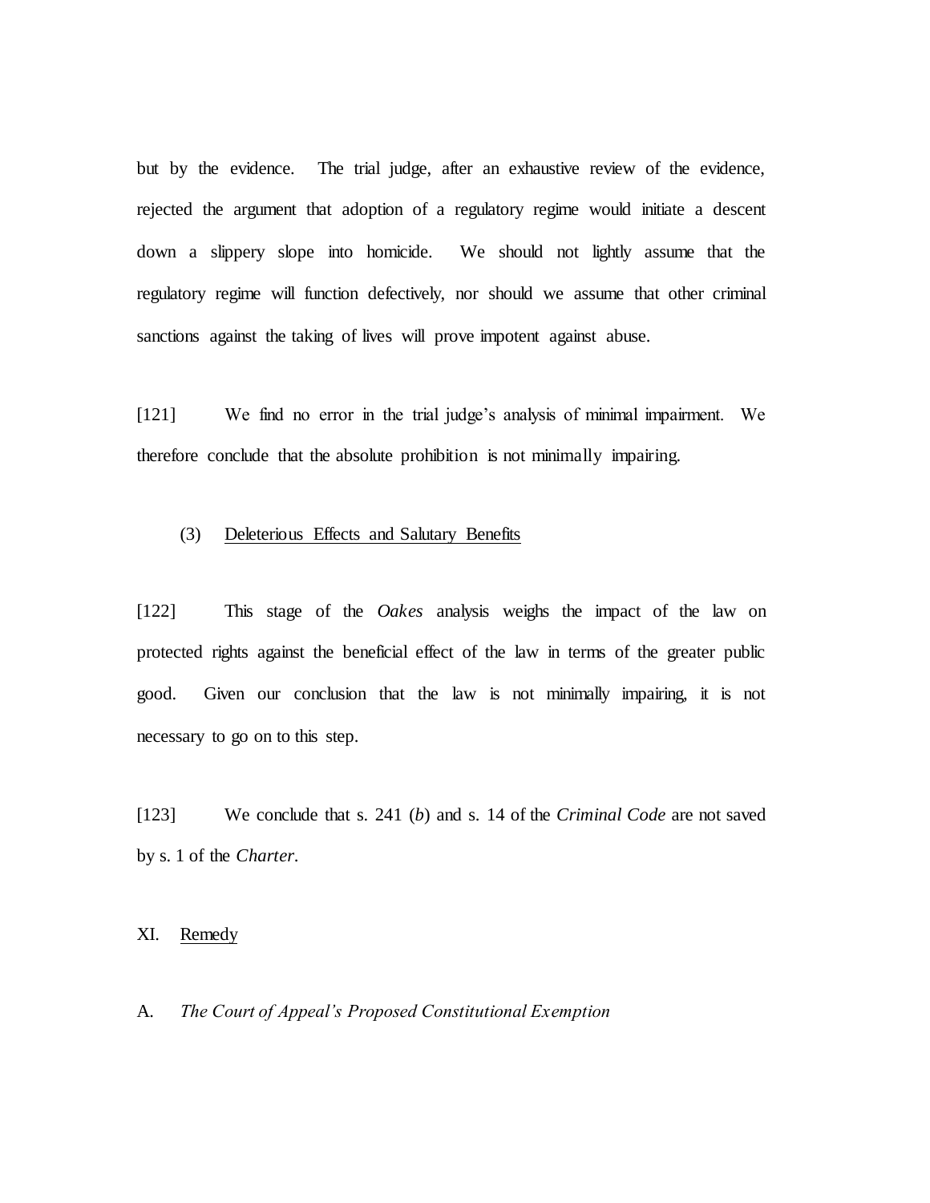but by the evidence. The trial judge, after an exhaustive review of the evidence, rejected the argument that adoption of a regulatory regime would initiate a descent down a slippery slope into homicide. We should not lightly assume that the regulatory regime will function defectively, nor should we assume that other criminal sanctions against the taking of lives will prove impotent against abuse.

[121] We find no error in the trial judge's analysis of minimal impairment. We therefore conclude that the absolute prohibition is not minimally impairing.

(3) Deleterious Effects and Salutary Benefits

[122] This stage of the *Oakes* analysis weighs the impact of the law on protected rights against the beneficial effect of the law in terms of the greater public good. Given our conclusion that the law is not minimally impairing, it is not necessary to go on to this step.

[123] We conclude that s. 241 (*b*) and s. 14 of the *Criminal Code* are not saved by s. 1 of the *Charter*.

## XI. Remedy

### A. *The Court of Appeal's Proposed Constitutional Exemption*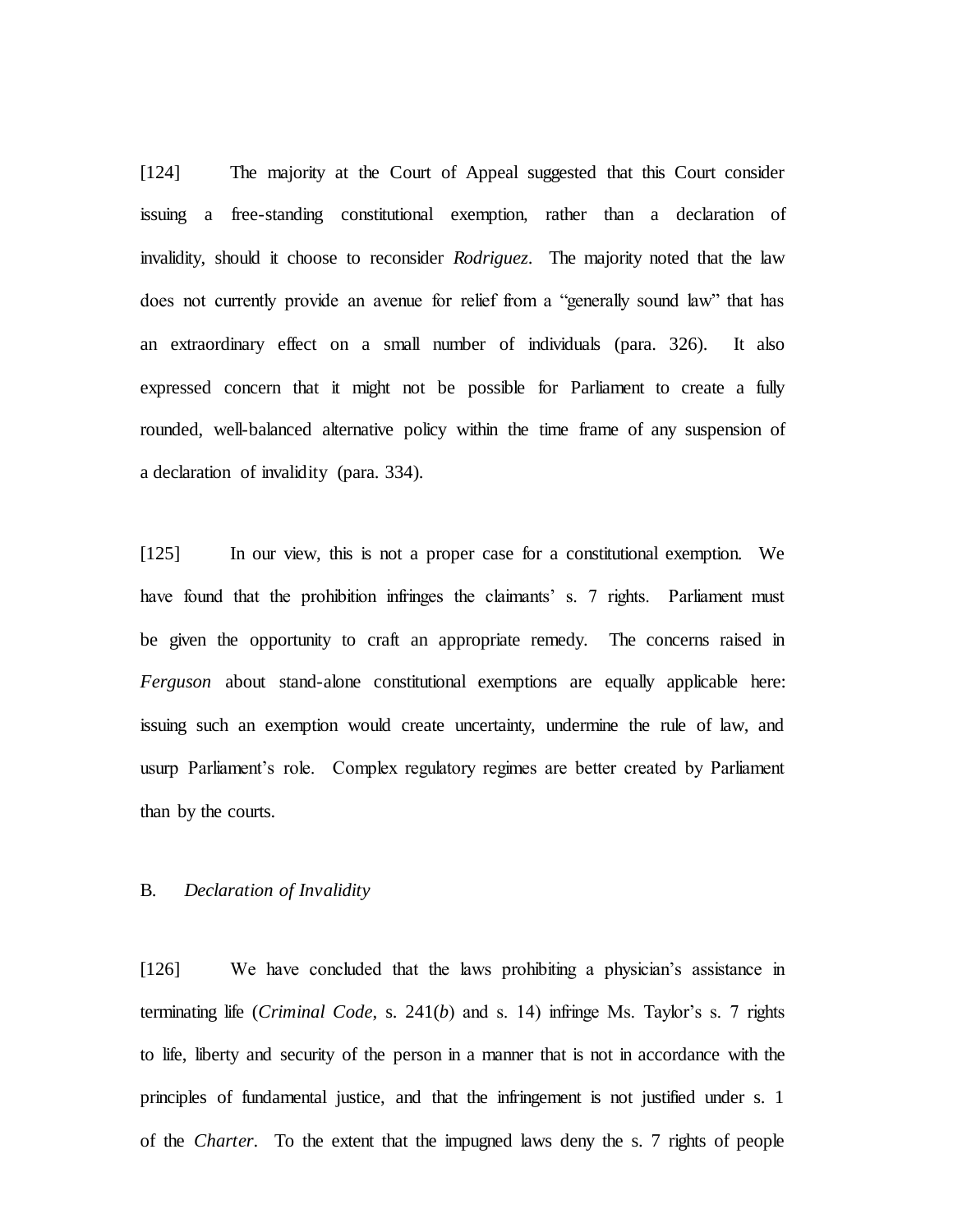[124] The majority at the Court of Appeal suggested that this Court consider issuing a free-standing constitutional exemption, rather than a declaration of invalidity, should it choose to reconsider *Rodriguez*. The majority noted that the law does not currently provide an avenue for relief from a "generally sound law" that has an extraordinary effect on a small number of individuals (para. 326). It also expressed concern that it might not be possible for Parliament to create a fully rounded, well-balanced alternative policy within the time frame of any suspension of a declaration of invalidity (para. 334).

[125] In our view, this is not a proper case for a constitutional exemption. We have found that the prohibition infringes the claimants' s. 7 rights. Parliament must be given the opportunity to craft an appropriate remedy. The concerns raised in *Ferguson* about stand-alone constitutional exemptions are equally applicable here: issuing such an exemption would create uncertainty, undermine the rule of law, and usurp Parliament's role. Complex regulatory regimes are better created by Parliament than by the courts.

B. *Declaration of Invalidity*

[126] We have concluded that the laws prohibiting a physician's assistance in terminating life (*Criminal Code*, s. 241(*b*) and s. 14) infringe Ms. Taylor's s. 7 rights to life, liberty and security of the person in a manner that is not in accordance with the principles of fundamental justice, and that the infringement is not justified under s. 1 of the *Charter*. To the extent that the impugned laws deny the s. 7 rights of people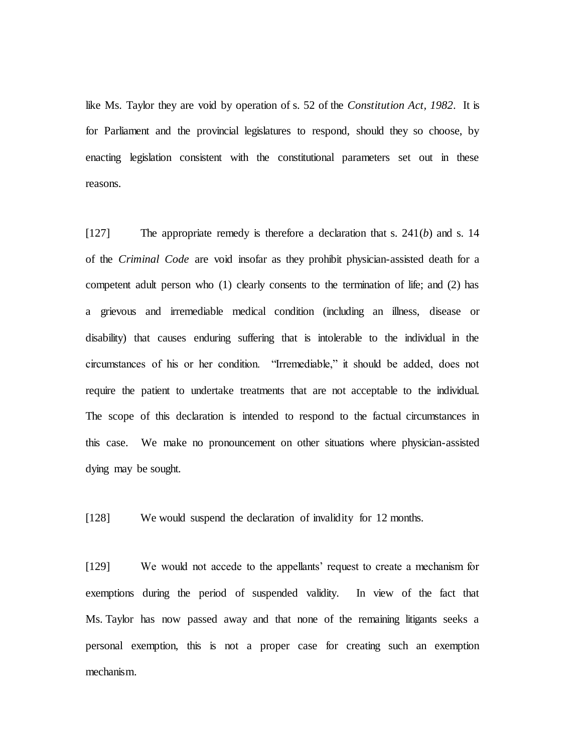like Ms. Taylor they are void by operation of s. 52 of the *Constitution Act, 1982*. It is for Parliament and the provincial legislatures to respond, should they so choose, by enacting legislation consistent with the constitutional parameters set out in these reasons.

[127] The appropriate remedy is therefore a declaration that s. 241(*b*) and s. 14 of the *Criminal Code* are void insofar as they prohibit physician-assisted death for a competent adult person who (1) clearly consents to the termination of life; and (2) has a grievous and irremediable medical condition (including an illness, disease or disability) that causes enduring suffering that is intolerable to the individual in the circumstances of his or her condition. "Irremediable," it should be added, does not require the patient to undertake treatments that are not acceptable to the individual. The scope of this declaration is intended to respond to the factual circumstances in this case. We make no pronouncement on other situations where physician-assisted dying may be sought.

[128] We would suspend the declaration of invalidity for 12 months.

[129] We would not accede to the appellants' request to create a mechanism for exemptions during the period of suspended validity. In view of the fact that Ms. Taylor has now passed away and that none of the remaining litigants seeks a personal exemption, this is not a proper case for creating such an exemption mechanism.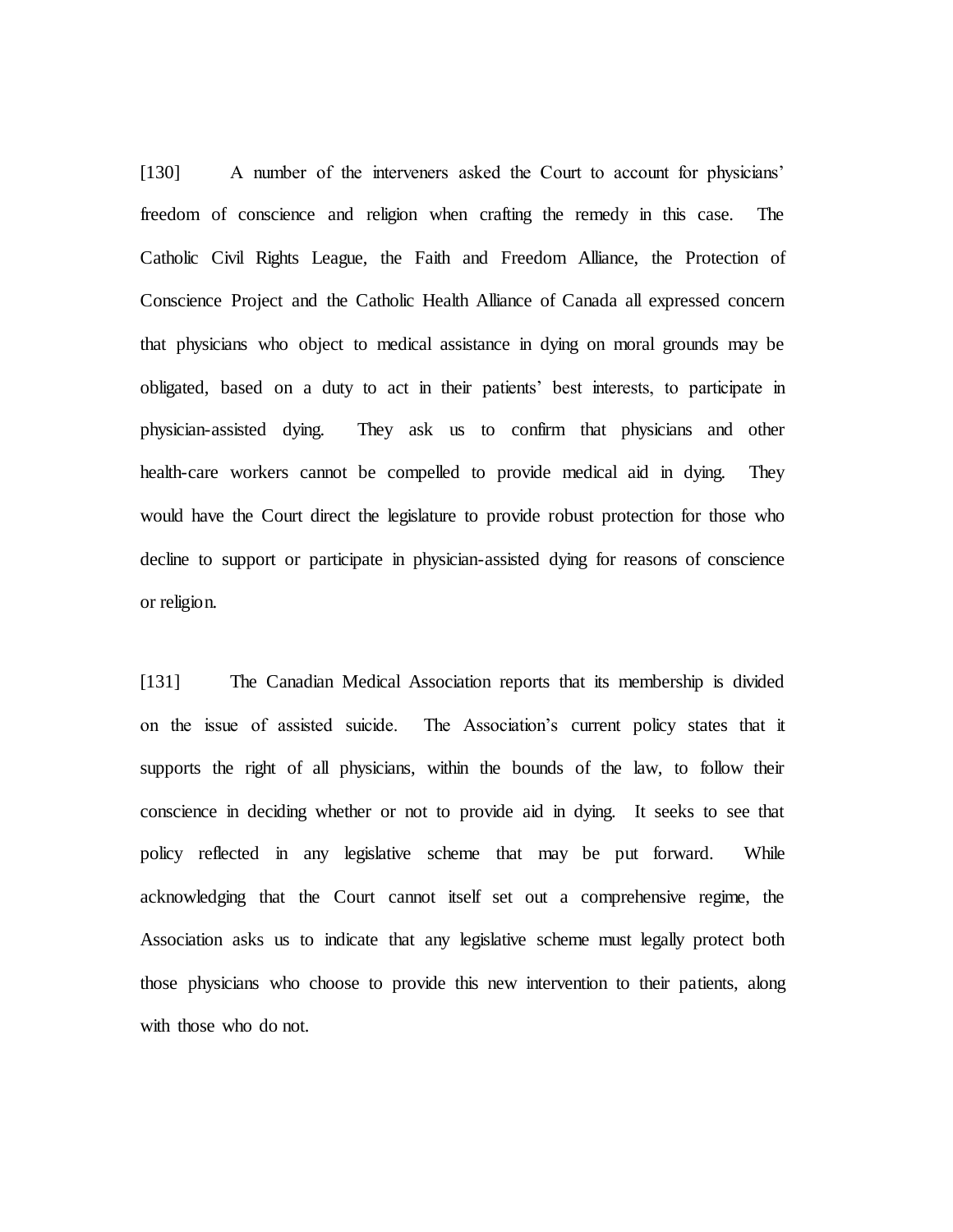[130] A number of the interveners asked the Court to account for physicians' freedom of conscience and religion when crafting the remedy in this case. The Catholic Civil Rights League, the Faith and Freedom Alliance, the Protection of Conscience Project and the Catholic Health Alliance of Canada all expressed concern that physicians who object to medical assistance in dying on moral grounds may be obligated, based on a duty to act in their patients' best interests, to participate in physician-assisted dying. They ask us to confirm that physicians and other health-care workers cannot be compelled to provide medical aid in dying. They would have the Court direct the legislature to provide robust protection for those who decline to support or participate in physician-assisted dying for reasons of conscience or religion.

[131] The Canadian Medical Association reports that its membership is divided on the issue of assisted suicide. The Association's current policy states that it supports the right of all physicians, within the bounds of the law, to follow their conscience in deciding whether or not to provide aid in dying. It seeks to see that policy reflected in any legislative scheme that may be put forward. While acknowledging that the Court cannot itself set out a comprehensive regime, the Association asks us to indicate that any legislative scheme must legally protect both those physicians who choose to provide this new intervention to their patients, along with those who do not.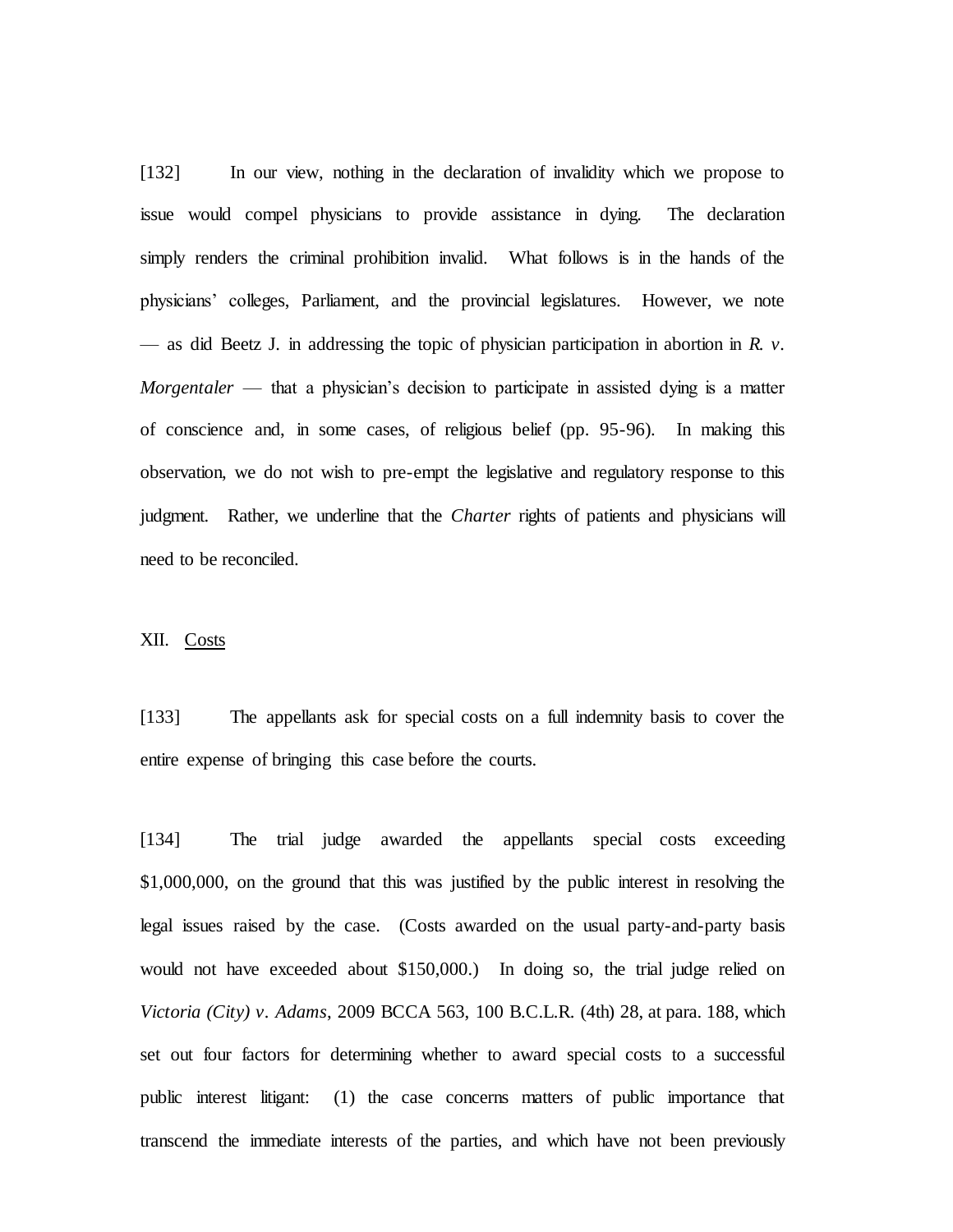[132] In our view, nothing in the declaration of invalidity which we propose to issue would compel physicians to provide assistance in dying. The declaration simply renders the criminal prohibition invalid. What follows is in the hands of the physicians' colleges, Parliament, and the provincial legislatures. However, we note — as did Beetz J. in addressing the topic of physician participation in abortion in *R. v. Morgentaler* — that a physician's decision to participate in assisted dying is a matter of conscience and, in some cases, of religious belief (pp. 95-96). In making this observation, we do not wish to pre-empt the legislative and regulatory response to this judgment. Rather, we underline that the *Charter* rights of patients and physicians will need to be reconciled.

## XII. Costs

[133] The appellants ask for special costs on a full indemnity basis to cover the entire expense of bringing this case before the courts.

[134] The trial judge awarded the appellants special costs exceeding \$1,000,000, on the ground that this was justified by the public interest in resolving the legal issues raised by the case. (Costs awarded on the usual party-and-party basis would not have exceeded about \$150,000.) In doing so, the trial judge relied on *Victoria (City) v. Adams*, 2009 BCCA 563, 100 B.C.L.R. (4th) 28, at para. 188, which set out four factors for determining whether to award special costs to a successful public interest litigant: (1) the case concerns matters of public importance that transcend the immediate interests of the parties, and which have not been previously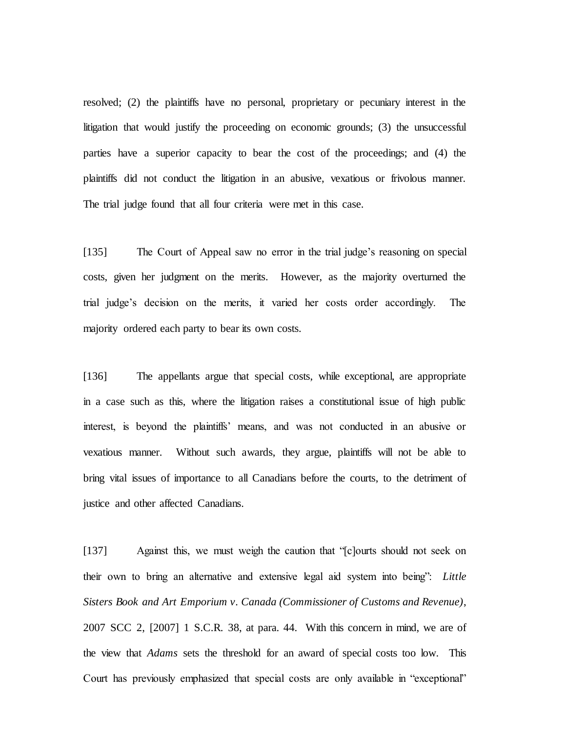resolved; (2) the plaintiffs have no personal, proprietary or pecuniary interest in the litigation that would justify the proceeding on economic grounds; (3) the unsuccessful parties have a superior capacity to bear the cost of the proceedings; and (4) the plaintiffs did not conduct the litigation in an abusive, vexatious or frivolous manner. The trial judge found that all four criteria were met in this case.

[135] The Court of Appeal saw no error in the trial judge's reasoning on special costs, given her judgment on the merits. However, as the majority overturned the trial judge's decision on the merits, it varied her costs order accordingly. The majority ordered each party to bear its own costs.

[136] The appellants argue that special costs, while exceptional, are appropriate in a case such as this, where the litigation raises a constitutional issue of high public interest, is beyond the plaintiffs' means, and was not conducted in an abusive or vexatious manner. Without such awards, they argue, plaintiffs will not be able to bring vital issues of importance to all Canadians before the courts, to the detriment of justice and other affected Canadians.

[137] Against this, we must weigh the caution that "[c]ourts should not seek on their own to bring an alternative and extensive legal aid system into being": *Little Sisters Book and Art Emporium v. Canada (Commissioner of Customs and Revenue)*, 2007 SCC 2, [2007] 1 S.C.R. 38, at para. 44. With this concern in mind, we are of the view that *Adams* sets the threshold for an award of special costs too low. This Court has previously emphasized that special costs are only available in "exceptional"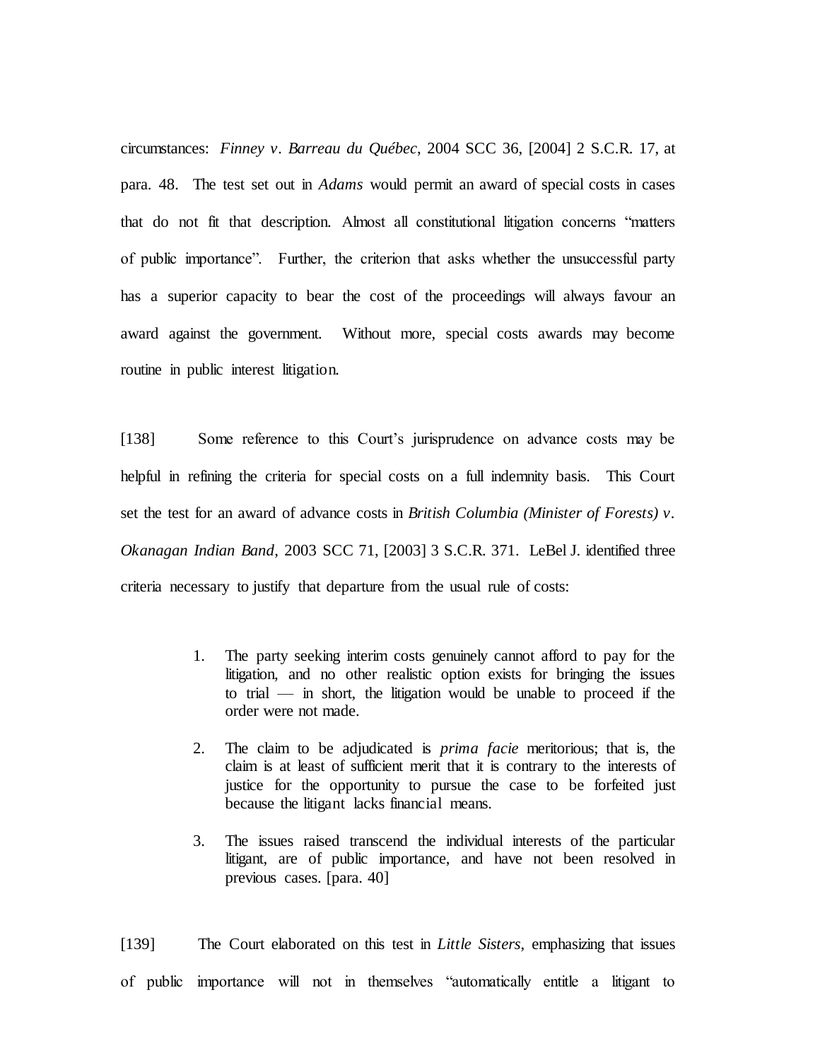circumstances: *Finney v. Barreau du Québec*, 2004 SCC 36, [2004] 2 S.C.R. 17, at para. 48. The test set out in *Adams* would permit an award of special costs in cases that do not fit that description. Almost all constitutional litigation concerns "matters of public importance". Further, the criterion that asks whether the unsuccessful party has a superior capacity to bear the cost of the proceedings will always favour an award against the government. Without more, special costs awards may become routine in public interest litigation.

[138] Some reference to this Court's jurisprudence on advance costs may be helpful in refining the criteria for special costs on a full indemnity basis. This Court set the test for an award of advance costs in *British Columbia (Minister of Forests) v. Okanagan Indian Band*, 2003 SCC 71, [2003] 3 S.C.R. 371. LeBel J. identified three criteria necessary to justify that departure from the usual rule of costs:

> 1. The party seeking interim costs genuinely cannot afford to pay for the litigation, and no other realistic option exists for bringing the issues to trial — in short, the litigation would be unable to proceed if the order were not made.
>
> 2. The claim to be adjudicated is *prima facie* meritorious; that is, the claim is at least of sufficient merit that it is contrary to the interests of justice for the opportunity to pursue the case to be forfeited just because the litigant lacks financial means.
>
> 3. The issues raised transcend the individual interests of the particular litigant, are of public importance, and have not been resolved in previous cases. [para. 40]

[139] The Court elaborated on this test in *Little Sisters*, emphasizing that issues of public importance will not in themselves "automatically entitle a litigant to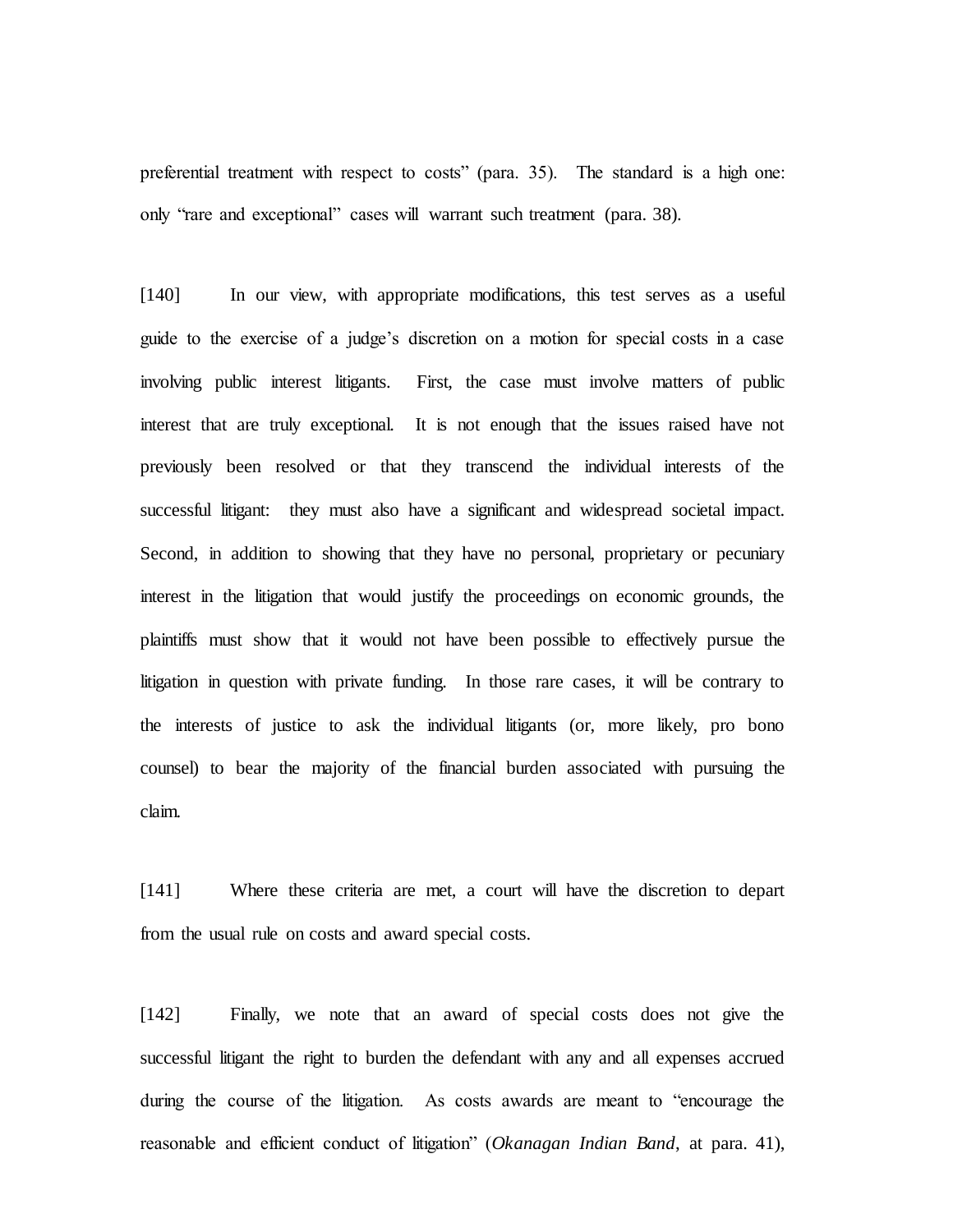preferential treatment with respect to costs" (para. 35). The standard is a high one: only "rare and exceptional" cases will warrant such treatment (para. 38).

[140] In our view, with appropriate modifications, this test serves as a useful guide to the exercise of a judge's discretion on a motion for special costs in a case involving public interest litigants. First, the case must involve matters of public interest that are truly exceptional. It is not enough that the issues raised have not previously been resolved or that they transcend the individual interests of the successful litigant: they must also have a significant and widespread societal impact. Second, in addition to showing that they have no personal, proprietary or pecuniary interest in the litigation that would justify the proceedings on economic grounds, the plaintiffs must show that it would not have been possible to effectively pursue the litigation in question with private funding. In those rare cases, it will be contrary to the interests of justice to ask the individual litigants (or, more likely, pro bono counsel) to bear the majority of the financial burden associated with pursuing the claim.

[141] Where these criteria are met, a court will have the discretion to depart from the usual rule on costs and award special costs.

[142] Finally, we note that an award of special costs does not give the successful litigant the right to burden the defendant with any and all expenses accrued during the course of the litigation. As costs awards are meant to "encourage the reasonable and efficient conduct of litigation" (*Okanagan Indian Band*, at para. 41),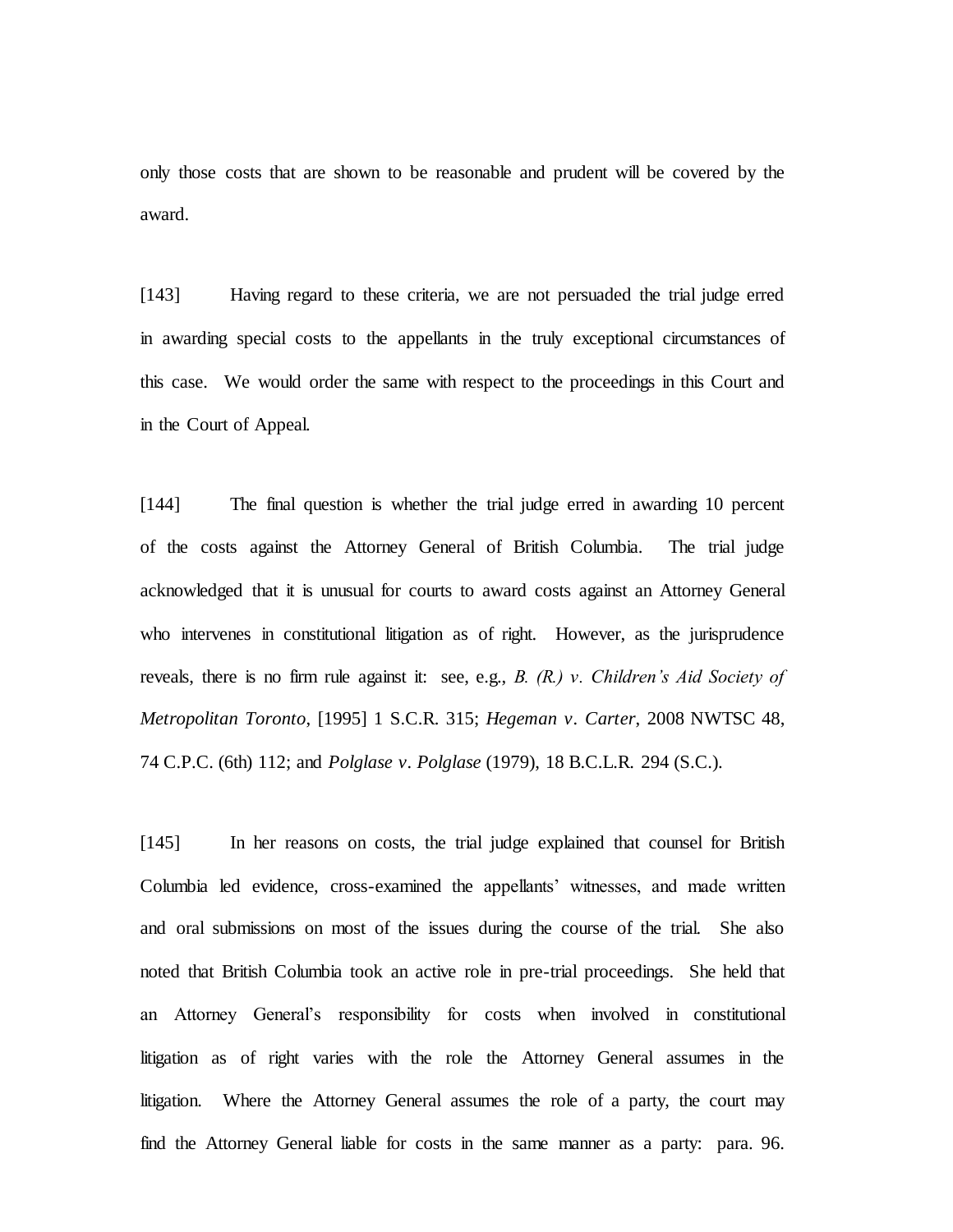only those costs that are shown to be reasonable and prudent will be covered by the award.

[143] Having regard to these criteria, we are not persuaded the trial judge erred in awarding special costs to the appellants in the truly exceptional circumstances of this case. We would order the same with respect to the proceedings in this Court and in the Court of Appeal.

[144] The final question is whether the trial judge erred in awarding 10 percent of the costs against the Attorney General of British Columbia. The trial judge acknowledged that it is unusual for courts to award costs against an Attorney General who intervenes in constitutional litigation as of right. However, as the jurisprudence reveals, there is no firm rule against it: see, e.g., *B. (R.) v. Children's Aid Society of Metropolitan Toronto*, [1995] 1 S.C.R. 315; *Hegeman v. Carter*, 2008 NWTSC 48, 74 C.P.C. (6th) 112; and *Polglase v. Polglase* (1979), 18 B.C.L.R. 294 (S.C.).

[145] In her reasons on costs, the trial judge explained that counsel for British Columbia led evidence, cross-examined the appellants' witnesses, and made written and oral submissions on most of the issues during the course of the trial. She also noted that British Columbia took an active role in pre-trial proceedings. She held that an Attorney General's responsibility for costs when involved in constitutional litigation as of right varies with the role the Attorney General assumes in the litigation. Where the Attorney General assumes the role of a party, the court may find the Attorney General liable for costs in the same manner as a party: para. 96.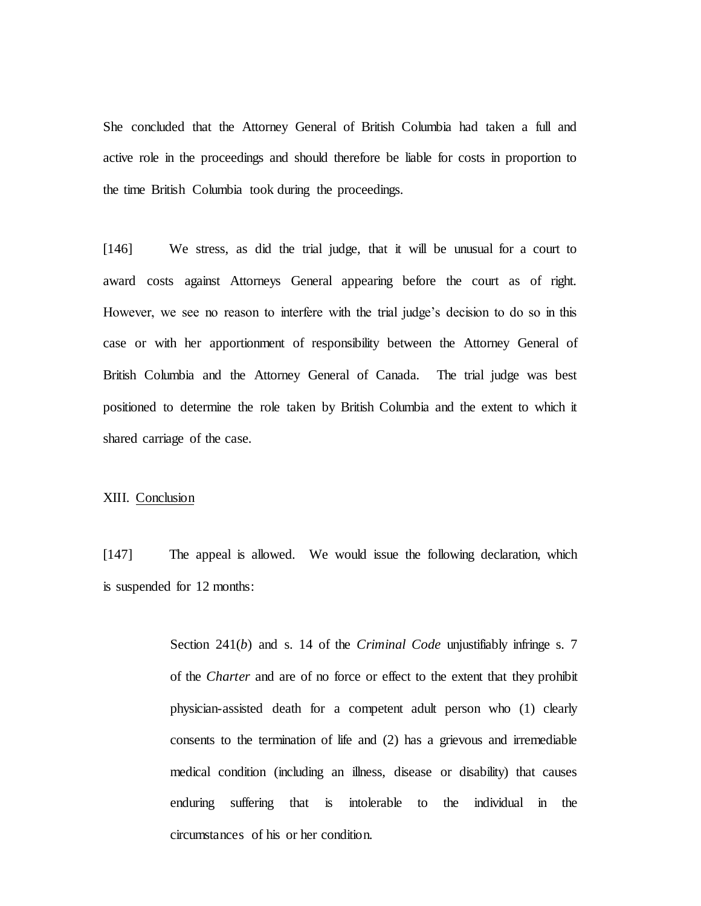She concluded that the Attorney General of British Columbia had taken a full and active role in the proceedings and should therefore be liable for costs in proportion to the time British Columbia took during the proceedings.

[146] We stress, as did the trial judge, that it will be unusual for a court to award costs against Attorneys General appearing before the court as of right. However, we see no reason to interfere with the trial judge's decision to do so in this case or with her apportionment of responsibility between the Attorney General of British Columbia and the Attorney General of Canada. The trial judge was best positioned to determine the role taken by British Columbia and the extent to which it shared carriage of the case.

XIII. Conclusion

[147] The appeal is allowed. We would issue the following declaration, which is suspended for 12 months:

> Section 241(*b*) and s. 14 of the *Criminal Code* unjustifiably infringe s. 7 of the *Charter* and are of no force or effect to the extent that they prohibit physician-assisted death for a competent adult person who (1) clearly consents to the termination of life and (2) has a grievous and irremediable medical condition (including an illness, disease or disability) that causes enduring suffering that is intolerable to the individual in the circumstances of his or her condition.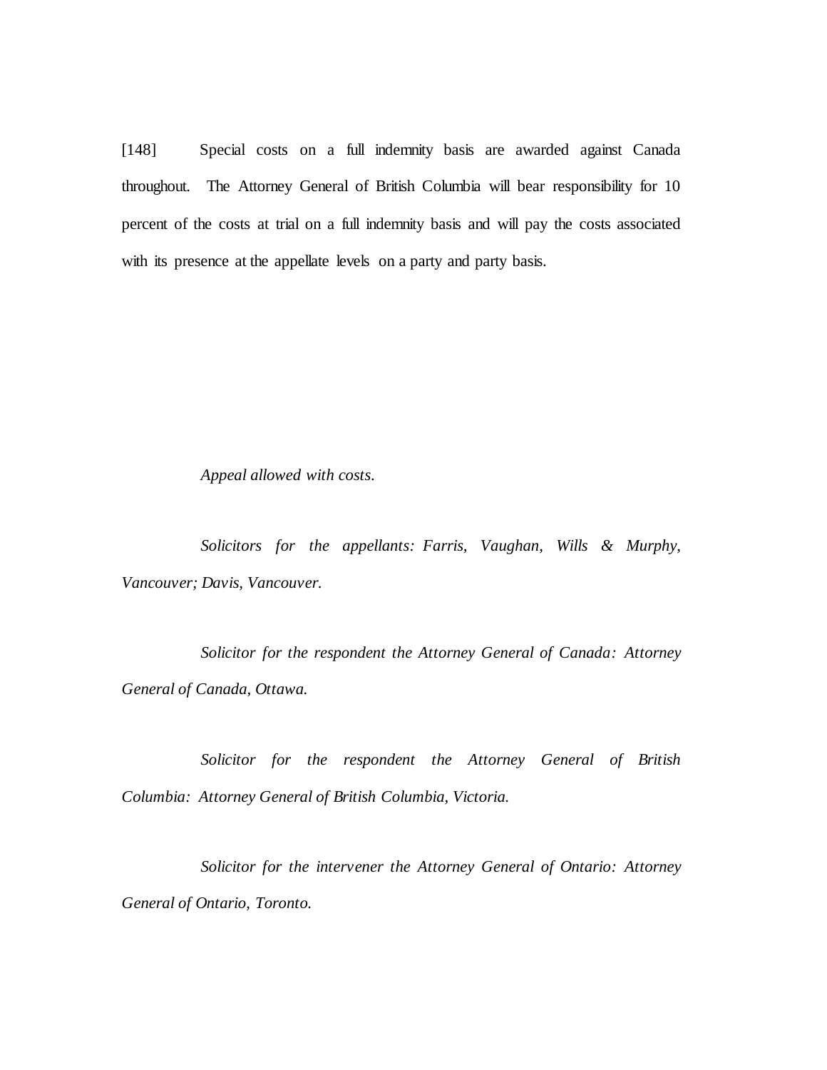[148] Special costs on a full indemnity basis are awarded against Canada throughout. The Attorney General of British Columbia will bear responsibility for 10 percent of the costs at trial on a full indemnity basis and will pay the costs associated with its presence at the appellate levels on a party and party basis.

*Appeal allowed with costs.*

*Solicitors for the appellants: Farris, Vaughan, Wills & Murphy, Vancouver; Davis, Vancouver.*

*Solicitor for the respondent the Attorney General of Canada: Attorney General of Canada, Ottawa.*

*Solicitor for the respondent the Attorney General of British Columbia: Attorney General of British Columbia, Victoria.*

*Solicitor for the intervener the Attorney General of Ontario: Attorney General of Ontario, Toronto.*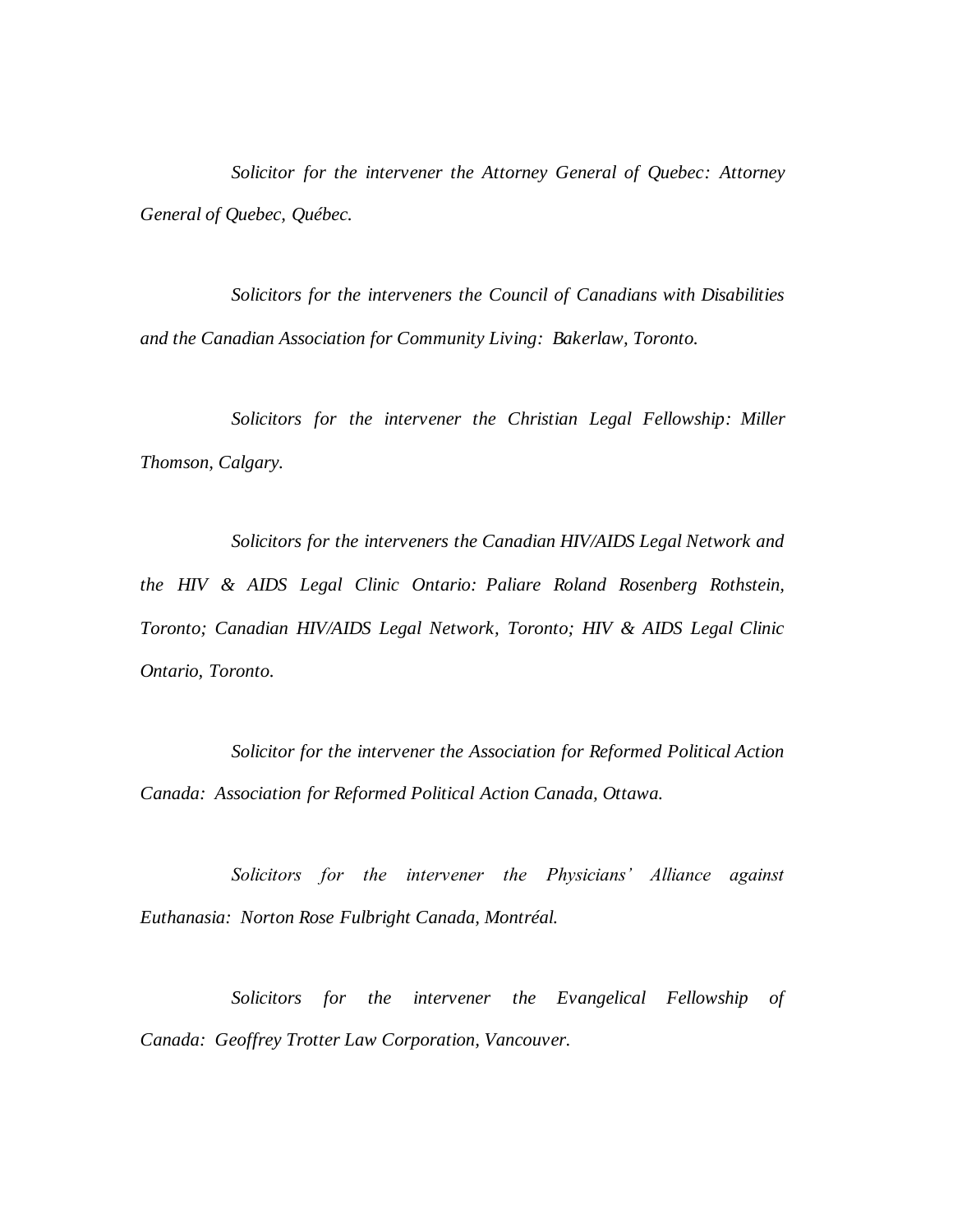*Solicitor for the intervener the Attorney General of Quebec: Attorney General of Quebec, Québec.*

*Solicitors for the interveners the Council of Canadians with Disabilities and the Canadian Association for Community Living: Bakerlaw, Toronto.*

*Solicitors for the intervener the Christian Legal Fellowship: Miller Thomson, Calgary.*

*Solicitors for the interveners the Canadian HIV/AIDS Legal Network and the HIV & AIDS Legal Clinic Ontario: Paliare Roland Rosenberg Rothstein, Toronto; Canadian HIV/AIDS Legal Network, Toronto; HIV & AIDS Legal Clinic Ontario, Toronto.*

*Solicitor for the intervener the Association for Reformed Political Action Canada: Association for Reformed Political Action Canada, Ottawa.*

*Solicitors for the intervener the Physicians' Alliance against Euthanasia: Norton Rose Fulbright Canada, Montréal.*

*Solicitors for the intervener the Evangelical Fellowship of Canada: Geoffrey Trotter Law Corporation, Vancouver.*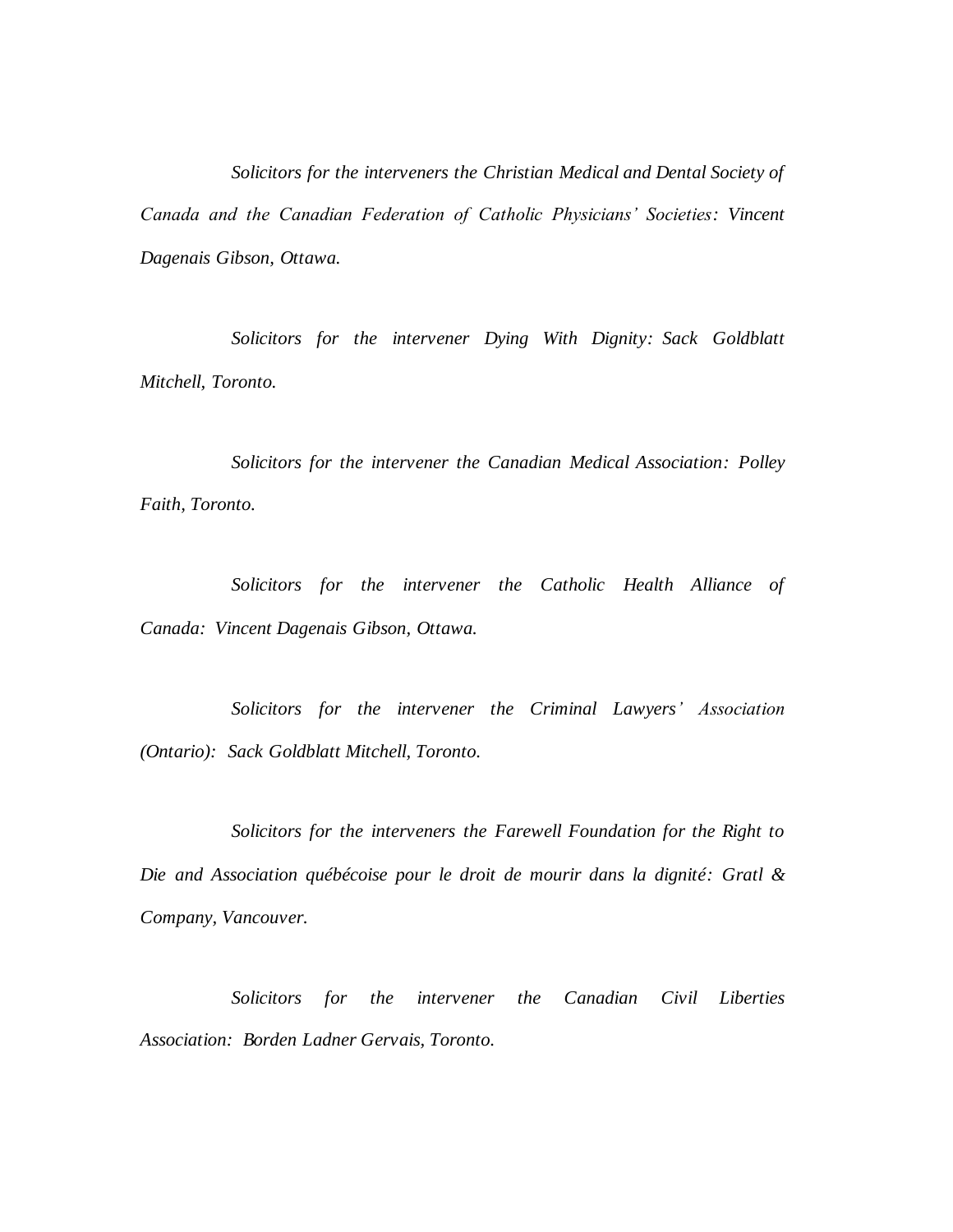*Solicitors for the interveners the Christian Medical and Dental Society of Canada and the Canadian Federation of Catholic Physicians' Societies: Vincent Dagenais Gibson, Ottawa.*

*Solicitors for the intervener Dying With Dignity: Sack Goldblatt Mitchell, Toronto.*

*Solicitors for the intervener the Canadian Medical Association: Polley Faith, Toronto.*

*Solicitors for the intervener the Catholic Health Alliance of Canada: Vincent Dagenais Gibson, Ottawa.*

*Solicitors for the intervener the Criminal Lawyers' Association (Ontario): Sack Goldblatt Mitchell, Toronto.*

*Solicitors for the interveners the Farewell Foundation for the Right to Die and Association québécoise pour le droit de mourir dans la dignité: Gratl & Company, Vancouver.*

*Solicitors for the intervener the Canadian Civil Liberties Association: Borden Ladner Gervais, Toronto.*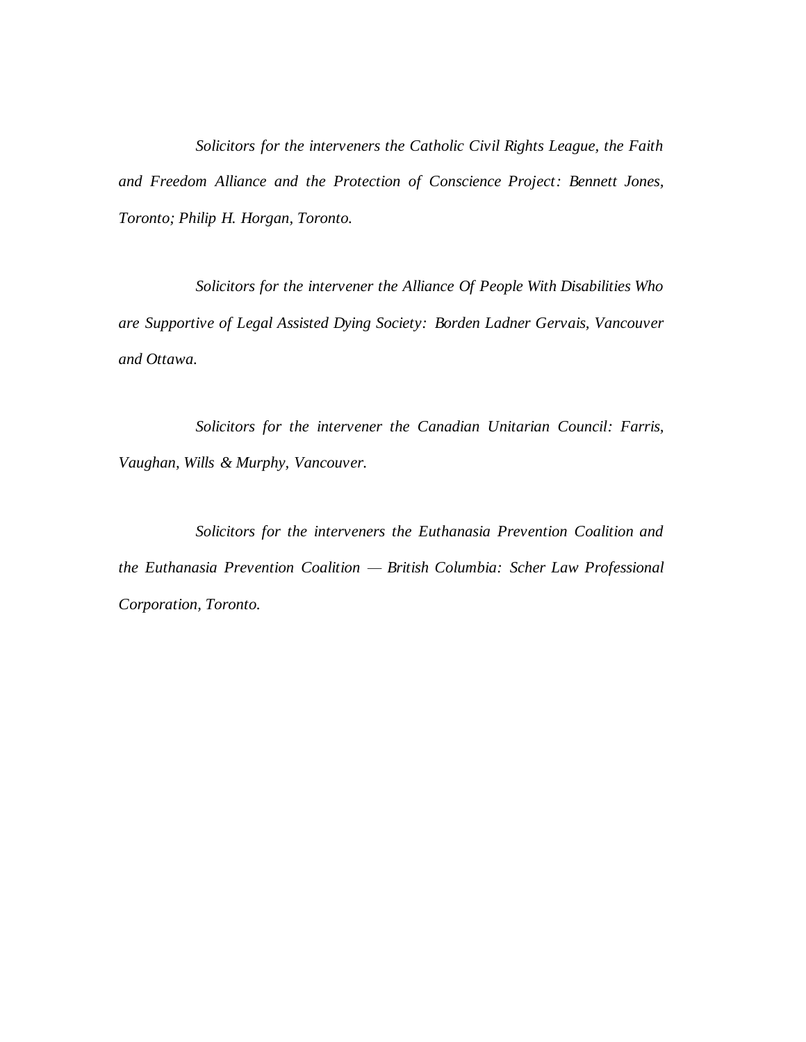*Solicitors for the interveners the Catholic Civil Rights League, the Faith and Freedom Alliance and the Protection of Conscience Project: Bennett Jones, Toronto; Philip H. Horgan, Toronto.*

*Solicitors for the intervener the Alliance Of People With Disabilities Who are Supportive of Legal Assisted Dying Society: Borden Ladner Gervais, Vancouver and Ottawa.*

*Solicitors for the intervener the Canadian Unitarian Council: Farris, Vaughan, Wills & Murphy, Vancouver.*

*Solicitors for the interveners the Euthanasia Prevention Coalition and the Euthanasia Prevention Coalition — British Columbia: Scher Law Professional Corporation, Toronto.*